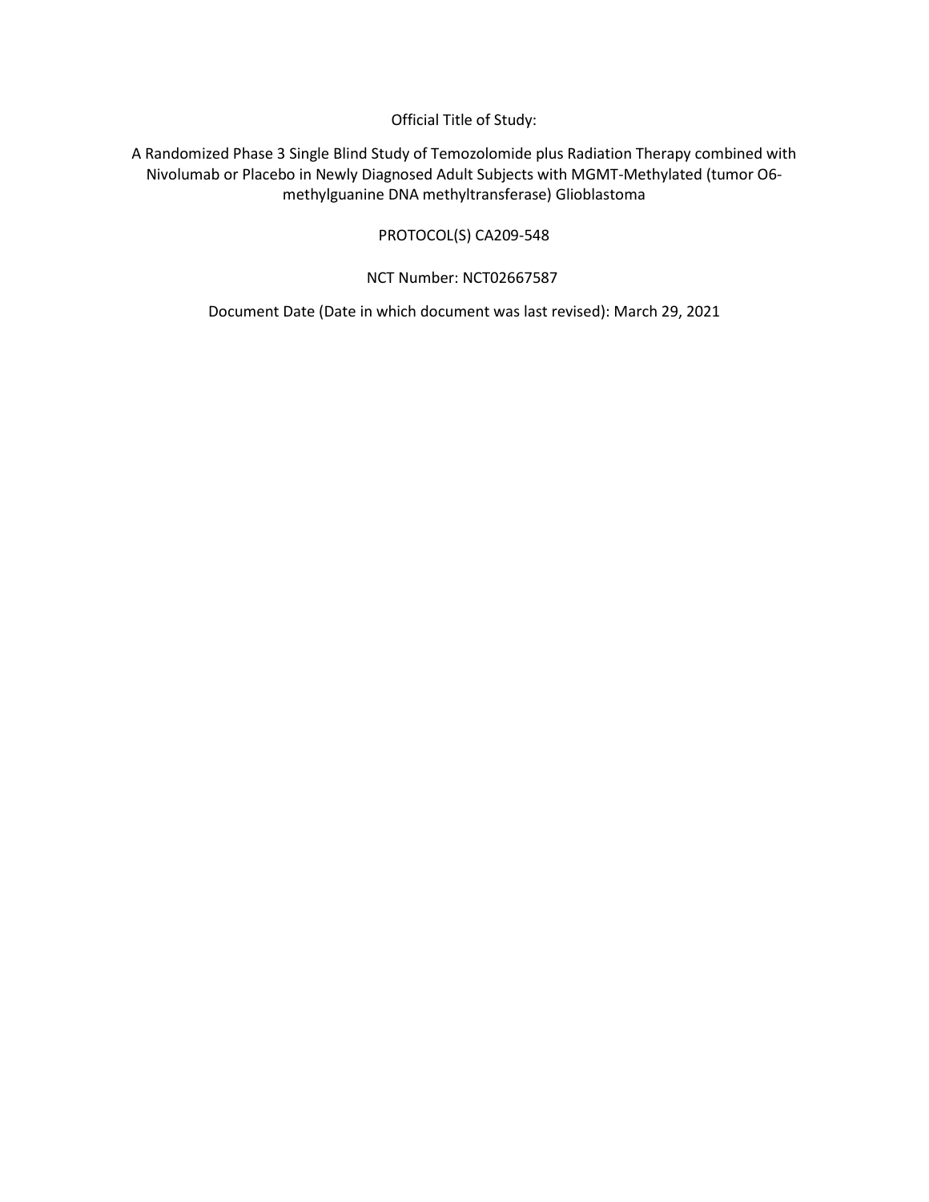Official Title of Study:

A Randomized Phase 3 Single Blind Study of Temozolomide plus Radiation Therapy combined with Nivolumab or Placebo in Newly Diagnosed Adult Subjects with MGMT-Methylated (tumor O6-methylguanine DNA methyltransferase) Glioblastoma

PROTOCOL(S) CA209-548

NCT Number: NCT02667587

Document Date (Date in which document was last revised): March 29, 2021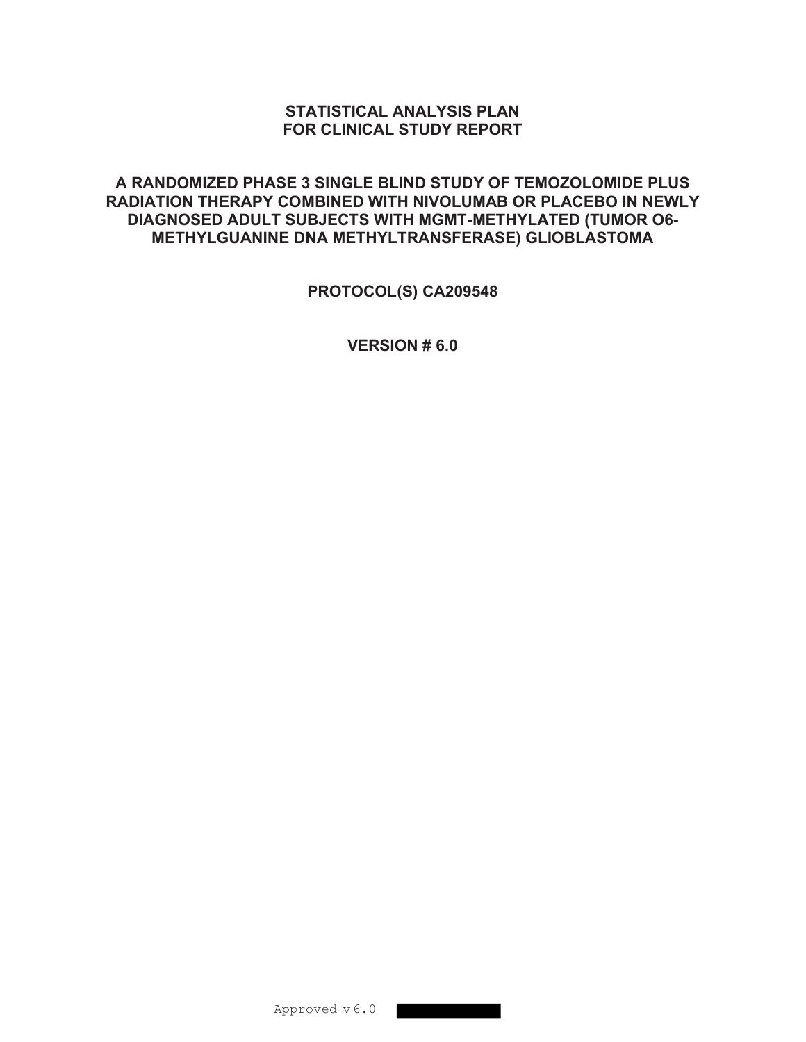# STATISTICAL ANALYSIS PLAN FOR CLINICAL STUDY REPORT

# A RANDOMIZED PHASE 3 SINGLE BLIND STUDY OF TEMOZOLOMIDE PLUS RADIATION THERAPY COMBINED WITH NIVOLUMAB OR PLACEBO IN NEWLY DIAGNOSED ADULT SUBJECTS WITH MGMT-METHYLATED (TUMOR O6-METHYLGUANINE DNA METHYLTRANSFERASE) GLIOBLASTOMA

**PROTOCOL(S) CA209548**

**VERSION # 6.0**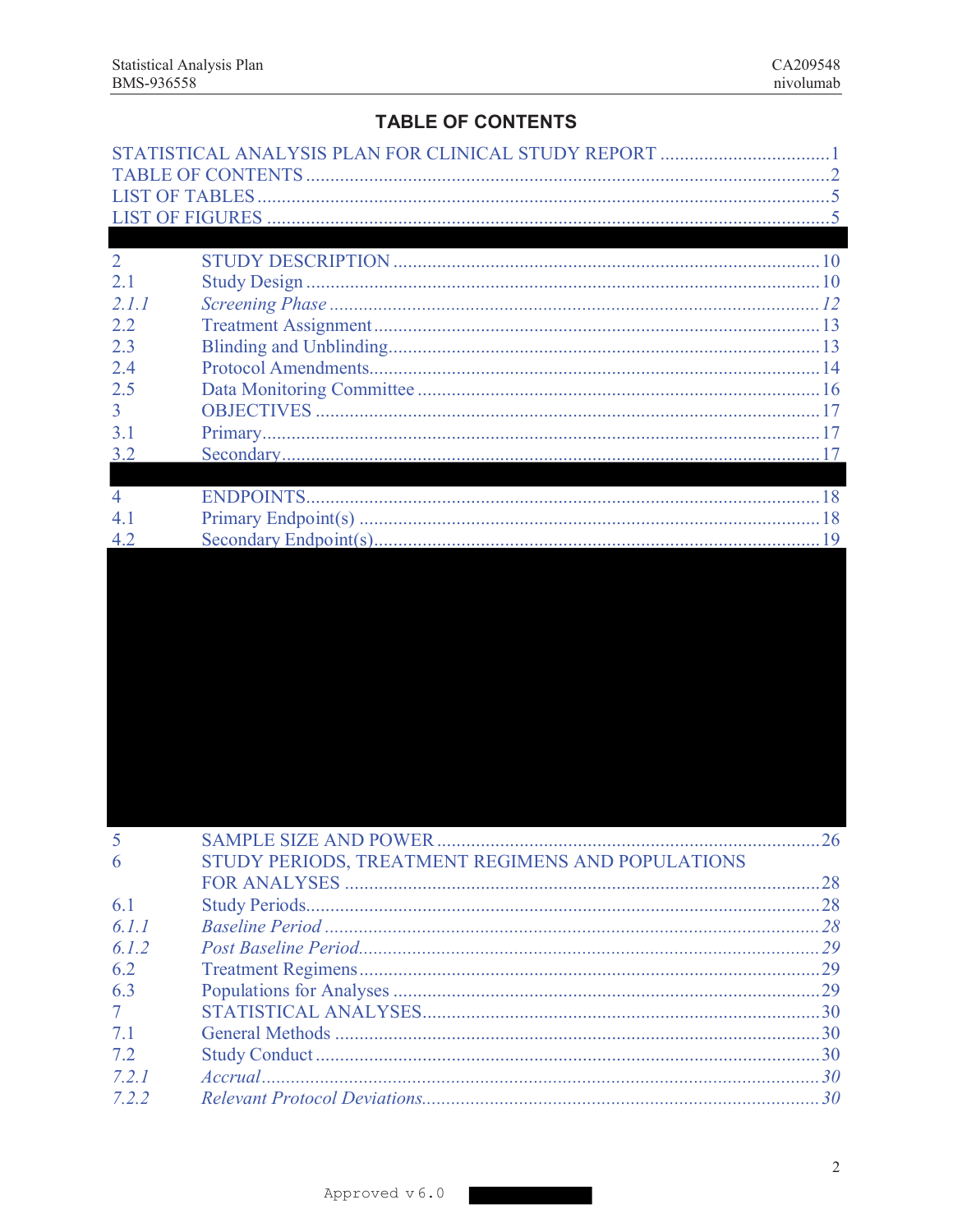# TABLE OF CONTENTS

STATISTICAL ANALYSIS PLAN FOR CLINICAL STUDY REPORT ..................................1
TABLE OF CONTENTS ..........................................................................................2
LIST OF TABLES ....................................................................................................5
LIST OF FIGURES ..................................................................................................5

| | | |
|---|---|---|
| 2 | STUDY DESCRIPTION | 10 |
| 2.1 | Study Design | 10 |
| *2.1.1* | *Screening Phase* | *12* |
| 2.2 | Treatment Assignment | 13 |
| 2.3 | Blinding and Unblinding | 13 |
| 2.4 | Protocol Amendments | 14 |
| 2.5 | Data Monitoring Committee | 16 |
| 3 | OBJECTIVES | 17 |
| 3.1 | Primary | 17 |
| 3.2 | Secondary | 17 |
| 4 | ENDPOINTS | 18 |
| 4.1 | Primary Endpoint(s) | 18 |
| 4.2 | Secondary Endpoint(s) | 19 |
| 5 | SAMPLE SIZE AND POWER | 26 |
| 6 | STUDY PERIODS, TREATMENT REGIMENS AND POPULATIONS FOR ANALYSES | 28 |
| 6.1 | Study Periods | 28 |
| *6.1.1* | *Baseline Period* | *28* |
| *6.1.2* | *Post Baseline Period* | *29* |
| 6.2 | Treatment Regimens | 29 |
| 6.3 | Populations for Analyses | 29 |
| 7 | STATISTICAL ANALYSES | 30 |
| 7.1 | General Methods | 30 |
| 7.2 | Study Conduct | 30 |
| *7.2.1* | *Accrual* | *30* |
| *7.2.2* | *Relevant Protocol Deviations* | *30* |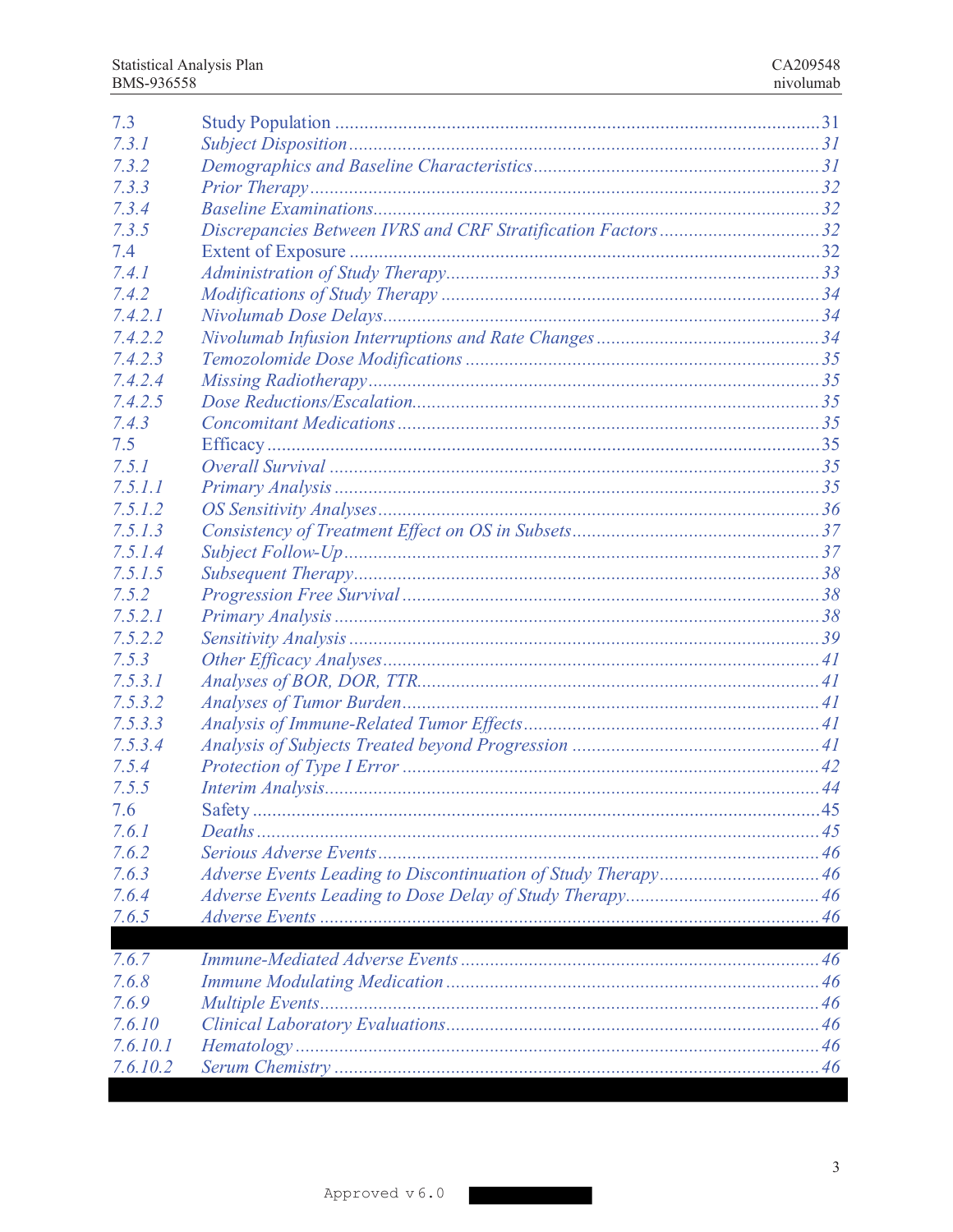| | | |
|---|---|---|
| 7.3 | Study Population | 31 |
| *7.3.1* | *Subject Disposition* | *31* |
| *7.3.2* | *Demographics and Baseline Characteristics* | *31* |
| *7.3.3* | *Prior Therapy* | *32* |
| *7.3.4* | *Baseline Examinations* | *32* |
| *7.3.5* | *Discrepancies Between IVRS and CRF Stratification Factors* | *32* |
| 7.4 | Extent of Exposure | 32 |
| *7.4.1* | *Administration of Study Therapy* | *33* |
| *7.4.2* | *Modifications of Study Therapy* | *34* |
| *7.4.2.1* | *Nivolumab Dose Delays* | *34* |
| *7.4.2.2* | *Nivolumab Infusion Interruptions and Rate Changes* | *34* |
| *7.4.2.3* | *Temozolomide Dose Modifications* | *35* |
| *7.4.2.4* | *Missing Radiotherapy* | *35* |
| *7.4.2.5* | *Dose Reductions/Escalation* | *35* |
| *7.4.3* | *Concomitant Medications* | *35* |
| 7.5 | Efficacy | 35 |
| *7.5.1* | *Overall Survival* | *35* |
| *7.5.1.1* | *Primary Analysis* | *35* |
| *7.5.1.2* | *OS Sensitivity Analyses* | *36* |
| *7.5.1.3* | *Consistency of Treatment Effect on OS in Subsets* | *37* |
| *7.5.1.4* | *Subject Follow-Up* | *37* |
| *7.5.1.5* | *Subsequent Therapy* | *38* |
| *7.5.2* | *Progression Free Survival* | *38* |
| *7.5.2.1* | *Primary Analysis* | *38* |
| *7.5.2.2* | *Sensitivity Analysis* | *39* |
| *7.5.3* | *Other Efficacy Analyses* | *41* |
| *7.5.3.1* | *Analyses of BOR, DOR, TTR* | *41* |
| *7.5.3.2* | *Analyses of Tumor Burden* | *41* |
| *7.5.3.3* | *Analysis of Immune-Related Tumor Effects* | *41* |
| *7.5.3.4* | *Analysis of Subjects Treated beyond Progression* | *41* |
| *7.5.4* | *Protection of Type I Error* | *42* |
| *7.5.5* | *Interim Analysis* | *44* |
| 7.6 | Safety | 45 |
| *7.6.1* | *Deaths* | *45* |
| *7.6.2* | *Serious Adverse Events* | *46* |
| *7.6.3* | *Adverse Events Leading to Discontinuation of Study Therapy* | *46* |
| *7.6.4* | *Adverse Events Leading to Dose Delay of Study Therapy* | *46* |
| *7.6.5* | *Adverse Events* | *46* |
| *7.6.7* | *Immune-Mediated Adverse Events* | *46* |
| *7.6.8* | *Immune Modulating Medication* | *46* |
| *7.6.9* | *Multiple Events* | *46* |
| *7.6.10* | *Clinical Laboratory Evaluations* | *46* |
| *7.6.10.1* | *Hematology* | *46* |
| *7.6.10.2* | *Serum Chemistry* | *46* |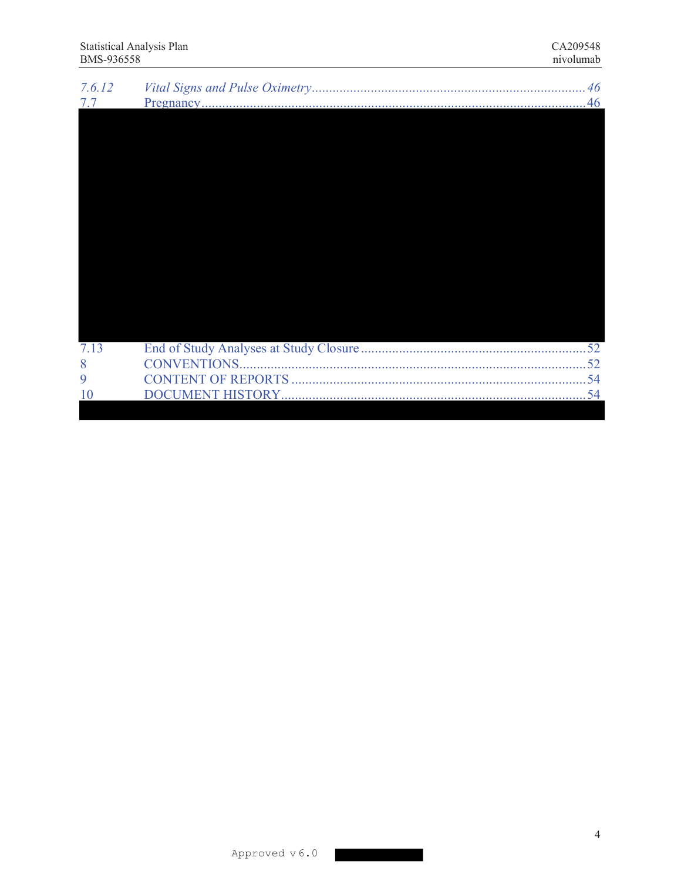| | | |
|---|---|---|
| *7.6.12* | *Vital Signs and Pulse Oximetry* | *46* |
| 7.7 | Pregnancy | 46 |
| 7.13 | End of Study Analyses at Study Closure | 52 |
| 8 | CONVENTIONS | 52 |
| 9 | CONTENT OF REPORTS | 54 |
| 10 | DOCUMENT HISTORY | 54 |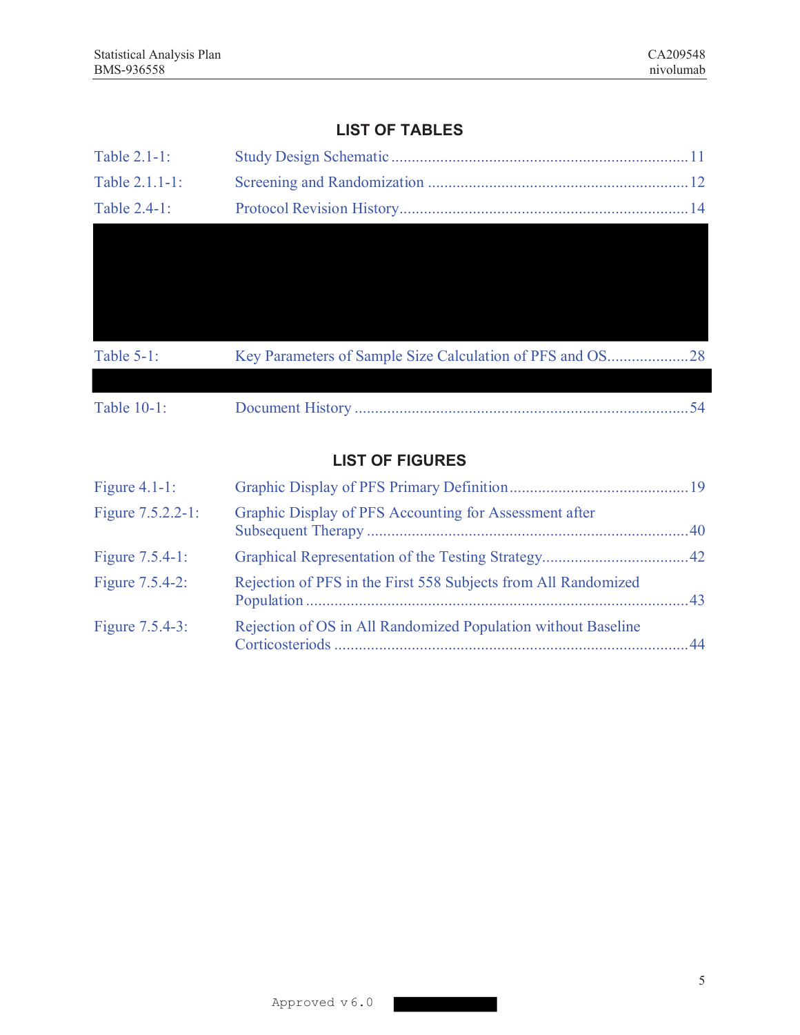## LIST OF TABLES

| | | |
|---|---|---|
| Table 2.1-1: | Study Design Schematic | 11 |
| Table 2.1.1-1: | Screening and Randomization | 12 |
| Table 2.4-1: | Protocol Revision History | 14 |
| Table 5-1: | Key Parameters of Sample Size Calculation of PFS and OS | 28 |
| Table 10-1: | Document History | 54 |

## LIST OF FIGURES

| | | |
|---|---|---|
| Figure 4.1-1: | Graphic Display of PFS Primary Definition | 19 |
| Figure 7.5.2.2-1: | Graphic Display of PFS Accounting for Assessment after Subsequent Therapy | 40 |
| Figure 7.5.4-1: | Graphical Representation of the Testing Strategy | 42 |
| Figure 7.5.4-2: | Rejection of PFS in the First 558 Subjects from All Randomized Population | 43 |
| Figure 7.5.4-3: | Rejection of OS in All Randomized Population without Baseline Corticosteriods | 44 |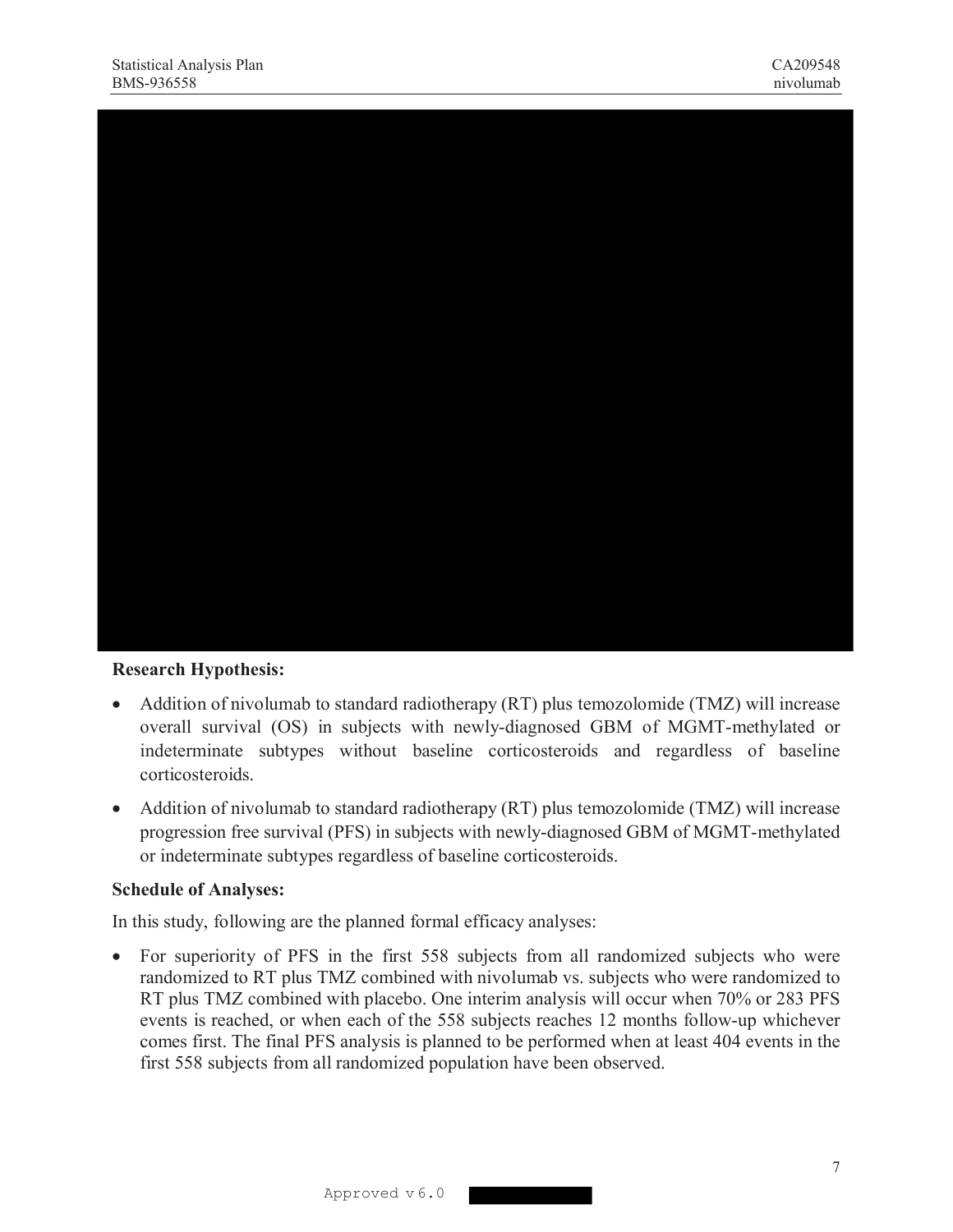**Research Hypothesis:**

- Addition of nivolumab to standard radiotherapy (RT) plus temozolomide (TMZ) will increase overall survival (OS) in subjects with newly-diagnosed GBM of MGMT-methylated or indeterminate subtypes without baseline corticosteroids and regardless of baseline corticosteroids.
- Addition of nivolumab to standard radiotherapy (RT) plus temozolomide (TMZ) will increase progression free survival (PFS) in subjects with newly-diagnosed GBM of MGMT-methylated or indeterminate subtypes regardless of baseline corticosteroids.

**Schedule of Analyses:**

In this study, following are the planned formal efficacy analyses:

- For superiority of PFS in the first 558 subjects from all randomized subjects who were randomized to RT plus TMZ combined with nivolumab vs. subjects who were randomized to RT plus TMZ combined with placebo. One interim analysis will occur when 70% or 283 PFS events is reached, or when each of the 558 subjects reaches 12 months follow-up whichever comes first. The final PFS analysis is planned to be performed when at least 404 events in the first 558 subjects from all randomized population have been observed.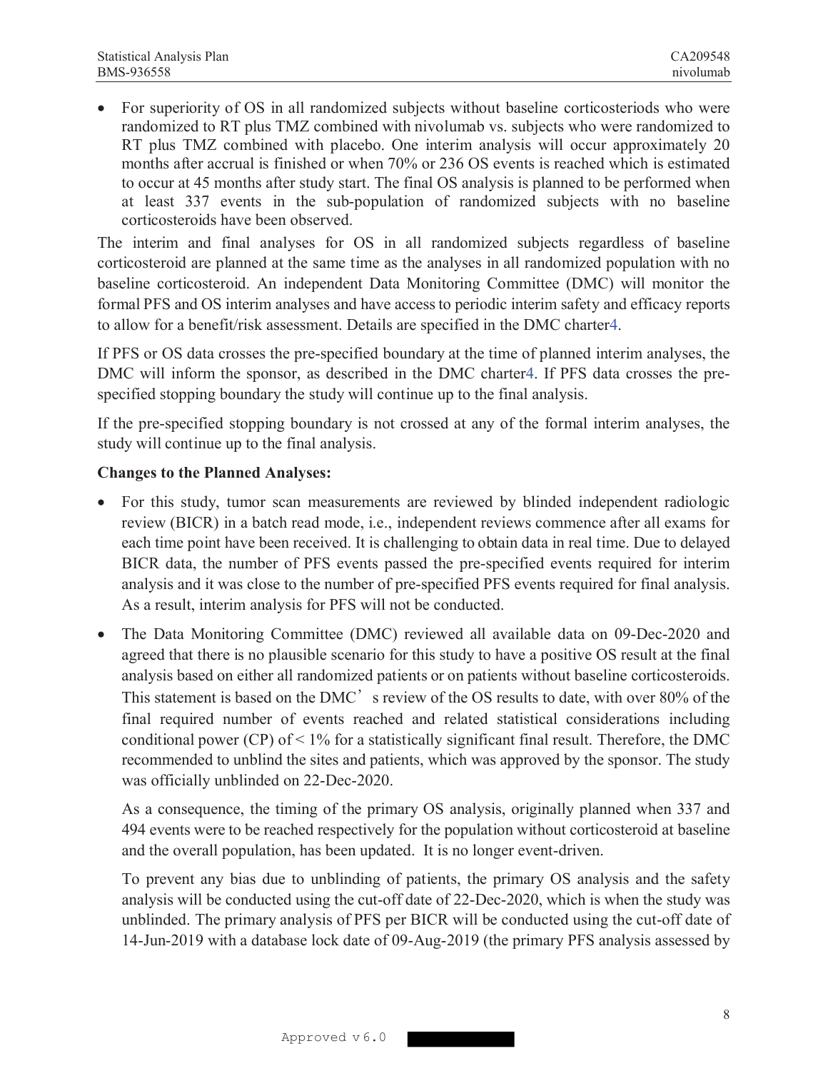- For superiority of OS in all randomized subjects without baseline corticosteriods who were randomized to RT plus TMZ combined with nivolumab vs. subjects who were randomized to RT plus TMZ combined with placebo. One interim analysis will occur approximately 20 months after accrual is finished or when 70% or 236 OS events is reached which is estimated to occur at 45 months after study start. The final OS analysis is planned to be performed when at least 337 events in the sub-population of randomized subjects with no baseline corticosteroids have been observed.

The interim and final analyses for OS in all randomized subjects regardless of baseline corticosteroid are planned at the same time as the analyses in all randomized population with no baseline corticosteroid. An independent Data Monitoring Committee (DMC) will monitor the formal PFS and OS interim analyses and have access to periodic interim safety and efficacy reports to allow for a benefit/risk assessment. Details are specified in the DMC charter4.

If PFS or OS data crosses the pre-specified boundary at the time of planned interim analyses, the DMC will inform the sponsor, as described in the DMC charter4. If PFS data crosses the pre-specified stopping boundary the study will continue up to the final analysis.

If the pre-specified stopping boundary is not crossed at any of the formal interim analyses, the study will continue up to the final analysis.

**Changes to the Planned Analyses:**

- For this study, tumor scan measurements are reviewed by blinded independent radiologic review (BICR) in a batch read mode, i.e., independent reviews commence after all exams for each time point have been received. It is challenging to obtain data in real time. Due to delayed BICR data, the number of PFS events passed the pre-specified events required for interim analysis and it was close to the number of pre-specified PFS events required for final analysis. As a result, interim analysis for PFS will not be conducted.

- The Data Monitoring Committee (DMC) reviewed all available data on 09-Dec-2020 and agreed that there is no plausible scenario for this study to have a positive OS result at the final analysis based on either all randomized patients or on patients without baseline corticosteroids. This statement is based on the DMC's review of the OS results to date, with over 80% of the final required number of events reached and related statistical considerations including conditional power (CP) of < 1% for a statistically significant final result. Therefore, the DMC recommended to unblind the sites and patients, which was approved by the sponsor. The study was officially unblinded on 22-Dec-2020.

  As a consequence, the timing of the primary OS analysis, originally planned when 337 and 494 events were to be reached respectively for the population without corticosteroid at baseline and the overall population, has been updated. It is no longer event-driven.

  To prevent any bias due to unblinding of patients, the primary OS analysis and the safety analysis will be conducted using the cut-off date of 22-Dec-2020, which is when the study was unblinded. The primary analysis of PFS per BICR will be conducted using the cut-off date of 14-Jun-2019 with a database lock date of 09-Aug-2019 (the primary PFS analysis assessed by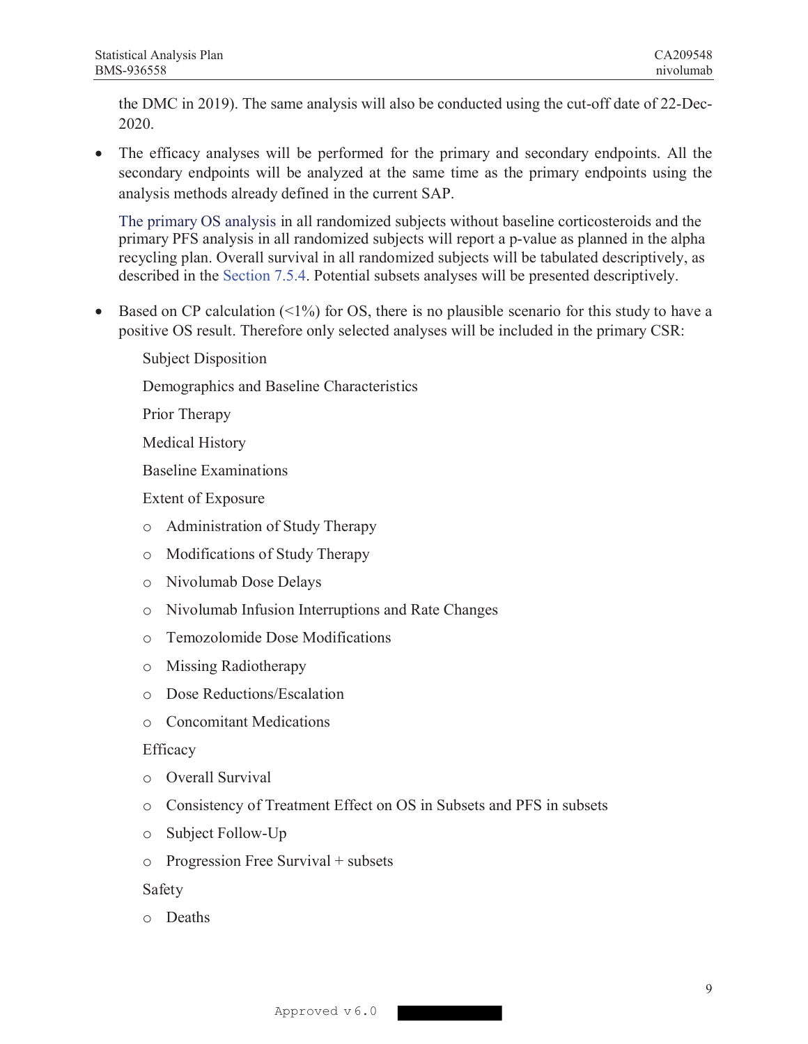the DMC in 2019). The same analysis will also be conducted using the cut-off date of 22-Dec-2020.

- The efficacy analyses will be performed for the primary and secondary endpoints. All the secondary endpoints will be analyzed at the same time as the primary endpoints using the analysis methods already defined in the current SAP.

  The primary OS analysis in all randomized subjects without baseline corticosteroids and the primary PFS analysis in all randomized subjects will report a p-value as planned in the alpha recycling plan. Overall survival in all randomized subjects will be tabulated descriptively, as described in the Section 7.5.4. Potential subsets analyses will be presented descriptively.

- Based on CP calculation (<1%) for OS, there is no plausible scenario for this study to have a positive OS result. Therefore only selected analyses will be included in the primary CSR:

  Subject Disposition

  Demographics and Baseline Characteristics

  Prior Therapy

  Medical History

  Baseline Examinations

  Extent of Exposure

  - Administration of Study Therapy
  - Modifications of Study Therapy
  - Nivolumab Dose Delays
  - Nivolumab Infusion Interruptions and Rate Changes
  - Temozolomide Dose Modifications
  - Missing Radiotherapy
  - Dose Reductions/Escalation
  - Concomitant Medications

  Efficacy

  - Overall Survival
  - Consistency of Treatment Effect on OS in Subsets and PFS in subsets
  - Subject Follow-Up
  - Progression Free Survival + subsets

  Safety

  - Deaths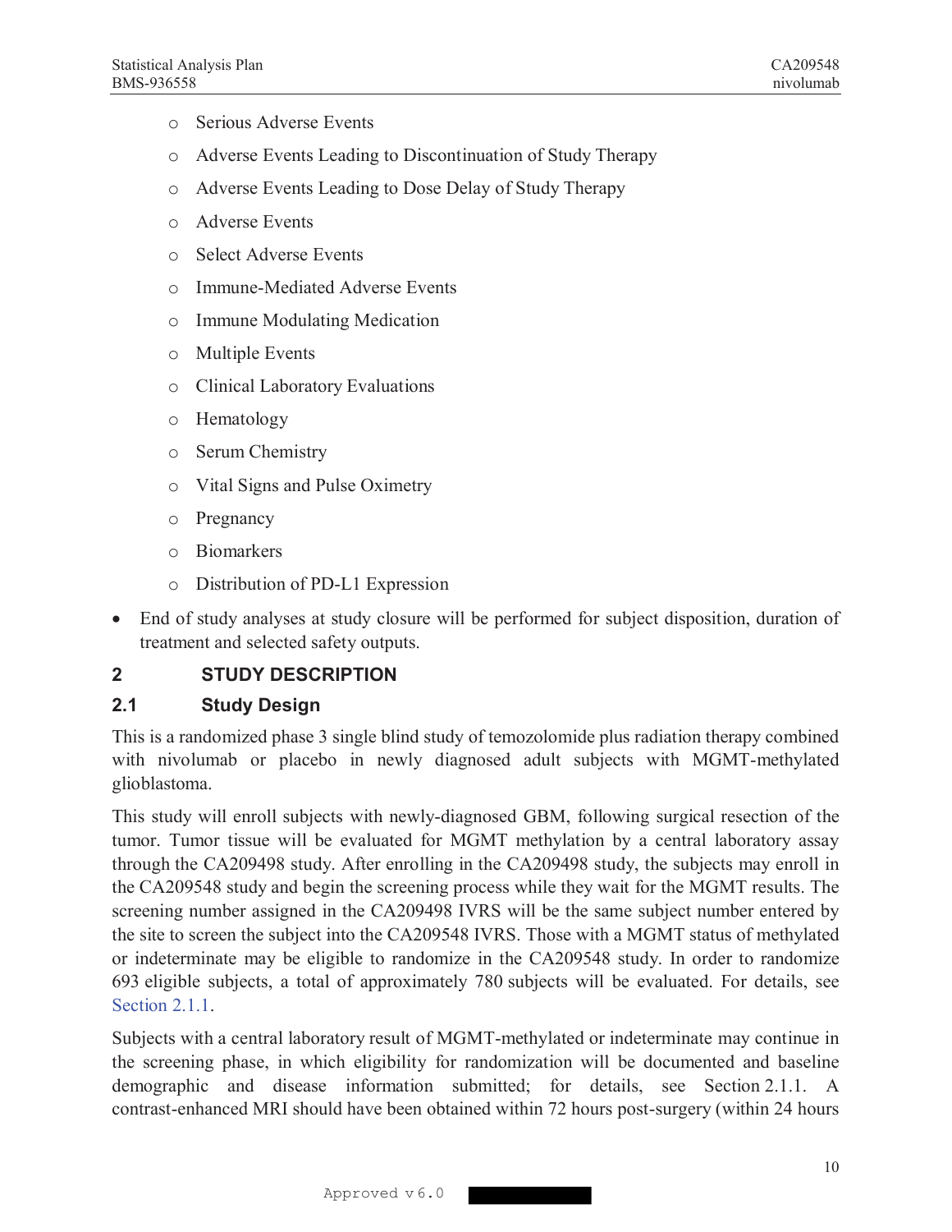- Serious Adverse Events
    - Adverse Events Leading to Discontinuation of Study Therapy
    - Adverse Events Leading to Dose Delay of Study Therapy
    - Adverse Events
    - Select Adverse Events
    - Immune-Mediated Adverse Events
    - Immune Modulating Medication
    - Multiple Events
    - Clinical Laboratory Evaluations
    - Hematology
    - Serum Chemistry
    - Vital Signs and Pulse Oximetry
    - Pregnancy
    - Biomarkers
    - Distribution of PD-L1 Expression

- End of study analyses at study closure will be performed for subject disposition, duration of treatment and selected safety outputs.

## 2 STUDY DESCRIPTION

### 2.1 Study Design

This is a randomized phase 3 single blind study of temozolomide plus radiation therapy combined with nivolumab or placebo in newly diagnosed adult subjects with MGMT-methylated glioblastoma.

This study will enroll subjects with newly-diagnosed GBM, following surgical resection of the tumor. Tumor tissue will be evaluated for MGMT methylation by a central laboratory assay through the CA209498 study. After enrolling in the CA209498 study, the subjects may enroll in the CA209548 study and begin the screening process while they wait for the MGMT results. The screening number assigned in the CA209498 IVRS will be the same subject number entered by the site to screen the subject into the CA209548 IVRS. Those with a MGMT status of methylated or indeterminate may be eligible to randomize in the CA209548 study. In order to randomize 693 eligible subjects, a total of approximately 780 subjects will be evaluated. For details, see Section 2.1.1.

Subjects with a central laboratory result of MGMT-methylated or indeterminate may continue in the screening phase, in which eligibility for randomization will be documented and baseline demographic and disease information submitted; for details, see Section 2.1.1. A contrast-enhanced MRI should have been obtained within 72 hours post-surgery (within 24 hours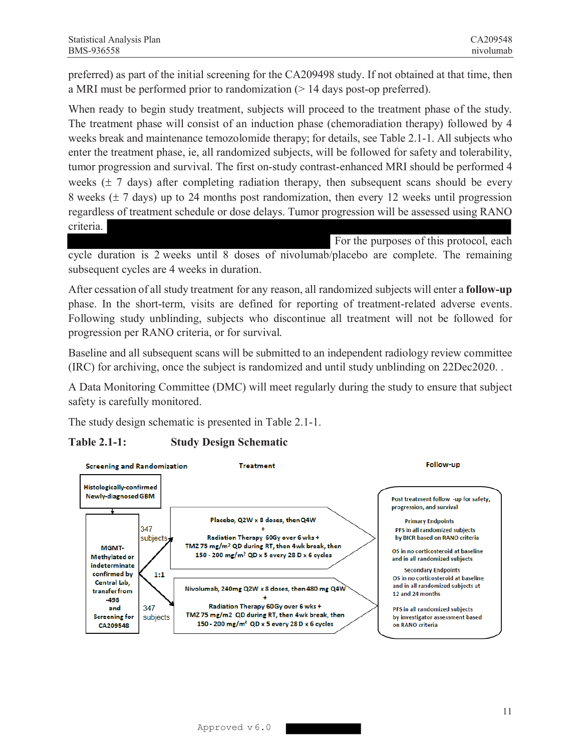preferred) as part of the initial screening for the CA209498 study. If not obtained at that time, then a MRI must be performed prior to randomization (> 14 days post-op preferred).

When ready to begin study treatment, subjects will proceed to the treatment phase of the study. The treatment phase will consist of an induction phase (chemoradiation therapy) followed by 4 weeks break and maintenance temozolomide therapy; for details, see Table 2.1-1. All subjects who enter the treatment phase, ie, all randomized subjects, will be followed for safety and tolerability, tumor progression and survival. The first on-study contrast-enhanced MRI should be performed 4 weeks (± 7 days) after completing radiation therapy, then subsequent scans should be every 8 weeks (± 7 days) up to 24 months post randomization, then every 12 weeks until progression regardless of treatment schedule or dose delays. Tumor progression will be assessed using RANO criteria. For the purposes of this protocol, each cycle duration is 2 weeks until 8 doses of nivolumab/placebo are complete. The remaining subsequent cycles are 4 weeks in duration.

After cessation of all study treatment for any reason, all randomized subjects will enter a **follow-up** phase. In the short-term, visits are defined for reporting of treatment-related adverse events. Following study unblinding, subjects who discontinue all treatment will not be followed for progression per RANO criteria, or for survival.

Baseline and all subsequent scans will be submitted to an independent radiology review committee (IRC) for archiving, once the subject is randomized and until study unblinding on 22Dec2020. .

A Data Monitoring Committee (DMC) will meet regularly during the study to ensure that subject safety is carefully monitored.

The study design schematic is presented in Table 2.1-1.

**Table 2.1-1: Study Design Schematic**

| Screening and Randomization | | Treatment | Follow-up |
|---|---|---|---|
| Histologically-confirmed Newly-diagnosed GBM → MGMT-Methylated or indeterminate confirmed by Central Lab, transfer from -498 and Screening for CA209548 | 347 subjects (1:1) | Placebo, Q2W x 8 doses, then Q4W + Radiation Therapy 60Gy over 6 wks + TMZ 75 mg/m² QD during RT, then 4wk break, then 150 - 200 mg/m² QD x 5 every 28 D x 6 cycles | Post treatment follow -up for safety, progression, and survival<br>Primary Endpoints<br>PFS in all randomized subjects by BICR based on RANO criteria<br>OS in no corticosteroid at baseline and in all randomized subjects<br>Secondary Endpoints<br>OS in no corticosteroid at baseline and in all randomized subjects at 12 and 24 months<br>PFS in all randomized subjects by investigator assessment based on RANO criteria |
| | 347 subjects (1:1) | Nivolumab, 240mg Q2W x 8 doses, then 480 mg Q4W + Radiation Therapy 60Gy over 6 wks + TMZ 75 mg/m2 QD during RT, then 4wk break, then 150 - 200 mg/m² QD x 5 every 28 D x 6 cycles | |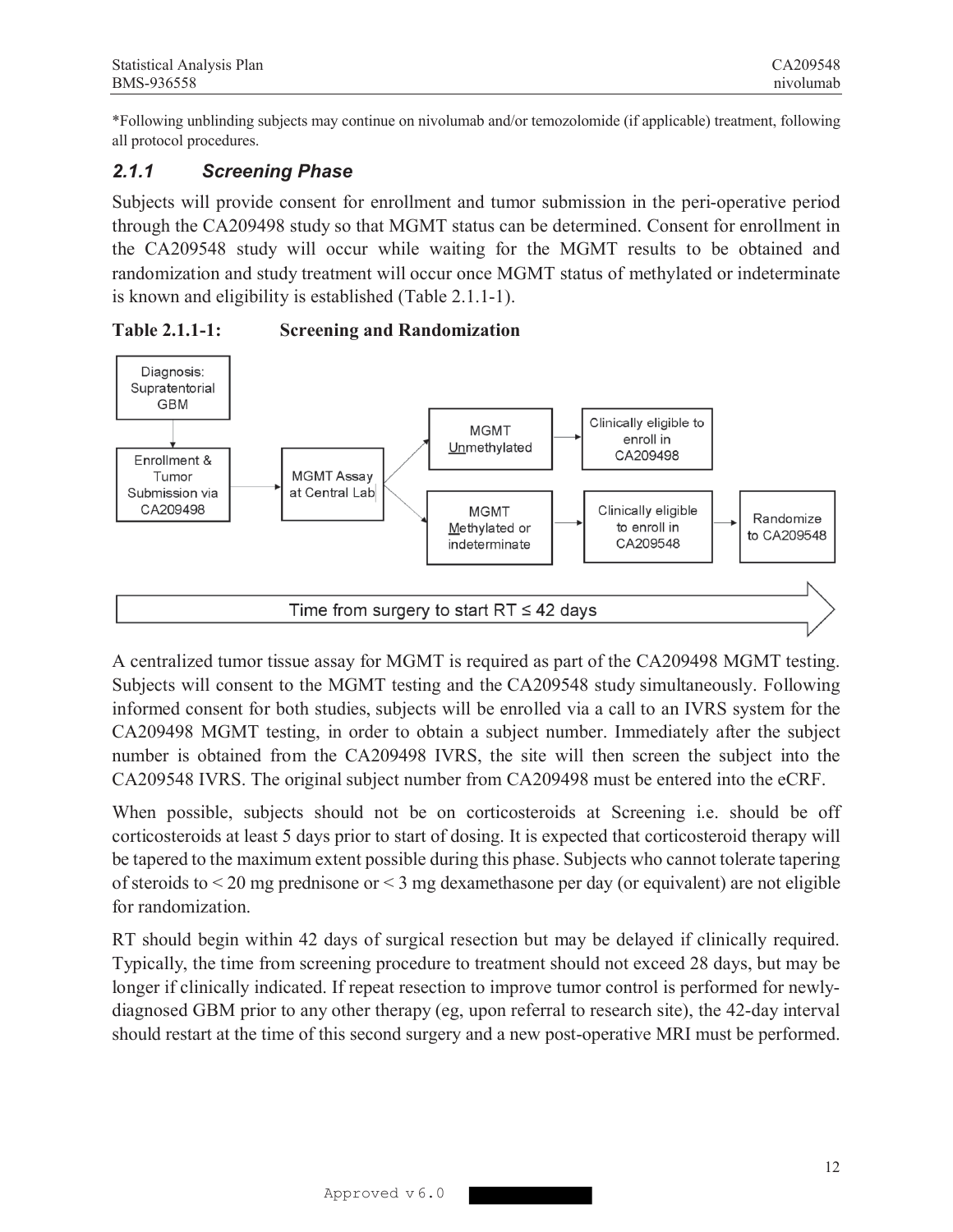*Following unblinding subjects may continue on nivolumab and/or temozolomide (if applicable) treatment, following all protocol procedures.

### 2.1.1 Screening Phase

Subjects will provide consent for enrollment and tumor submission in the peri-operative period through the CA209498 study so that MGMT status can be determined. Consent for enrollment in the CA209548 study will occur while waiting for the MGMT results to be obtained and randomization and study treatment will occur once MGMT status of methylated or indeterminate is known and eligibility is established (Table 2.1.1-1).

**Table 2.1.1-1: Screening and Randomization**

Diagnosis: Supratentorial GBM → Enrollment & Tumor Submission via CA209498 → MGMT Assay at Central Lab → MGMT Unmethylated → Clinically eligible to enroll in CA209498

MGMT Assay at Central Lab → MGMT Methylated or indeterminate → Clinically eligible to enroll in CA209548 → Randomize to CA209548

Time from surgery to start RT ≤ 42 days

A centralized tumor tissue assay for MGMT is required as part of the CA209498 MGMT testing. Subjects will consent to the MGMT testing and the CA209548 study simultaneously. Following informed consent for both studies, subjects will be enrolled via a call to an IVRS system for the CA209498 MGMT testing, in order to obtain a subject number. Immediately after the subject number is obtained from the CA209498 IVRS, the site will then screen the subject into the CA209548 IVRS. The original subject number from CA209498 must be entered into the eCRF.

When possible, subjects should not be on corticosteroids at Screening i.e. should be off corticosteroids at least 5 days prior to start of dosing. It is expected that corticosteroid therapy will be tapered to the maximum extent possible during this phase. Subjects who cannot tolerate tapering of steroids to < 20 mg prednisone or < 3 mg dexamethasone per day (or equivalent) are not eligible for randomization.

RT should begin within 42 days of surgical resection but may be delayed if clinically required. Typically, the time from screening procedure to treatment should not exceed 28 days, but may be longer if clinically indicated. If repeat resection to improve tumor control is performed for newly-diagnosed GBM prior to any other therapy (eg, upon referral to research site), the 42-day interval should restart at the time of this second surgery and a new post-operative MRI must be performed.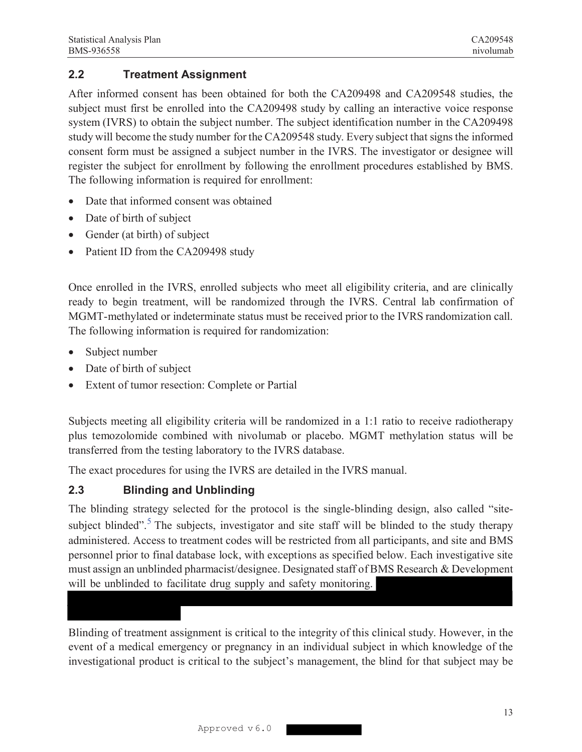## 2.2 Treatment Assignment

After informed consent has been obtained for both the CA209498 and CA209548 studies, the subject must first be enrolled into the CA209498 study by calling an interactive voice response system (IVRS) to obtain the subject number. The subject identification number in the CA209498 study will become the study number for the CA209548 study. Every subject that signs the informed consent form must be assigned a subject number in the IVRS. The investigator or designee will register the subject for enrollment by following the enrollment procedures established by BMS. The following information is required for enrollment:

- Date that informed consent was obtained
- Date of birth of subject
- Gender (at birth) of subject
- Patient ID from the CA209498 study

Once enrolled in the IVRS, enrolled subjects who meet all eligibility criteria, and are clinically ready to begin treatment, will be randomized through the IVRS. Central lab confirmation of MGMT-methylated or indeterminate status must be received prior to the IVRS randomization call. The following information is required for randomization:

- Subject number
- Date of birth of subject
- Extent of tumor resection: Complete or Partial

Subjects meeting all eligibility criteria will be randomized in a 1:1 ratio to receive radiotherapy plus temozolomide combined with nivolumab or placebo. MGMT methylation status will be transferred from the testing laboratory to the IVRS database.

The exact procedures for using the IVRS are detailed in the IVRS manual.

## 2.3 Blinding and Unblinding

The blinding strategy selected for the protocol is the single-blinding design, also called "site-subject blinded".[5] The subjects, investigator and site staff will be blinded to the study therapy administered. Access to treatment codes will be restricted from all participants, and site and BMS personnel prior to final database lock, with exceptions as specified below. Each investigative site must assign an unblinded pharmacist/designee. Designated staff of BMS Research & Development will be unblinded to facilitate drug supply and safety monitoring.

Blinding of treatment assignment is critical to the integrity of this clinical study. However, in the event of a medical emergency or pregnancy in an individual subject in which knowledge of the investigational product is critical to the subject's management, the blind for that subject may be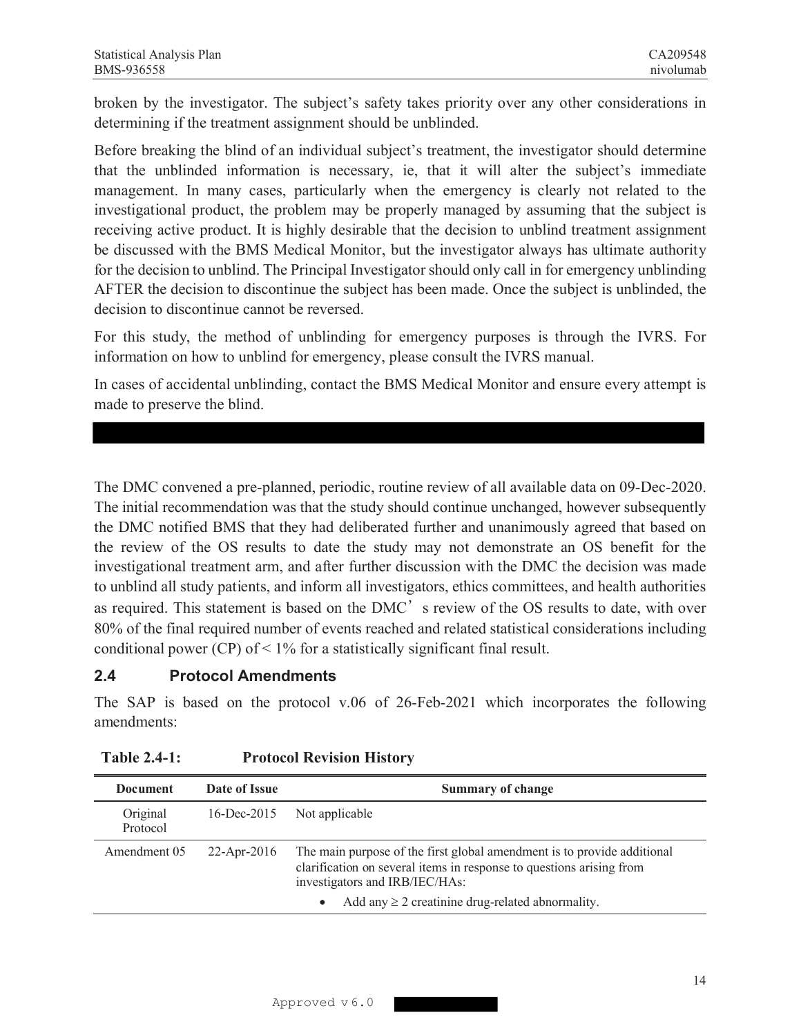broken by the investigator. The subject's safety takes priority over any other considerations in determining if the treatment assignment should be unblinded.

Before breaking the blind of an individual subject's treatment, the investigator should determine that the unblinded information is necessary, ie, that it will alter the subject's immediate management. In many cases, particularly when the emergency is clearly not related to the investigational product, the problem may be properly managed by assuming that the subject is receiving active product. It is highly desirable that the decision to unblind treatment assignment be discussed with the BMS Medical Monitor, but the investigator always has ultimate authority for the decision to unblind. The Principal Investigator should only call in for emergency unblinding AFTER the decision to discontinue the subject has been made. Once the subject is unblinded, the decision to discontinue cannot be reversed.

For this study, the method of unblinding for emergency purposes is through the IVRS. For information on how to unblind for emergency, please consult the IVRS manual.

In cases of accidental unblinding, contact the BMS Medical Monitor and ensure every attempt is made to preserve the blind.

The DMC convened a pre-planned, periodic, routine review of all available data on 09-Dec-2020. The initial recommendation was that the study should continue unchanged, however subsequently the DMC notified BMS that they had deliberated further and unanimously agreed that based on the review of the OS results to date the study may not demonstrate an OS benefit for the investigational treatment arm, and after further discussion with the DMC the decision was made to unblind all study patients, and inform all investigators, ethics committees, and health authorities as required. This statement is based on the DMC's review of the OS results to date, with over 80% of the final required number of events reached and related statistical considerations including conditional power (CP) of < 1% for a statistically significant final result.

## 2.4 Protocol Amendments

The SAP is based on the protocol v.06 of 26-Feb-2021 which incorporates the following amendments:

**Table 2.4-1: Protocol Revision History**

| Document | Date of Issue | Summary of change |
|---|---|---|
| Original Protocol | 16-Dec-2015 | Not applicable |
| Amendment 05 | 22-Apr-2016 | The main purpose of the first global amendment is to provide additional clarification on several items in response to questions arising from investigators and IRB/IEC/HAs:<br>• Add any ≥ 2 creatinine drug-related abnormality. |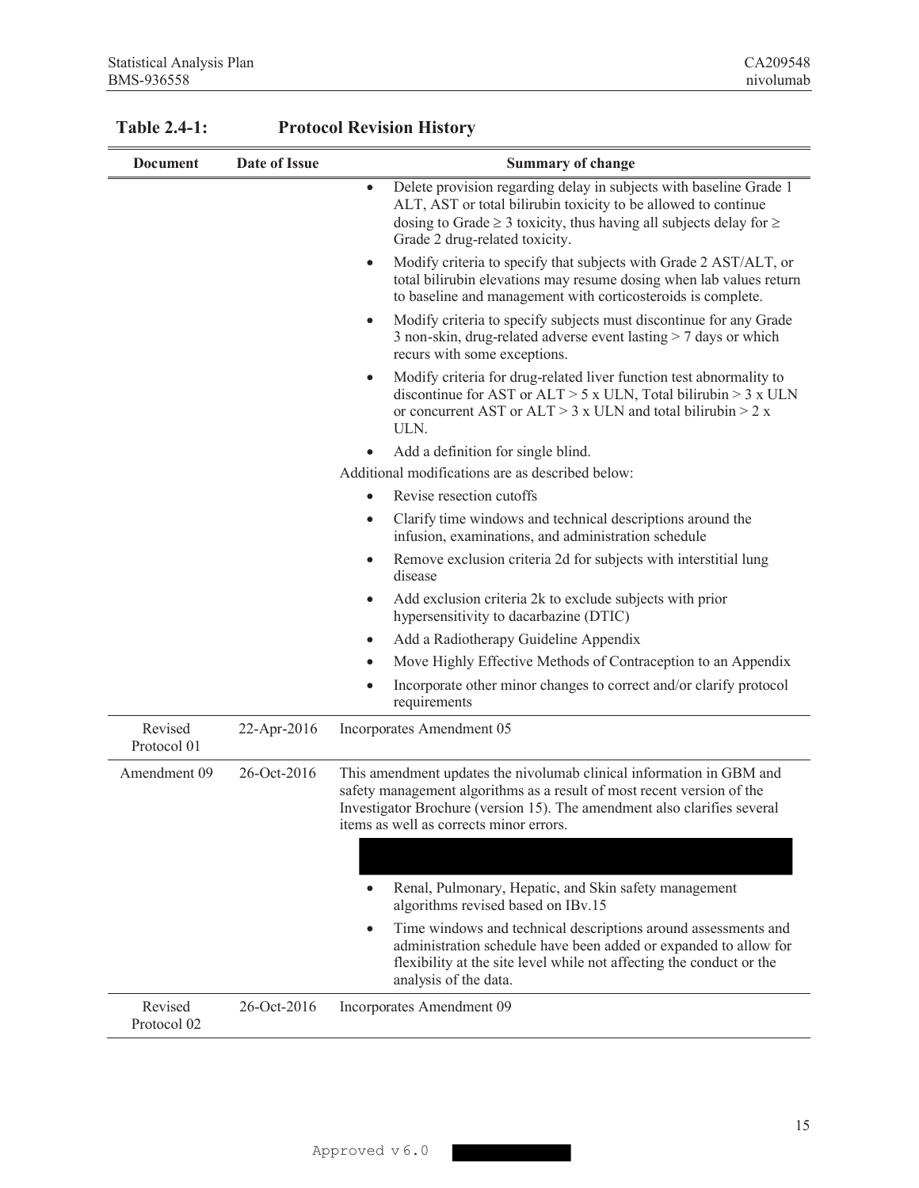**Table 2.4-1: Protocol Revision History**

| Document | Date of Issue | Summary of change |
|---|---|---|
| | | • Delete provision regarding delay in subjects with baseline Grade 1 ALT, AST or total bilirubin toxicity to be allowed to continue dosing to Grade ≥ 3 toxicity, thus having all subjects delay for ≥ Grade 2 drug-related toxicity.<br>• Modify criteria to specify that subjects with Grade 2 AST/ALT, or total bilirubin elevations may resume dosing when lab values return to baseline and management with corticosteroids is complete.<br>• Modify criteria to specify subjects must discontinue for any Grade 3 non-skin, drug-related adverse event lasting > 7 days or which recurs with some exceptions.<br>• Modify criteria for drug-related liver function test abnormality to discontinue for AST or ALT > 5 x ULN, Total bilirubin > 3 x ULN or concurrent AST or ALT > 3 x ULN and total bilirubin > 2 x ULN.<br>• Add a definition for single blind.<br>Additional modifications are as described below:<br>• Revise resection cutoffs<br>• Clarify time windows and technical descriptions around the infusion, examinations, and administration schedule<br>• Remove exclusion criteria 2d for subjects with interstitial lung disease<br>• Add exclusion criteria 2k to exclude subjects with prior hypersensitivity to dacarbazine (DTIC)<br>• Add a Radiotherapy Guideline Appendix<br>• Move Highly Effective Methods of Contraception to an Appendix<br>• Incorporate other minor changes to correct and/or clarify protocol requirements |
| Revised Protocol 01 | 22-Apr-2016 | Incorporates Amendment 05 |
| Amendment 09 | 26-Oct-2016 | This amendment updates the nivolumab clinical information in GBM and safety management algorithms as a result of most recent version of the Investigator Brochure (version 15). The amendment also clarifies several items as well as corrects minor errors.<br>• Renal, Pulmonary, Hepatic, and Skin safety management algorithms revised based on IBv.15<br>• Time windows and technical descriptions around assessments and administration schedule have been added or expanded to allow for flexibility at the site level while not affecting the conduct or the analysis of the data. |
| Revised Protocol 02 | 26-Oct-2016 | Incorporates Amendment 09 |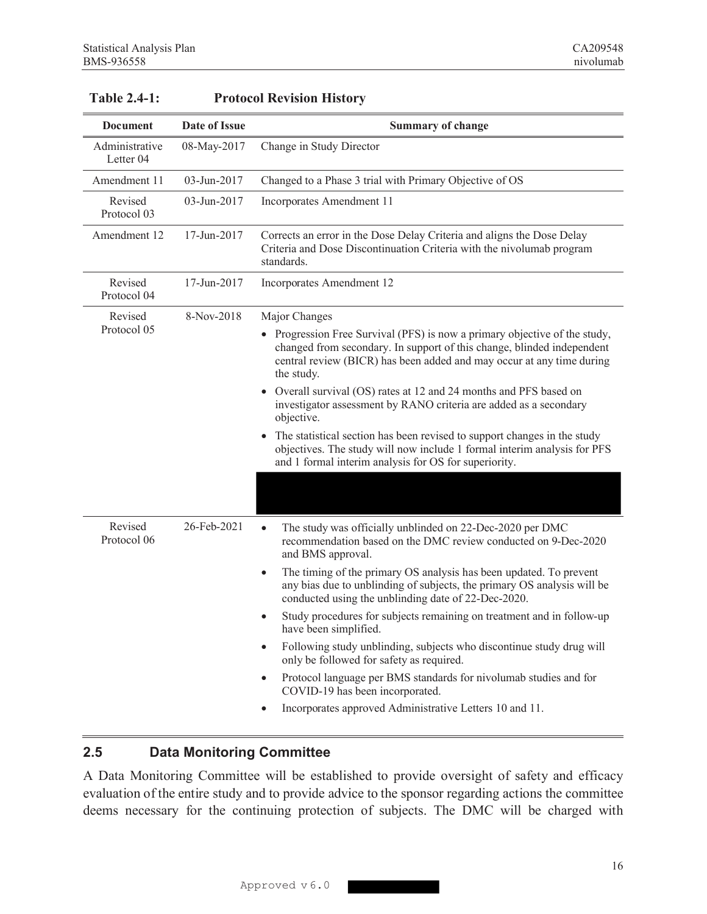**Table 2.4-1: Protocol Revision History**

| Document | Date of Issue | Summary of change |
|---|---|---|
| Administrative Letter 04 | 08-May-2017 | Change in Study Director |
| Amendment 11 | 03-Jun-2017 | Changed to a Phase 3 trial with Primary Objective of OS |
| Revised Protocol 03 | 03-Jun-2017 | Incorporates Amendment 11 |
| Amendment 12 | 17-Jun-2017 | Corrects an error in the Dose Delay Criteria and aligns the Dose Delay Criteria and Dose Discontinuation Criteria with the nivolumab program standards. |
| Revised Protocol 04 | 17-Jun-2017 | Incorporates Amendment 12 |
| Revised Protocol 05 | 8-Nov-2018 | Major Changes<br>• Progression Free Survival (PFS) is now a primary objective of the study, changed from secondary. In support of this change, blinded independent central review (BICR) has been added and may occur at any time during the study.<br>• Overall survival (OS) rates at 12 and 24 months and PFS based on investigator assessment by RANO criteria are added as a secondary objective.<br>• The statistical section has been revised to support changes in the study objectives. The study will now include 1 formal interim analysis for PFS and 1 formal interim analysis for OS for superiority. |
| Revised Protocol 06 | 26-Feb-2021 | • The study was officially unblinded on 22-Dec-2020 per DMC recommendation based on the DMC review conducted on 9-Dec-2020 and BMS approval.<br>• The timing of the primary OS analysis has been updated. To prevent any bias due to unblinding of subjects, the primary OS analysis will be conducted using the unblinding date of 22-Dec-2020.<br>• Study procedures for subjects remaining on treatment and in follow-up have been simplified.<br>• Following study unblinding, subjects who discontinue study drug will only be followed for safety as required.<br>• Protocol language per BMS standards for nivolumab studies and for COVID-19 has been incorporated.<br>• Incorporates approved Administrative Letters 10 and 11. |

## 2.5 Data Monitoring Committee

A Data Monitoring Committee will be established to provide oversight of safety and efficacy evaluation of the entire study and to provide advice to the sponsor regarding actions the committee deems necessary for the continuing protection of subjects. The DMC will be charged with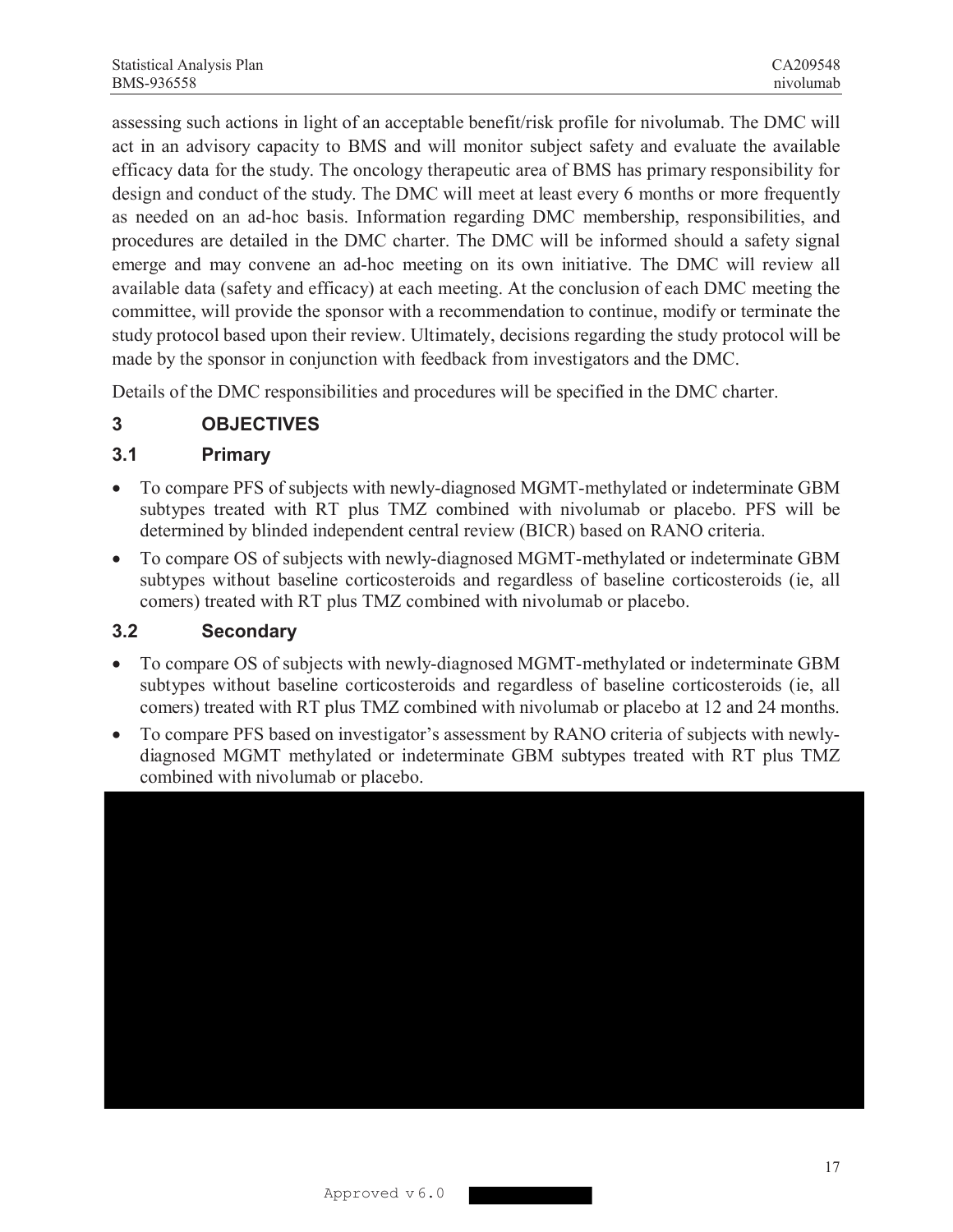assessing such actions in light of an acceptable benefit/risk profile for nivolumab. The DMC will act in an advisory capacity to BMS and will monitor subject safety and evaluate the available efficacy data for the study. The oncology therapeutic area of BMS has primary responsibility for design and conduct of the study. The DMC will meet at least every 6 months or more frequently as needed on an ad-hoc basis. Information regarding DMC membership, responsibilities, and procedures are detailed in the DMC charter. The DMC will be informed should a safety signal emerge and may convene an ad-hoc meeting on its own initiative. The DMC will review all available data (safety and efficacy) at each meeting. At the conclusion of each DMC meeting the committee, will provide the sponsor with a recommendation to continue, modify or terminate the study protocol based upon their review. Ultimately, decisions regarding the study protocol will be made by the sponsor in conjunction with feedback from investigators and the DMC.

Details of the DMC responsibilities and procedures will be specified in the DMC charter.

# 3 OBJECTIVES

## 3.1 Primary

- To compare PFS of subjects with newly-diagnosed MGMT-methylated or indeterminate GBM subtypes treated with RT plus TMZ combined with nivolumab or placebo. PFS will be determined by blinded independent central review (BICR) based on RANO criteria.
- To compare OS of subjects with newly-diagnosed MGMT-methylated or indeterminate GBM subtypes without baseline corticosteroids and regardless of baseline corticosteroids (ie, all comers) treated with RT plus TMZ combined with nivolumab or placebo.

## 3.2 Secondary

- To compare OS of subjects with newly-diagnosed MGMT-methylated or indeterminate GBM subtypes without baseline corticosteroids and regardless of baseline corticosteroids (ie, all comers) treated with RT plus TMZ combined with nivolumab or placebo at 12 and 24 months.
- To compare PFS based on investigator's assessment by RANO criteria of subjects with newly-diagnosed MGMT methylated or indeterminate GBM subtypes treated with RT plus TMZ combined with nivolumab or placebo.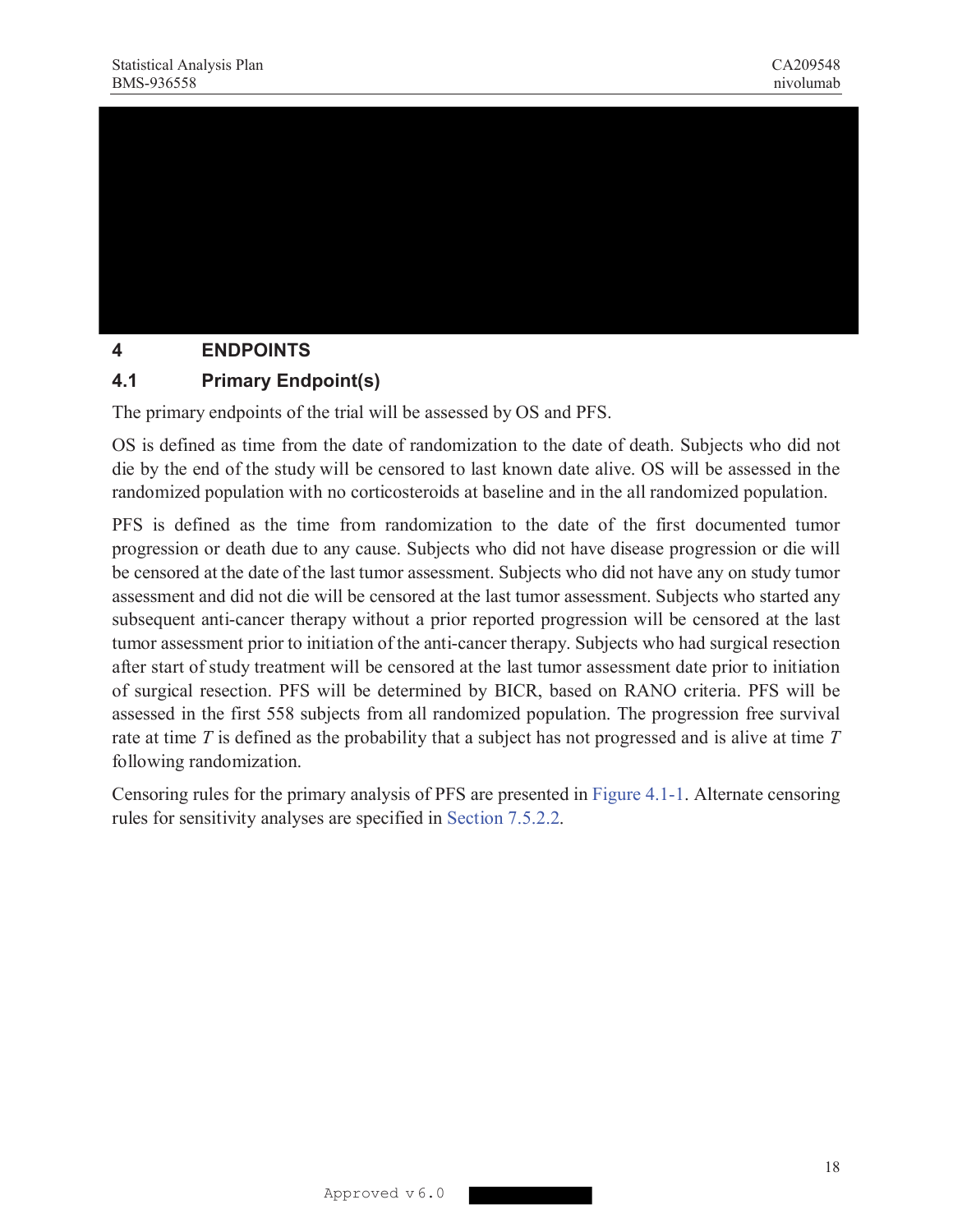# 4 ENDPOINTS

## 4.1 Primary Endpoint(s)

The primary endpoints of the trial will be assessed by OS and PFS.

OS is defined as time from the date of randomization to the date of death. Subjects who did not die by the end of the study will be censored to last known date alive. OS will be assessed in the randomized population with no corticosteroids at baseline and in the all randomized population.

PFS is defined as the time from randomization to the date of the first documented tumor progression or death due to any cause. Subjects who did not have disease progression or die will be censored at the date of the last tumor assessment. Subjects who did not have any on study tumor assessment and did not die will be censored at the last tumor assessment. Subjects who started any subsequent anti-cancer therapy without a prior reported progression will be censored at the last tumor assessment prior to initiation of the anti-cancer therapy. Subjects who had surgical resection after start of study treatment will be censored at the last tumor assessment date prior to initiation of surgical resection. PFS will be determined by BICR, based on RANO criteria. PFS will be assessed in the first 558 subjects from all randomized population. The progression free survival rate at time *T* is defined as the probability that a subject has not progressed and is alive at time *T* following randomization.

Censoring rules for the primary analysis of PFS are presented in Figure 4.1-1. Alternate censoring rules for sensitivity analyses are specified in Section 7.5.2.2.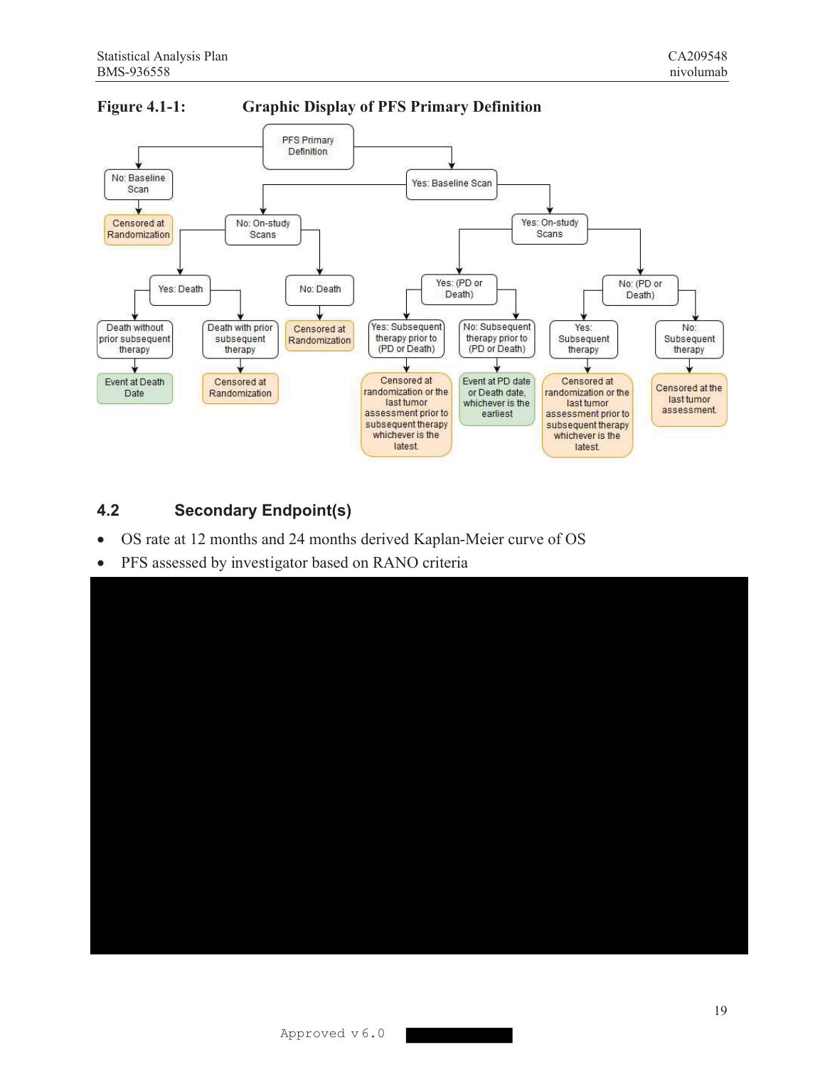**Figure 4.1-1: Graphic Display of PFS Primary Definition**

- PFS Primary Definition
  - No: Baseline Scan
    - Censored at Randomization
  - Yes: Baseline Scan
    - No: On-study Scans
      - Yes: Death
        - Death without prior subsequent therapy
          - Event at Death Date
        - Death with prior subsequent therapy
          - Censored at Randomization
      - No: Death
        - Censored at Randomization
    - Yes: On-study Scans
      - Yes: (PD or Death)
        - Yes: Subsequent therapy prior to (PD or Death)
          - Censored at randomization or the last tumor assessment prior to subsequent therapy whichever is the latest.
        - No: Subsequent therapy prior to (PD or Death)
          - Event at PD date or Death date, whichever is the earliest
      - No: (PD or Death)
        - Yes: Subsequent therapy
          - Censored at randomization or the last tumor assessment prior to subsequent therapy whichever is the latest.
        - No: Subsequent therapy
          - Censored at the last tumor assessment.

## 4.2 Secondary Endpoint(s)

- OS rate at 12 months and 24 months derived Kaplan-Meier curve of OS
- PFS assessed by investigator based on RANO criteria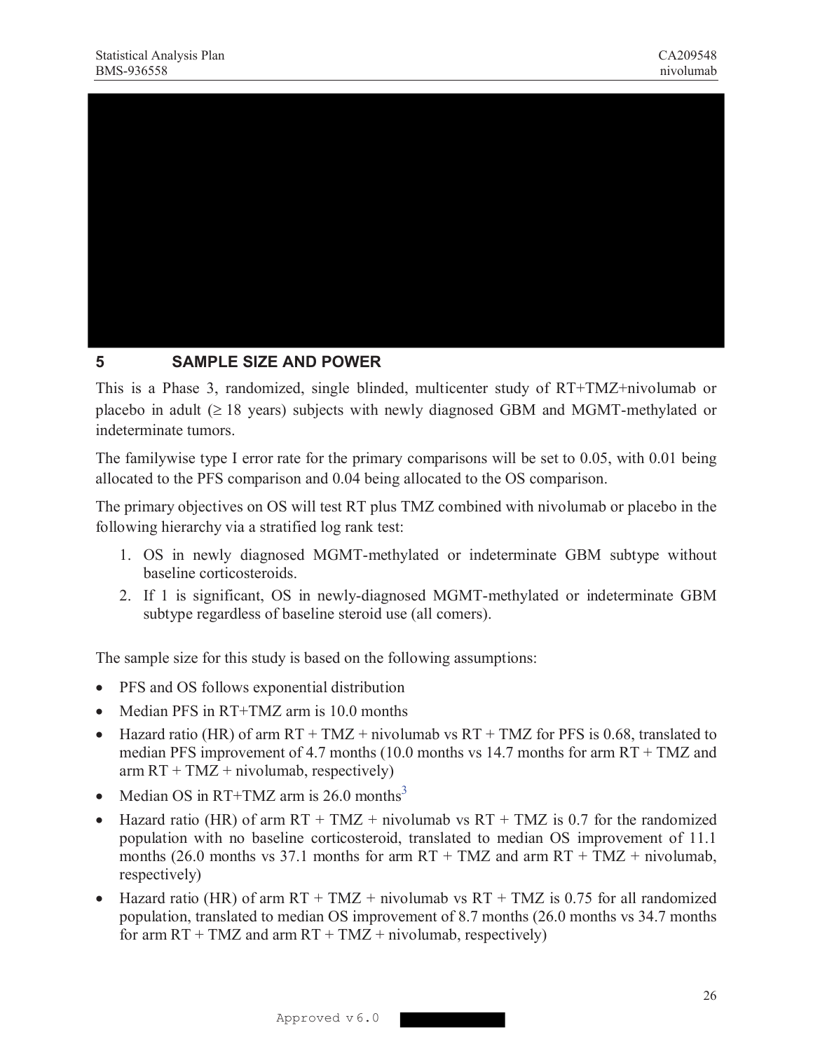# 5 SAMPLE SIZE AND POWER

This is a Phase 3, randomized, single blinded, multicenter study of RT+TMZ+nivolumab or placebo in adult (≥ 18 years) subjects with newly diagnosed GBM and MGMT-methylated or indeterminate tumors.

The familywise type I error rate for the primary comparisons will be set to 0.05, with 0.01 being allocated to the PFS comparison and 0.04 being allocated to the OS comparison.

The primary objectives on OS will test RT plus TMZ combined with nivolumab or placebo in the following hierarchy via a stratified log rank test:

1. OS in newly diagnosed MGMT-methylated or indeterminate GBM subtype without baseline corticosteroids.
2. If 1 is significant, OS in newly-diagnosed MGMT-methylated or indeterminate GBM subtype regardless of baseline steroid use (all comers).

The sample size for this study is based on the following assumptions:

- PFS and OS follows exponential distribution
- Median PFS in RT+TMZ arm is 10.0 months
- Hazard ratio (HR) of arm RT + TMZ + nivolumab vs RT + TMZ for PFS is 0.68, translated to median PFS improvement of 4.7 months (10.0 months vs 14.7 months for arm RT + TMZ and arm RT + TMZ + nivolumab, respectively)
- Median OS in RT+TMZ arm is 26.0 months[3]
- Hazard ratio (HR) of arm RT + TMZ + nivolumab vs RT + TMZ is 0.7 for the randomized population with no baseline corticosteroid, translated to median OS improvement of 11.1 months (26.0 months vs 37.1 months for arm RT + TMZ and arm RT + TMZ + nivolumab, respectively)
- Hazard ratio (HR) of arm RT + TMZ + nivolumab vs RT + TMZ is 0.75 for all randomized population, translated to median OS improvement of 8.7 months (26.0 months vs 34.7 months for arm RT + TMZ and arm RT + TMZ + nivolumab, respectively)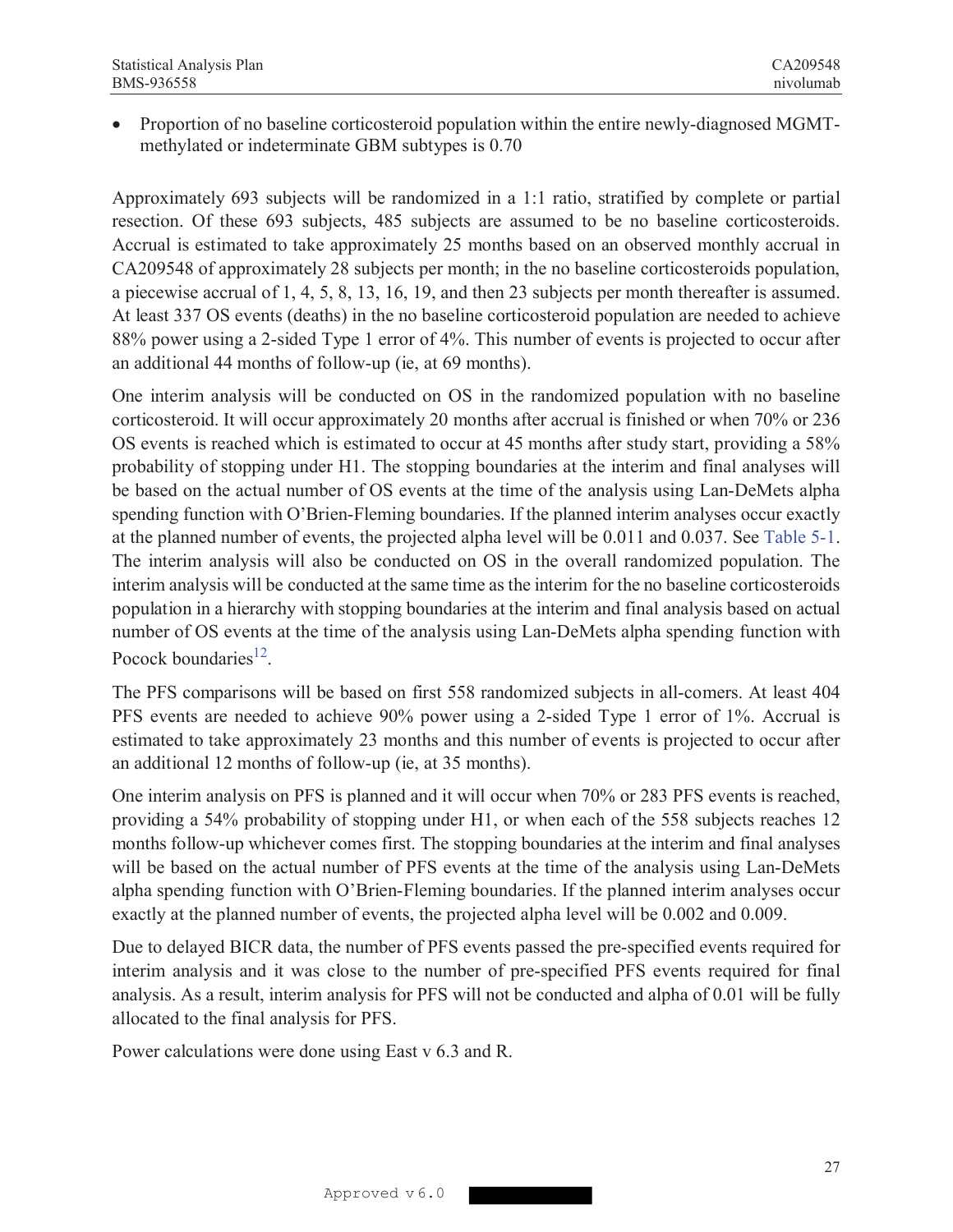- Proportion of no baseline corticosteroid population within the entire newly-diagnosed MGMT-methylated or indeterminate GBM subtypes is 0.70

Approximately 693 subjects will be randomized in a 1:1 ratio, stratified by complete or partial resection. Of these 693 subjects, 485 subjects are assumed to be no baseline corticosteroids. Accrual is estimated to take approximately 25 months based on an observed monthly accrual in CA209548 of approximately 28 subjects per month; in the no baseline corticosteroids population, a piecewise accrual of 1, 4, 5, 8, 13, 16, 19, and then 23 subjects per month thereafter is assumed. At least 337 OS events (deaths) in the no baseline corticosteroid population are needed to achieve 88% power using a 2-sided Type 1 error of 4%. This number of events is projected to occur after an additional 44 months of follow-up (ie, at 69 months).

One interim analysis will be conducted on OS in the randomized population with no baseline corticosteroid. It will occur approximately 20 months after accrual is finished or when 70% or 236 OS events is reached which is estimated to occur at 45 months after study start, providing a 58% probability of stopping under H1. The stopping boundaries at the interim and final analyses will be based on the actual number of OS events at the time of the analysis using Lan-DeMets alpha spending function with O'Brien-Fleming boundaries. If the planned interim analyses occur exactly at the planned number of events, the projected alpha level will be 0.011 and 0.037. See Table 5-1. The interim analysis will also be conducted on OS in the overall randomized population. The interim analysis will be conducted at the same time as the interim for the no baseline corticosteroids population in a hierarchy with stopping boundaries at the interim and final analysis based on actual number of OS events at the time of the analysis using Lan-DeMets alpha spending function with Pocock boundaries[12].

The PFS comparisons will be based on first 558 randomized subjects in all-comers. At least 404 PFS events are needed to achieve 90% power using a 2-sided Type 1 error of 1%. Accrual is estimated to take approximately 23 months and this number of events is projected to occur after an additional 12 months of follow-up (ie, at 35 months).

One interim analysis on PFS is planned and it will occur when 70% or 283 PFS events is reached, providing a 54% probability of stopping under H1, or when each of the 558 subjects reaches 12 months follow-up whichever comes first. The stopping boundaries at the interim and final analyses will be based on the actual number of PFS events at the time of the analysis using Lan-DeMets alpha spending function with O'Brien-Fleming boundaries. If the planned interim analyses occur exactly at the planned number of events, the projected alpha level will be 0.002 and 0.009.

Due to delayed BICR data, the number of PFS events passed the pre-specified events required for interim analysis and it was close to the number of pre-specified PFS events required for final analysis. As a result, interim analysis for PFS will not be conducted and alpha of 0.01 will be fully allocated to the final analysis for PFS.

Power calculations were done using East v 6.3 and R.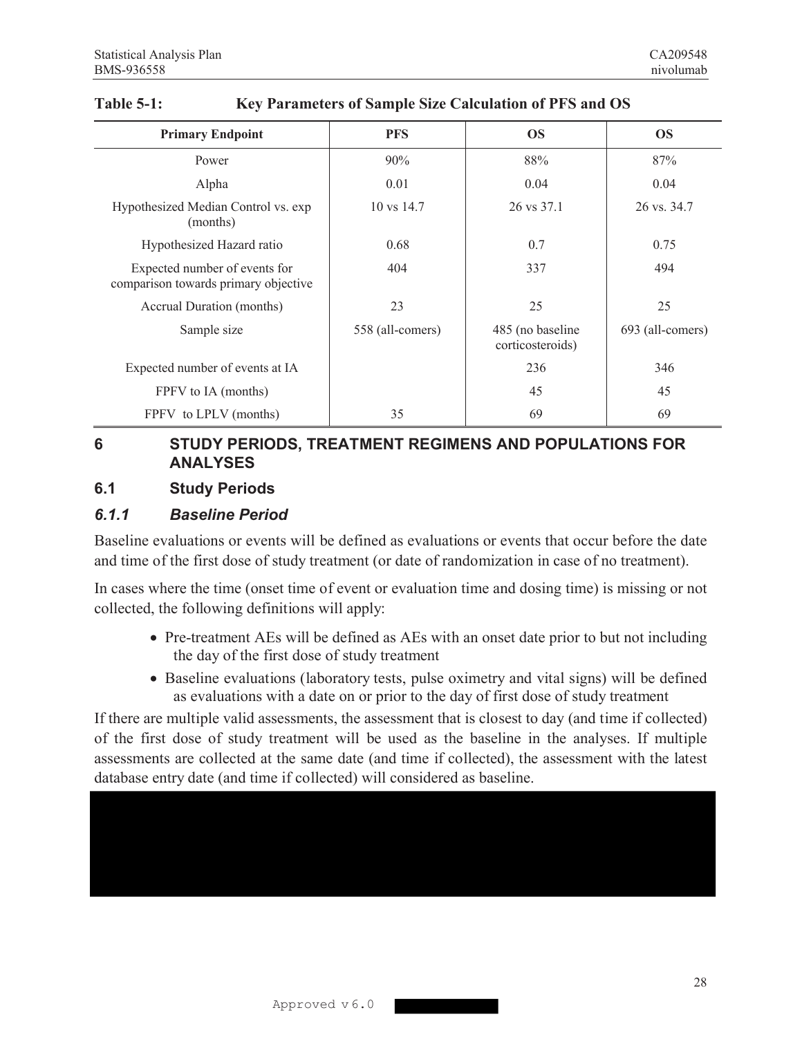**Table 5-1: Key Parameters of Sample Size Calculation of PFS and OS**

| Primary Endpoint | PFS | OS | OS |
|---|---|---|---|
| Power | 90% | 88% | 87% |
| Alpha | 0.01 | 0.04 | 0.04 |
| Hypothesized Median Control vs. exp (months) | 10 vs 14.7 | 26 vs 37.1 | 26 vs. 34.7 |
| Hypothesized Hazard ratio | 0.68 | 0.7 | 0.75 |
| Expected number of events for comparison towards primary objective | 404 | 337 | 494 |
| Accrual Duration (months) | 23 | 25 | 25 |
| Sample size | 558 (all-comers) | 485 (no baseline corticosteroids) | 693 (all-comers) |
| Expected number of events at IA | | 236 | 346 |
| FPFV to IA (months) | | 45 | 45 |
| FPFV to LPLV (months) | 35 | 69 | 69 |

# 6 STUDY PERIODS, TREATMENT REGIMENS AND POPULATIONS FOR ANALYSES

## 6.1 Study Periods

### *6.1.1 Baseline Period*

Baseline evaluations or events will be defined as evaluations or events that occur before the date and time of the first dose of study treatment (or date of randomization in case of no treatment).

In cases where the time (onset time of event or evaluation time and dosing time) is missing or not collected, the following definitions will apply:

- Pre-treatment AEs will be defined as AEs with an onset date prior to but not including the day of the first dose of study treatment
- Baseline evaluations (laboratory tests, pulse oximetry and vital signs) will be defined as evaluations with a date on or prior to the day of first dose of study treatment

If there are multiple valid assessments, the assessment that is closest to day (and time if collected) of the first dose of study treatment will be used as the baseline in the analyses. If multiple assessments are collected at the same date (and time if collected), the assessment with the latest database entry date (and time if collected) will considered as baseline.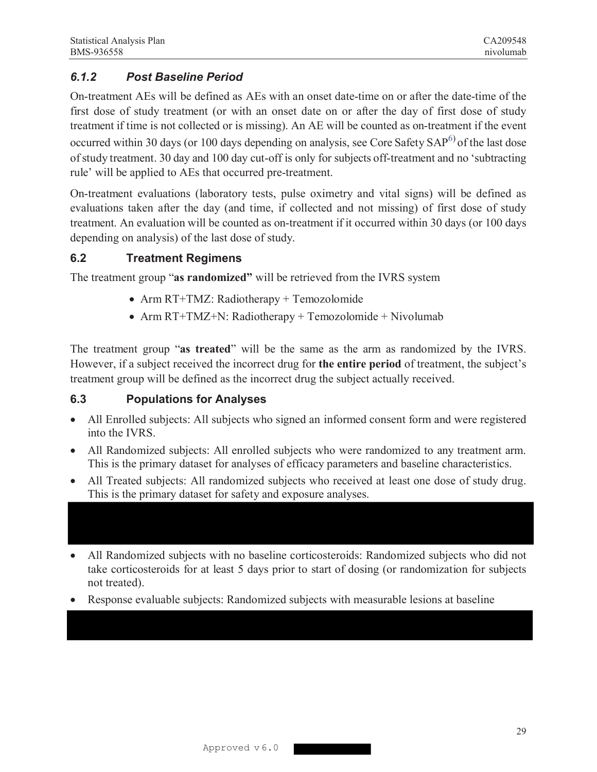### 6.1.2 Post Baseline Period

On-treatment AEs will be defined as AEs with an onset date-time on or after the date-time of the first dose of study treatment (or with an onset date on or after the day of first dose of study treatment if time is not collected or is missing). An AE will be counted as on-treatment if the event occurred within 30 days (or 100 days depending on analysis, see Core Safety SAP[6]) of the last dose of study treatment. 30 day and 100 day cut-off is only for subjects off-treatment and no 'subtracting rule' will be applied to AEs that occurred pre-treatment.

On-treatment evaluations (laboratory tests, pulse oximetry and vital signs) will be defined as evaluations taken after the day (and time, if collected and not missing) of first dose of study treatment. An evaluation will be counted as on-treatment if it occurred within 30 days (or 100 days depending on analysis) of the last dose of study.

## 6.2 Treatment Regimens

The treatment group "**as randomized**" will be retrieved from the IVRS system

- Arm RT+TMZ: Radiotherapy + Temozolomide
- Arm RT+TMZ+N: Radiotherapy + Temozolomide + Nivolumab

The treatment group "**as treated**" will be the same as the arm as randomized by the IVRS. However, if a subject received the incorrect drug for **the entire period** of treatment, the subject's treatment group will be defined as the incorrect drug the subject actually received.

## 6.3 Populations for Analyses

- All Enrolled subjects: All subjects who signed an informed consent form and were registered into the IVRS.
- All Randomized subjects: All enrolled subjects who were randomized to any treatment arm. This is the primary dataset for analyses of efficacy parameters and baseline characteristics.
- All Treated subjects: All randomized subjects who received at least one dose of study drug. This is the primary dataset for safety and exposure analyses.
- All Randomized subjects with no baseline corticosteroids: Randomized subjects who did not take corticosteroids for at least 5 days prior to start of dosing (or randomization for subjects not treated).
- Response evaluable subjects: Randomized subjects with measurable lesions at baseline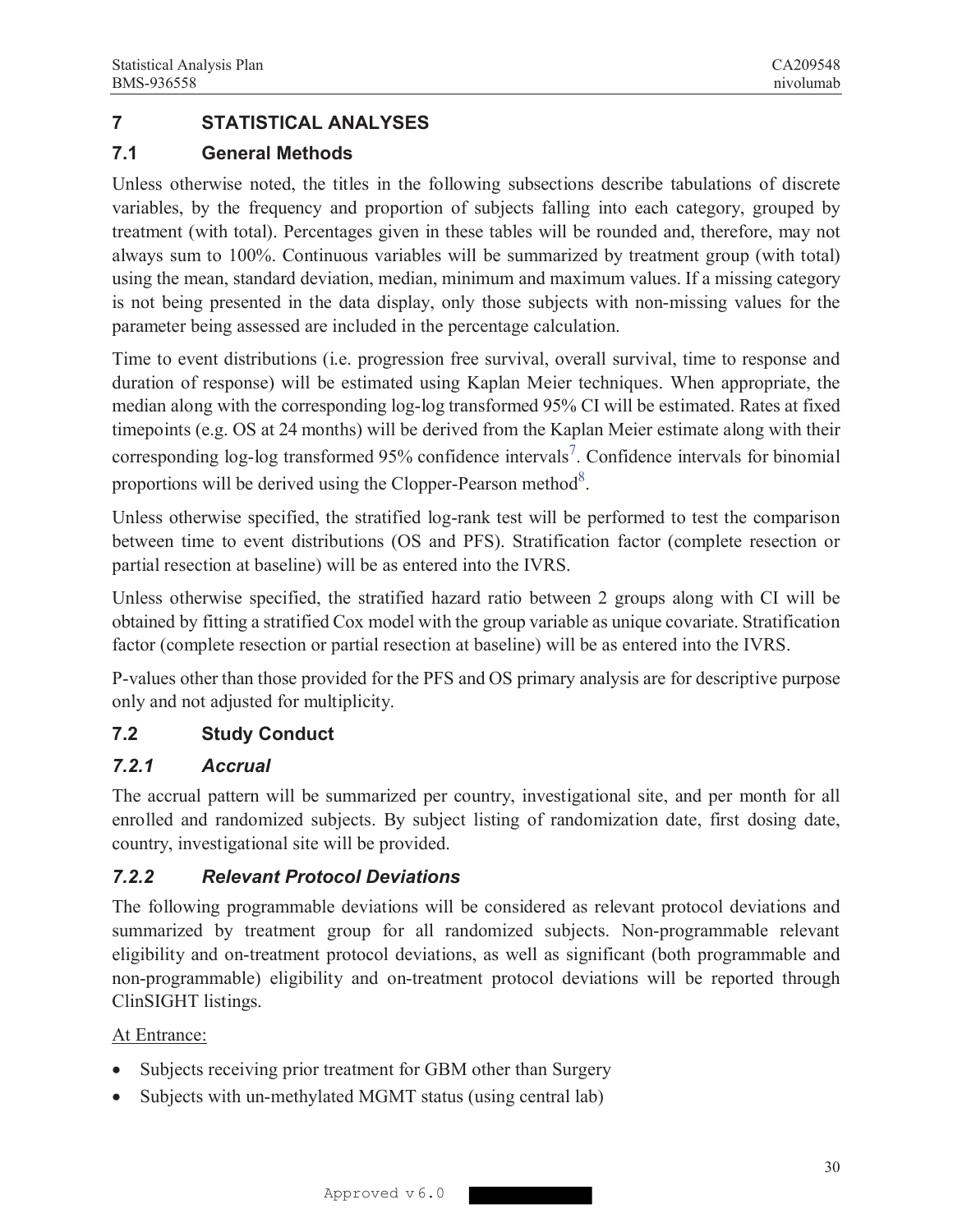# 7 STATISTICAL ANALYSES

## 7.1 General Methods

Unless otherwise noted, the titles in the following subsections describe tabulations of discrete variables, by the frequency and proportion of subjects falling into each category, grouped by treatment (with total). Percentages given in these tables will be rounded and, therefore, may not always sum to 100%. Continuous variables will be summarized by treatment group (with total) using the mean, standard deviation, median, minimum and maximum values. If a missing category is not being presented in the data display, only those subjects with non-missing values for the parameter being assessed are included in the percentage calculation.

Time to event distributions (i.e. progression free survival, overall survival, time to response and duration of response) will be estimated using Kaplan Meier techniques. When appropriate, the median along with the corresponding log-log transformed 95% CI will be estimated. Rates at fixed timepoints (e.g. OS at 24 months) will be derived from the Kaplan Meier estimate along with their corresponding log-log transformed 95% confidence intervals[7]. Confidence intervals for binomial proportions will be derived using the Clopper-Pearson method[8].

Unless otherwise specified, the stratified log-rank test will be performed to test the comparison between time to event distributions (OS and PFS). Stratification factor (complete resection or partial resection at baseline) will be as entered into the IVRS.

Unless otherwise specified, the stratified hazard ratio between 2 groups along with CI will be obtained by fitting a stratified Cox model with the group variable as unique covariate. Stratification factor (complete resection or partial resection at baseline) will be as entered into the IVRS.

P-values other than those provided for the PFS and OS primary analysis are for descriptive purpose only and not adjusted for multiplicity.

## 7.2 Study Conduct

### *7.2.1 Accrual*

The accrual pattern will be summarized per country, investigational site, and per month for all enrolled and randomized subjects. By subject listing of randomization date, first dosing date, country, investigational site will be provided.

### *7.2.2 Relevant Protocol Deviations*

The following programmable deviations will be considered as relevant protocol deviations and summarized by treatment group for all randomized subjects. Non-programmable relevant eligibility and on-treatment protocol deviations, as well as significant (both programmable and non-programmable) eligibility and on-treatment protocol deviations will be reported through ClinSIGHT listings.

At Entrance:

- Subjects receiving prior treatment for GBM other than Surgery
- Subjects with un-methylated MGMT status (using central lab)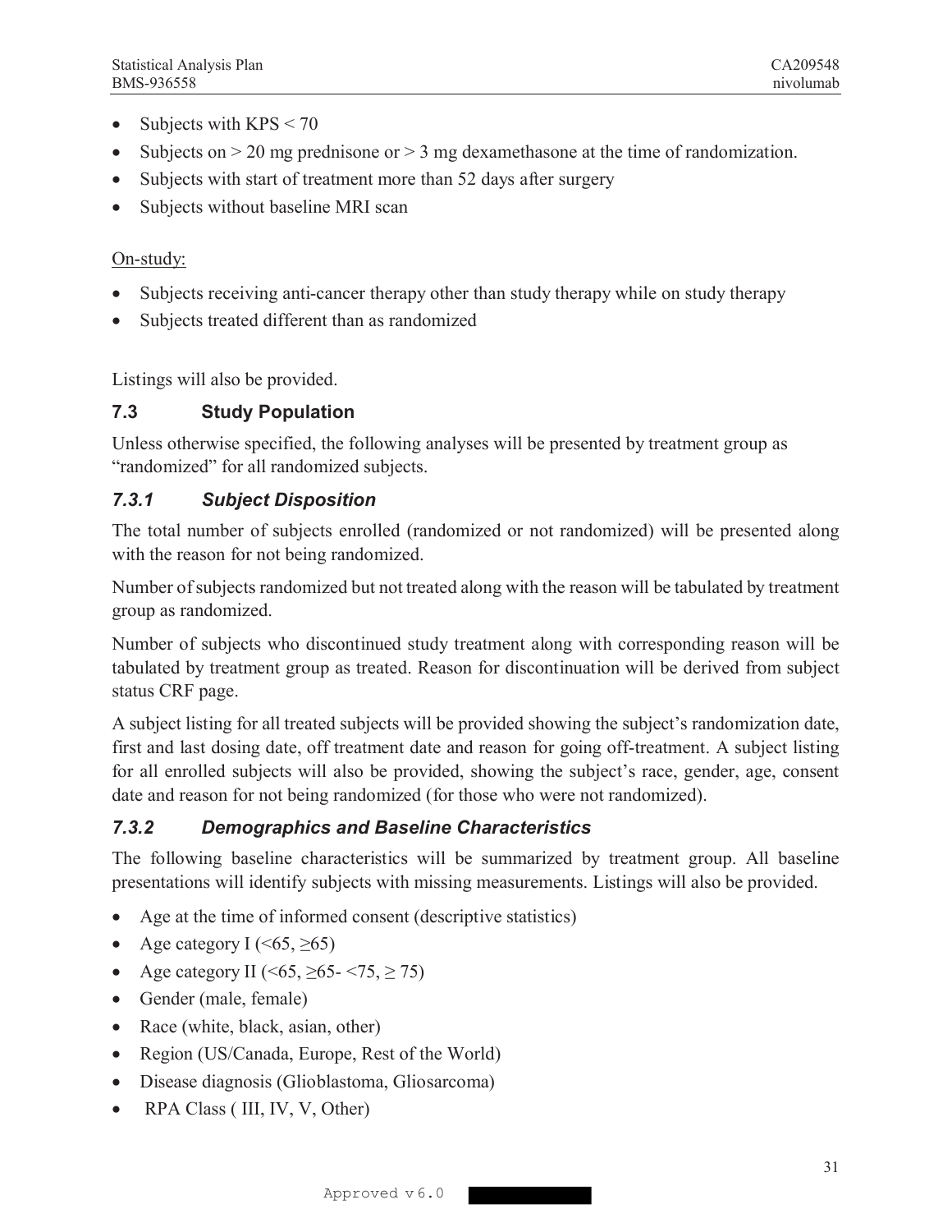- Subjects with KPS < 70
- Subjects on > 20 mg prednisone or > 3 mg dexamethasone at the time of randomization.
- Subjects with start of treatment more than 52 days after surgery
- Subjects without baseline MRI scan

On-study:

- Subjects receiving anti-cancer therapy other than study therapy while on study therapy
- Subjects treated different than as randomized

Listings will also be provided.

## 7.3 Study Population

Unless otherwise specified, the following analyses will be presented by treatment group as "randomized" for all randomized subjects.

### *7.3.1 Subject Disposition*

The total number of subjects enrolled (randomized or not randomized) will be presented along with the reason for not being randomized.

Number of subjects randomized but not treated along with the reason will be tabulated by treatment group as randomized.

Number of subjects who discontinued study treatment along with corresponding reason will be tabulated by treatment group as treated. Reason for discontinuation will be derived from subject status CRF page.

A subject listing for all treated subjects will be provided showing the subject's randomization date, first and last dosing date, off treatment date and reason for going off-treatment. A subject listing for all enrolled subjects will also be provided, showing the subject's race, gender, age, consent date and reason for not being randomized (for those who were not randomized).

### *7.3.2 Demographics and Baseline Characteristics*

The following baseline characteristics will be summarized by treatment group. All baseline presentations will identify subjects with missing measurements. Listings will also be provided.

- Age at the time of informed consent (descriptive statistics)
- Age category I (<65, ≥65)
- Age category II (<65, ≥65- <75, ≥ 75)
- Gender (male, female)
- Race (white, black, asian, other)
- Region (US/Canada, Europe, Rest of the World)
- Disease diagnosis (Glioblastoma, Gliosarcoma)
- RPA Class ( III, IV, V, Other)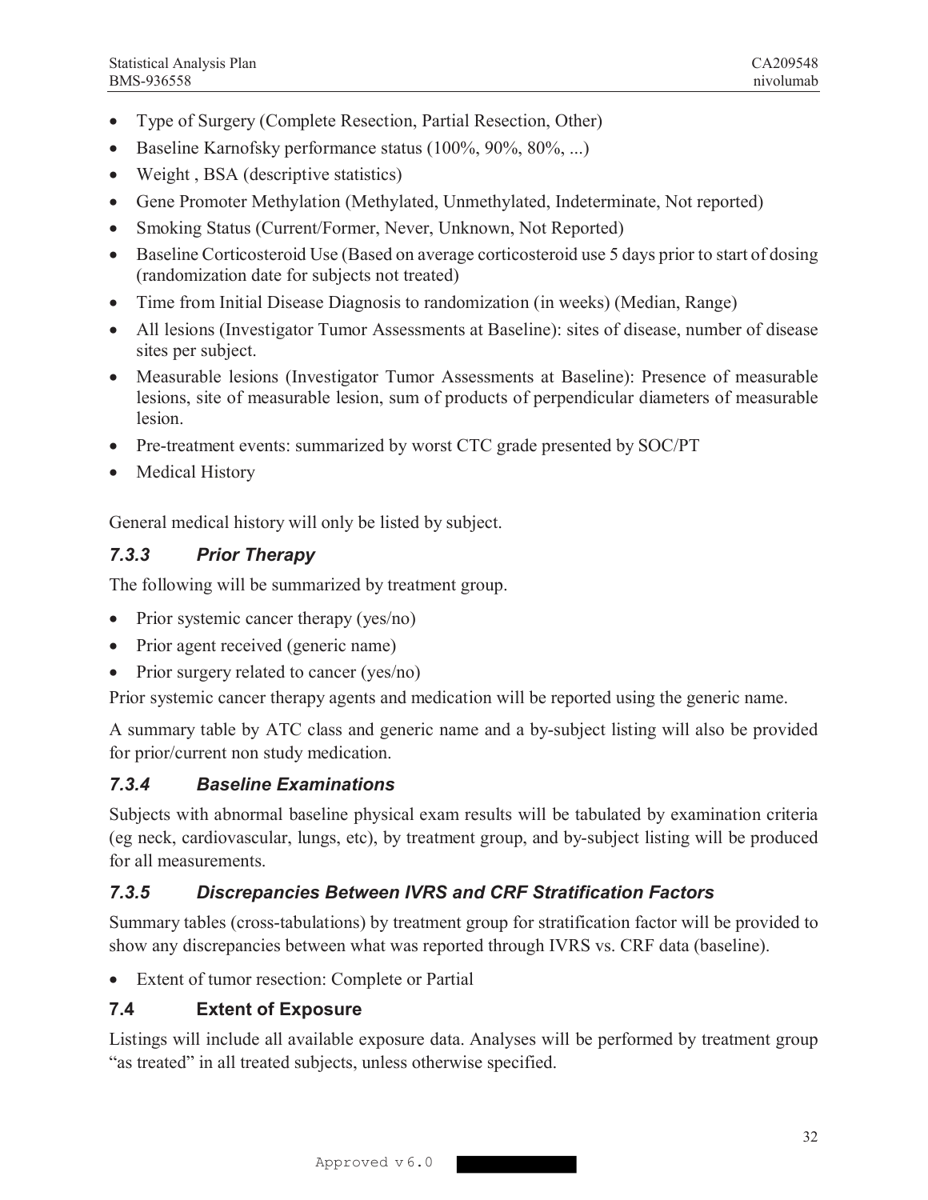- Type of Surgery (Complete Resection, Partial Resection, Other)
- Baseline Karnofsky performance status (100%, 90%, 80%, ...)
- Weight , BSA (descriptive statistics)
- Gene Promoter Methylation (Methylated, Unmethylated, Indeterminate, Not reported)
- Smoking Status (Current/Former, Never, Unknown, Not Reported)
- Baseline Corticosteroid Use (Based on average corticosteroid use 5 days prior to start of dosing (randomization date for subjects not treated)
- Time from Initial Disease Diagnosis to randomization (in weeks) (Median, Range)
- All lesions (Investigator Tumor Assessments at Baseline): sites of disease, number of disease sites per subject.
- Measurable lesions (Investigator Tumor Assessments at Baseline): Presence of measurable lesions, site of measurable lesion, sum of products of perpendicular diameters of measurable lesion.
- Pre-treatment events: summarized by worst CTC grade presented by SOC/PT
- Medical History

General medical history will only be listed by subject.

### *7.3.3 Prior Therapy*

The following will be summarized by treatment group.

- Prior systemic cancer therapy (yes/no)
- Prior agent received (generic name)
- Prior surgery related to cancer (yes/no)

Prior systemic cancer therapy agents and medication will be reported using the generic name.

A summary table by ATC class and generic name and a by-subject listing will also be provided for prior/current non study medication.

### *7.3.4 Baseline Examinations*

Subjects with abnormal baseline physical exam results will be tabulated by examination criteria (eg neck, cardiovascular, lungs, etc), by treatment group, and by-subject listing will be produced for all measurements.

### *7.3.5 Discrepancies Between IVRS and CRF Stratification Factors*

Summary tables (cross-tabulations) by treatment group for stratification factor will be provided to show any discrepancies between what was reported through IVRS vs. CRF data (baseline).

- Extent of tumor resection: Complete or Partial

## 7.4 Extent of Exposure

Listings will include all available exposure data. Analyses will be performed by treatment group "as treated" in all treated subjects, unless otherwise specified.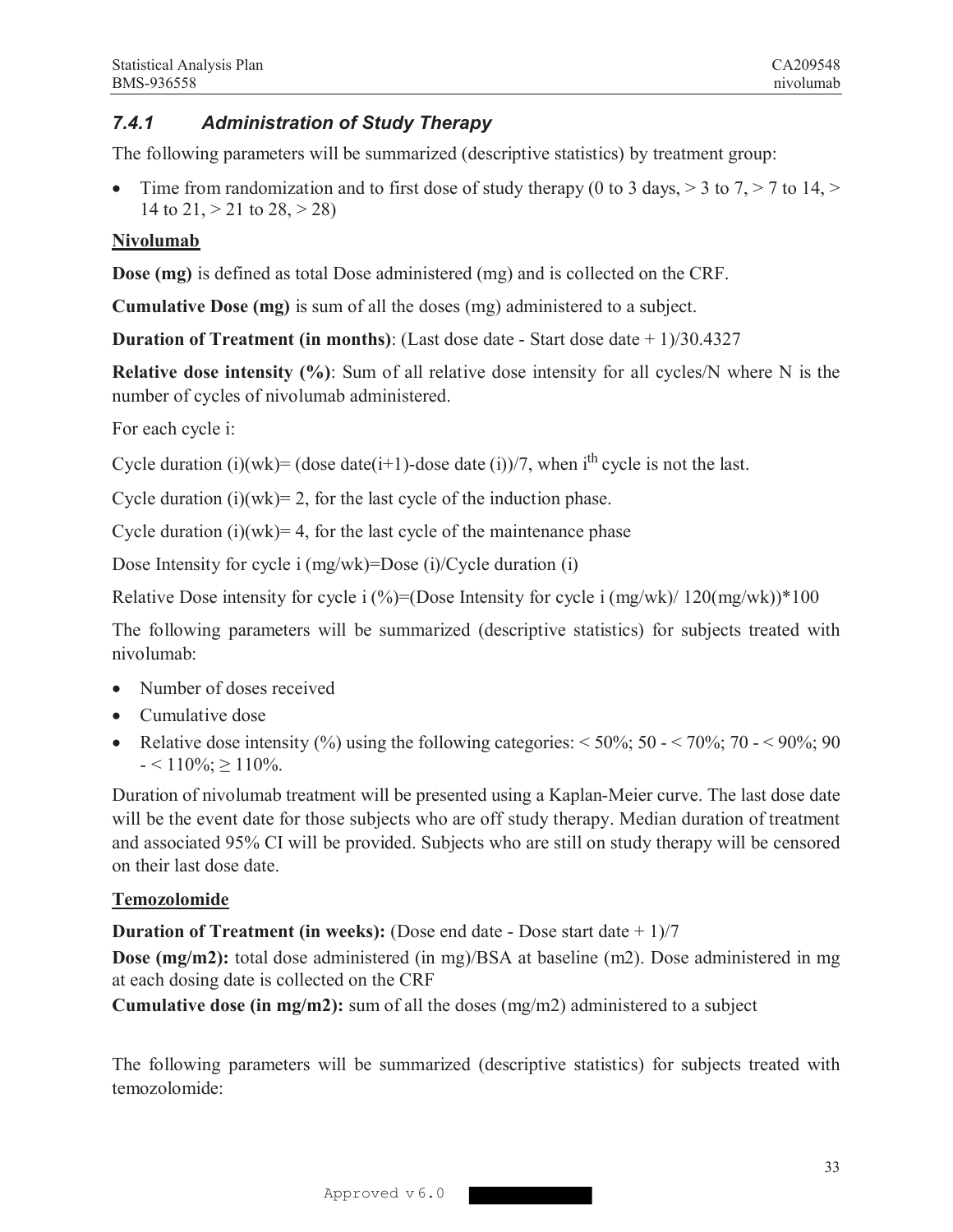### *7.4.1 Administration of Study Therapy*

The following parameters will be summarized (descriptive statistics) by treatment group:

- Time from randomization and to first dose of study therapy (0 to 3 days, > 3 to 7, > 7 to 14, > 14 to 21, > 21 to 28, > 28)

**Nivolumab**

**Dose (mg)** is defined as total Dose administered (mg) and is collected on the CRF.

**Cumulative Dose (mg)** is sum of all the doses (mg) administered to a subject.

**Duration of Treatment (in months)**: (Last dose date - Start dose date + 1)/30.4327

**Relative dose intensity (%)**: Sum of all relative dose intensity for all cycles/N where N is the number of cycles of nivolumab administered.

For each cycle i:

Cycle duration (i)(wk)= (dose date(i+1)-dose date (i))/7, when i[th] cycle is not the last.

Cycle duration (i)(wk)= 2, for the last cycle of the induction phase.

Cycle duration (i)(wk)= 4, for the last cycle of the maintenance phase

Dose Intensity for cycle i (mg/wk)=Dose (i)/Cycle duration (i)

Relative Dose intensity for cycle i (%)=(Dose Intensity for cycle i (mg/wk)/ 120(mg/wk))*100

The following parameters will be summarized (descriptive statistics) for subjects treated with nivolumab:

- Number of doses received
- Cumulative dose
- Relative dose intensity (%) using the following categories: < 50%; 50 - < 70%; 70 - < 90%; 90 - < 110%; ≥ 110%.

Duration of nivolumab treatment will be presented using a Kaplan-Meier curve. The last dose date will be the event date for those subjects who are off study therapy. Median duration of treatment and associated 95% CI will be provided. Subjects who are still on study therapy will be censored on their last dose date.

**Temozolomide**

**Duration of Treatment (in weeks):** (Dose end date - Dose start date + 1)/7

**Dose (mg/m2):** total dose administered (in mg)/BSA at baseline (m2). Dose administered in mg at each dosing date is collected on the CRF

**Cumulative dose (in mg/m2):** sum of all the doses (mg/m2) administered to a subject

The following parameters will be summarized (descriptive statistics) for subjects treated with temozolomide: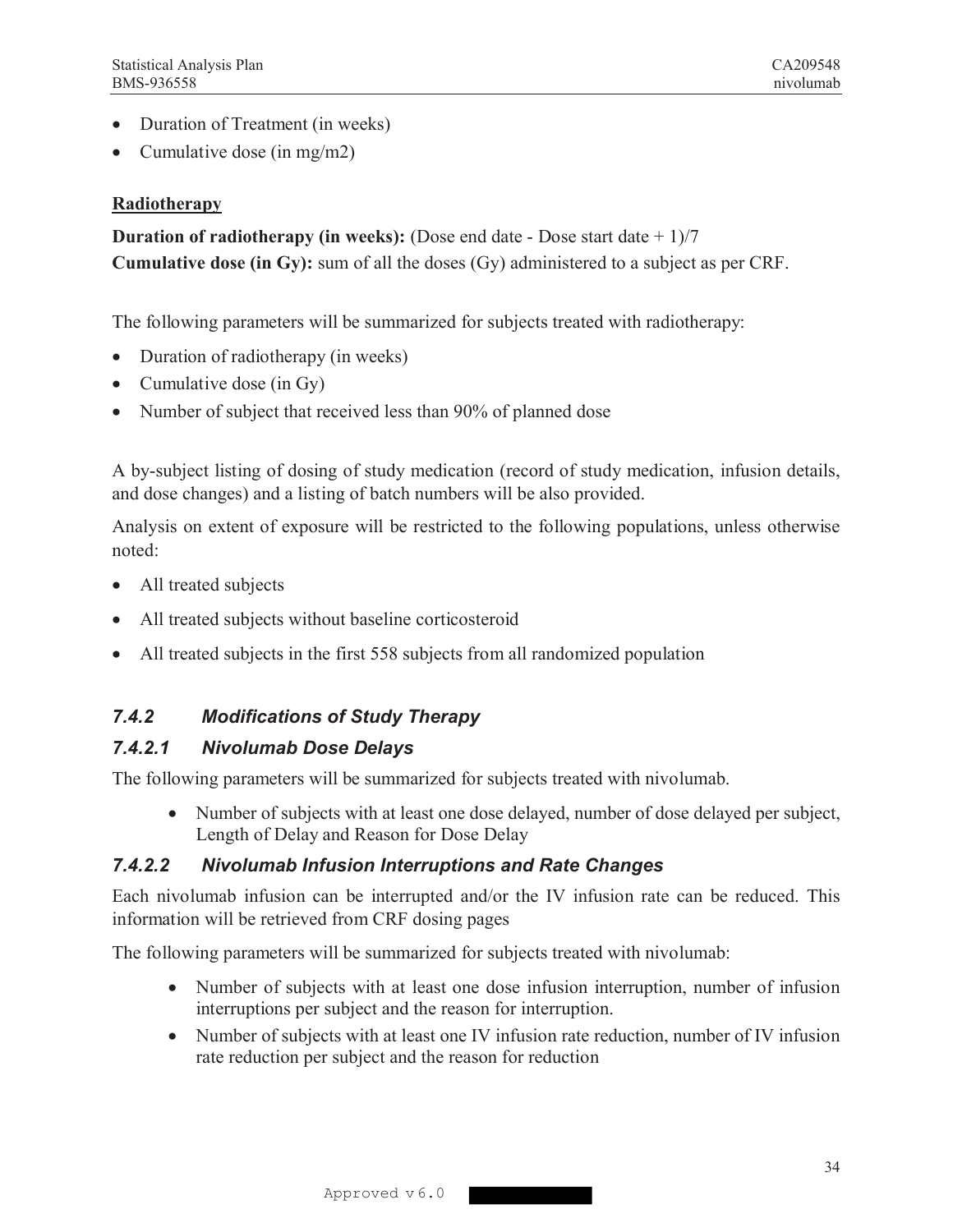- Duration of Treatment (in weeks)
- Cumulative dose (in mg/m2)

**Radiotherapy**

**Duration of radiotherapy (in weeks):** (Dose end date - Dose start date + 1)/7
**Cumulative dose (in Gy):** sum of all the doses (Gy) administered to a subject as per CRF.

The following parameters will be summarized for subjects treated with radiotherapy:

- Duration of radiotherapy (in weeks)
- Cumulative dose (in Gy)
- Number of subject that received less than 90% of planned dose

A by-subject listing of dosing of study medication (record of study medication, infusion details, and dose changes) and a listing of batch numbers will be also provided.

Analysis on extent of exposure will be restricted to the following populations, unless otherwise noted:

- All treated subjects
- All treated subjects without baseline corticosteroid
- All treated subjects in the first 558 subjects from all randomized population

### *7.4.2 Modifications of Study Therapy*

#### *7.4.2.1 Nivolumab Dose Delays*

The following parameters will be summarized for subjects treated with nivolumab.

- Number of subjects with at least one dose delayed, number of dose delayed per subject, Length of Delay and Reason for Dose Delay

#### *7.4.2.2 Nivolumab Infusion Interruptions and Rate Changes*

Each nivolumab infusion can be interrupted and/or the IV infusion rate can be reduced. This information will be retrieved from CRF dosing pages

The following parameters will be summarized for subjects treated with nivolumab:

- Number of subjects with at least one dose infusion interruption, number of infusion interruptions per subject and the reason for interruption.
- Number of subjects with at least one IV infusion rate reduction, number of IV infusion rate reduction per subject and the reason for reduction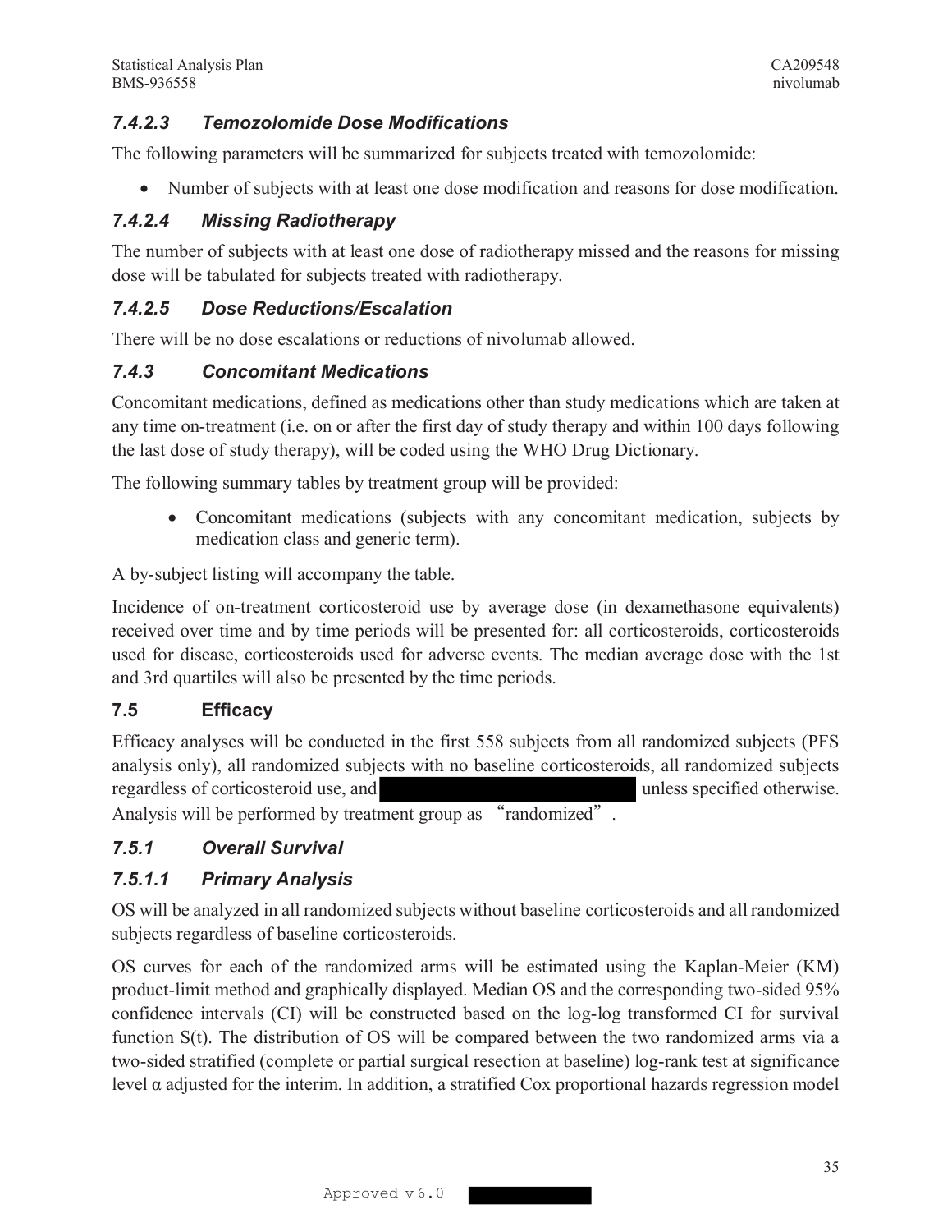### *7.4.2.3 Temozolomide Dose Modifications*

The following parameters will be summarized for subjects treated with temozolomide:

- Number of subjects with at least one dose modification and reasons for dose modification.

### *7.4.2.4 Missing Radiotherapy*

The number of subjects with at least one dose of radiotherapy missed and the reasons for missing dose will be tabulated for subjects treated with radiotherapy.

### *7.4.2.5 Dose Reductions/Escalation*

There will be no dose escalations or reductions of nivolumab allowed.

### *7.4.3 Concomitant Medications*

Concomitant medications, defined as medications other than study medications which are taken at any time on-treatment (i.e. on or after the first day of study therapy and within 100 days following the last dose of study therapy), will be coded using the WHO Drug Dictionary.

The following summary tables by treatment group will be provided:

- Concomitant medications (subjects with any concomitant medication, subjects by medication class and generic term).

A by-subject listing will accompany the table.

Incidence of on-treatment corticosteroid use by average dose (in dexamethasone equivalents) received over time and by time periods will be presented for: all corticosteroids, corticosteroids used for disease, corticosteroids used for adverse events. The median average dose with the 1st and 3rd quartiles will also be presented by the time periods.

## 7.5 Efficacy

Efficacy analyses will be conducted in the first 558 subjects from all randomized subjects (PFS analysis only), all randomized subjects with no baseline corticosteroids, all randomized subjects regardless of corticosteroid use, and [redacted] unless specified otherwise. Analysis will be performed by treatment group as "randomized".

### *7.5.1 Overall Survival*

### *7.5.1.1 Primary Analysis*

OS will be analyzed in all randomized subjects without baseline corticosteroids and all randomized subjects regardless of baseline corticosteroids.

OS curves for each of the randomized arms will be estimated using the Kaplan-Meier (KM) product-limit method and graphically displayed. Median OS and the corresponding two-sided 95% confidence intervals (CI) will be constructed based on the log-log transformed CI for survival function S(t). The distribution of OS will be compared between the two randomized arms via a two-sided stratified (complete or partial surgical resection at baseline) log-rank test at significance level $\alpha$ adjusted for the interim. In addition, a stratified Cox proportional hazards regression model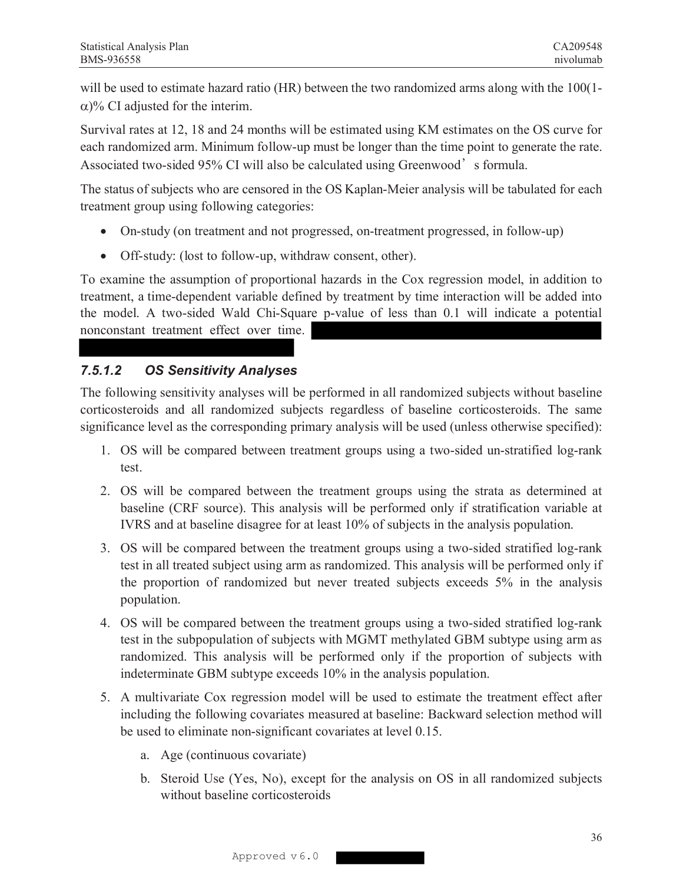will be used to estimate hazard ratio (HR) between the two randomized arms along with the 100(1-$\alpha$)% CI adjusted for the interim.

Survival rates at 12, 18 and 24 months will be estimated using KM estimates on the OS curve for each randomized arm. Minimum follow-up must be longer than the time point to generate the rate. Associated two-sided 95% CI will also be calculated using Greenwood's formula.

The status of subjects who are censored in the OS Kaplan-Meier analysis will be tabulated for each treatment group using following categories:

- On-study (on treatment and not progressed, on-treatment progressed, in follow-up)
- Off-study: (lost to follow-up, withdraw consent, other).

To examine the assumption of proportional hazards in the Cox regression model, in addition to treatment, a time-dependent variable defined by treatment by time interaction will be added into the model. A two-sided Wald Chi-Square p-value of less than 0.1 will indicate a potential nonconstant treatment effect over time.

#### 7.5.1.2 OS Sensitivity Analyses

The following sensitivity analyses will be performed in all randomized subjects without baseline corticosteroids and all randomized subjects regardless of baseline corticosteroids. The same significance level as the corresponding primary analysis will be used (unless otherwise specified):

1. OS will be compared between treatment groups using a two-sided un-stratified log-rank test.
2. OS will be compared between the treatment groups using the strata as determined at baseline (CRF source). This analysis will be performed only if stratification variable at IVRS and at baseline disagree for at least 10% of subjects in the analysis population.
3. OS will be compared between the treatment groups using a two-sided stratified log-rank test in all treated subject using arm as randomized. This analysis will be performed only if the proportion of randomized but never treated subjects exceeds 5% in the analysis population.
4. OS will be compared between the treatment groups using a two-sided stratified log-rank test in the subpopulation of subjects with MGMT methylated GBM subtype using arm as randomized. This analysis will be performed only if the proportion of subjects with indeterminate GBM subtype exceeds 10% in the analysis population.
5. A multivariate Cox regression model will be used to estimate the treatment effect after including the following covariates measured at baseline: Backward selection method will be used to eliminate non-significant covariates at level 0.15.
   a. Age (continuous covariate)
   b. Steroid Use (Yes, No), except for the analysis on OS in all randomized subjects without baseline corticosteroids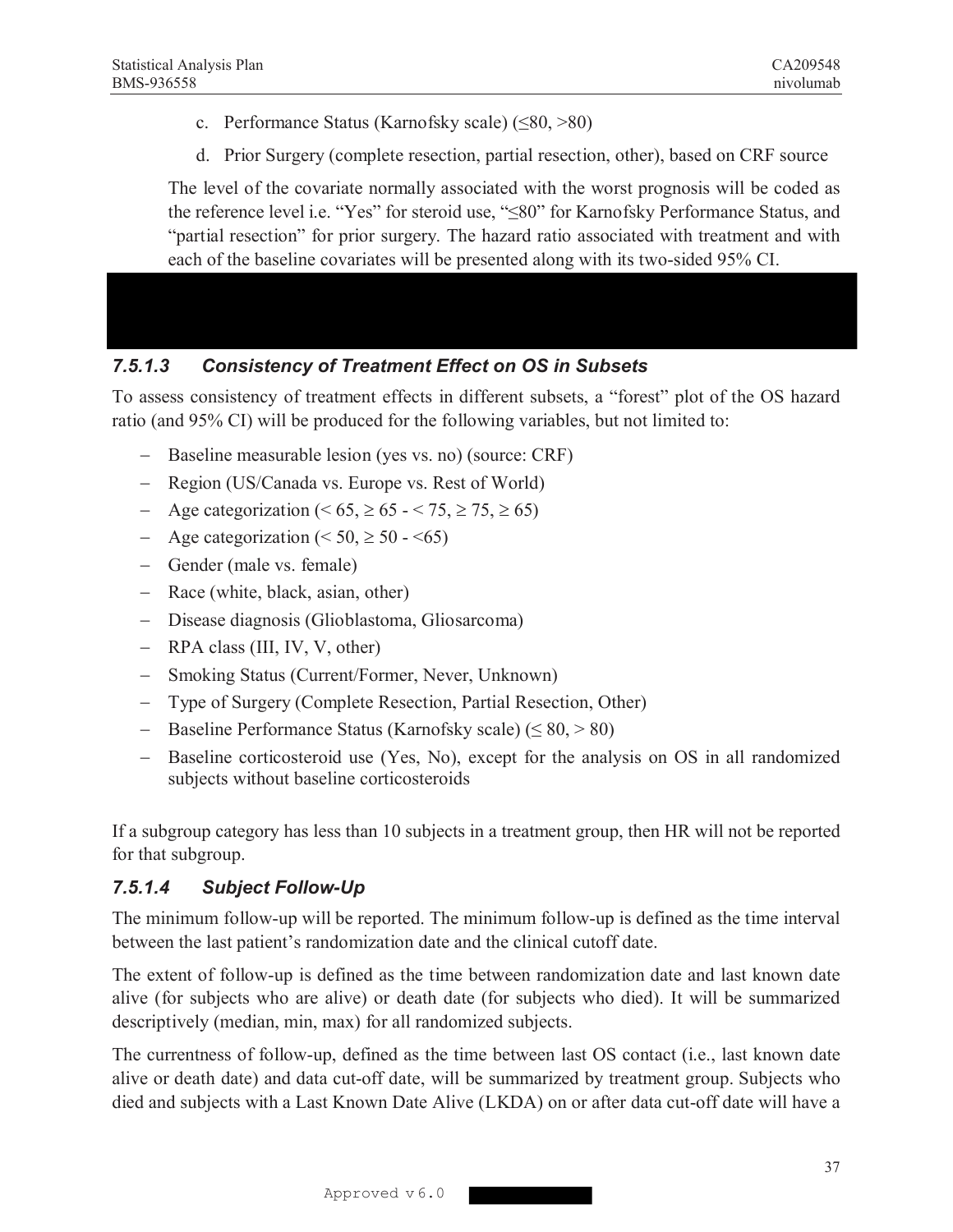c. Performance Status (Karnofsky scale) (≤80, >80)

d. Prior Surgery (complete resection, partial resection, other), based on CRF source

The level of the covariate normally associated with the worst prognosis will be coded as the reference level i.e. "Yes" for steroid use, "≤80" for Karnofsky Performance Status, and "partial resection" for prior surgery. The hazard ratio associated with treatment and with each of the baseline covariates will be presented along with its two-sided 95% CI.

#### *7.5.1.3 Consistency of Treatment Effect on OS in Subsets*

To assess consistency of treatment effects in different subsets, a "forest" plot of the OS hazard ratio (and 95% CI) will be produced for the following variables, but not limited to:

- Baseline measurable lesion (yes vs. no) (source: CRF)
- Region (US/Canada vs. Europe vs. Rest of World)
- Age categorization (< 65, ≥ 65 - < 75, ≥ 75, ≥ 65)
- Age categorization (< 50, ≥ 50 - <65)
- Gender (male vs. female)
- Race (white, black, asian, other)
- Disease diagnosis (Glioblastoma, Gliosarcoma)
- RPA class (III, IV, V, other)
- Smoking Status (Current/Former, Never, Unknown)
- Type of Surgery (Complete Resection, Partial Resection, Other)
- Baseline Performance Status (Karnofsky scale) (≤ 80, > 80)
- Baseline corticosteroid use (Yes, No), except for the analysis on OS in all randomized subjects without baseline corticosteroids

If a subgroup category has less than 10 subjects in a treatment group, then HR will not be reported for that subgroup.

#### *7.5.1.4 Subject Follow-Up*

The minimum follow-up will be reported. The minimum follow-up is defined as the time interval between the last patient's randomization date and the clinical cutoff date.

The extent of follow-up is defined as the time between randomization date and last known date alive (for subjects who are alive) or death date (for subjects who died). It will be summarized descriptively (median, min, max) for all randomized subjects.

The currentness of follow-up, defined as the time between last OS contact (i.e., last known date alive or death date) and data cut-off date, will be summarized by treatment group. Subjects who died and subjects with a Last Known Date Alive (LKDA) on or after data cut-off date will have a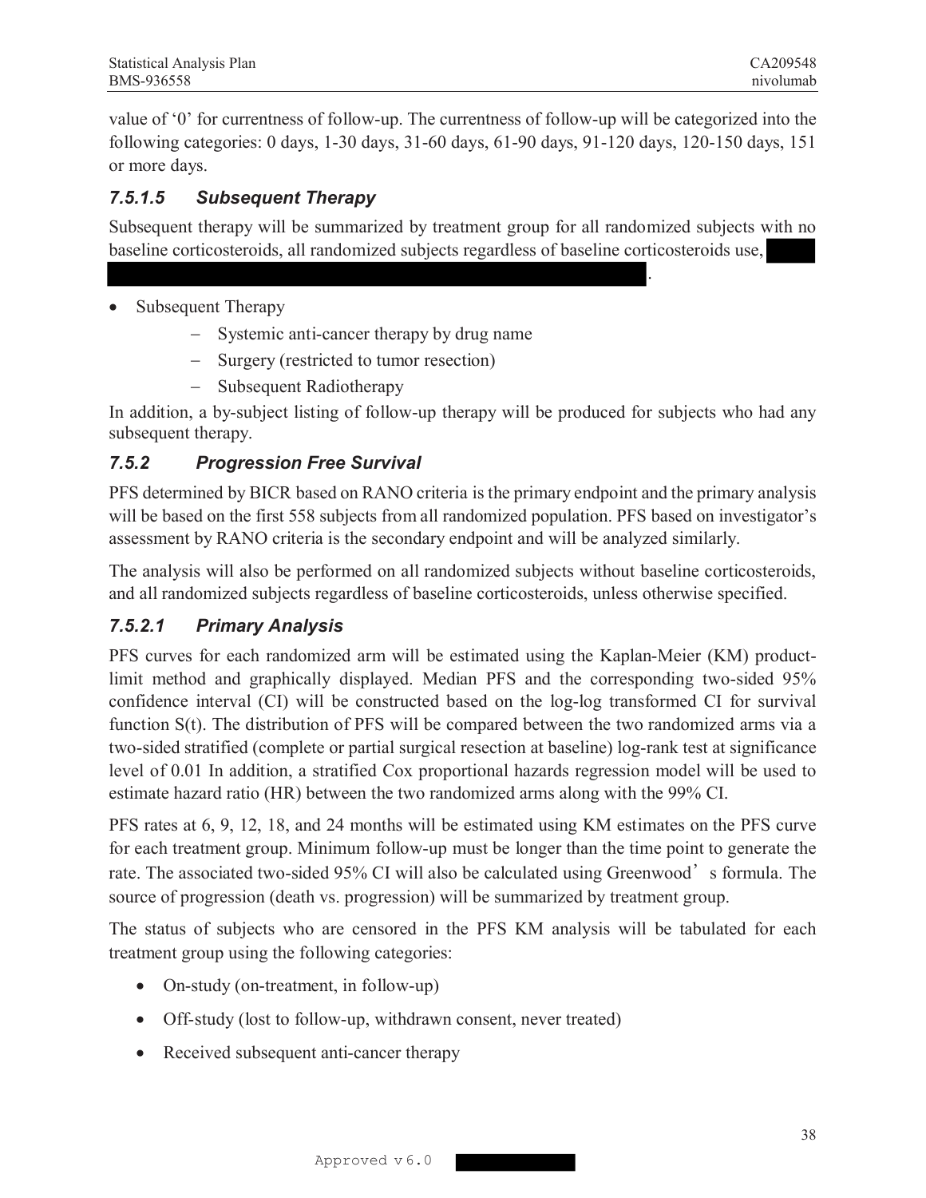value of '0' for currentness of follow-up. The currentness of follow-up will be categorized into the following categories: 0 days, 1-30 days, 31-60 days, 61-90 days, 91-120 days, 120-150 days, 151 or more days.

#### 7.5.1.5 Subsequent Therapy

Subsequent therapy will be summarized by treatment group for all randomized subjects with no baseline corticosteroids, all randomized subjects regardless of baseline corticosteroids use, ████ ████████████████████████████████████████████████.

- Subsequent Therapy
  - Systemic anti-cancer therapy by drug name
  - Surgery (restricted to tumor resection)
  - Subsequent Radiotherapy

In addition, a by-subject listing of follow-up therapy will be produced for subjects who had any subsequent therapy.

### 7.5.2 Progression Free Survival

PFS determined by BICR based on RANO criteria is the primary endpoint and the primary analysis will be based on the first 558 subjects from all randomized population. PFS based on investigator's assessment by RANO criteria is the secondary endpoint and will be analyzed similarly.

The analysis will also be performed on all randomized subjects without baseline corticosteroids, and all randomized subjects regardless of baseline corticosteroids, unless otherwise specified.

#### 7.5.2.1 Primary Analysis

PFS curves for each randomized arm will be estimated using the Kaplan-Meier (KM) product-limit method and graphically displayed. Median PFS and the corresponding two-sided 95% confidence interval (CI) will be constructed based on the log-log transformed CI for survival function S(t). The distribution of PFS will be compared between the two randomized arms via a two-sided stratified (complete or partial surgical resection at baseline) log-rank test at significance level of 0.01 In addition, a stratified Cox proportional hazards regression model will be used to estimate hazard ratio (HR) between the two randomized arms along with the 99% CI.

PFS rates at 6, 9, 12, 18, and 24 months will be estimated using KM estimates on the PFS curve for each treatment group. Minimum follow-up must be longer than the time point to generate the rate. The associated two-sided 95% CI will also be calculated using Greenwood's formula. The source of progression (death vs. progression) will be summarized by treatment group.

The status of subjects who are censored in the PFS KM analysis will be tabulated for each treatment group using the following categories:

- On-study (on-treatment, in follow-up)
- Off-study (lost to follow-up, withdrawn consent, never treated)
- Received subsequent anti-cancer therapy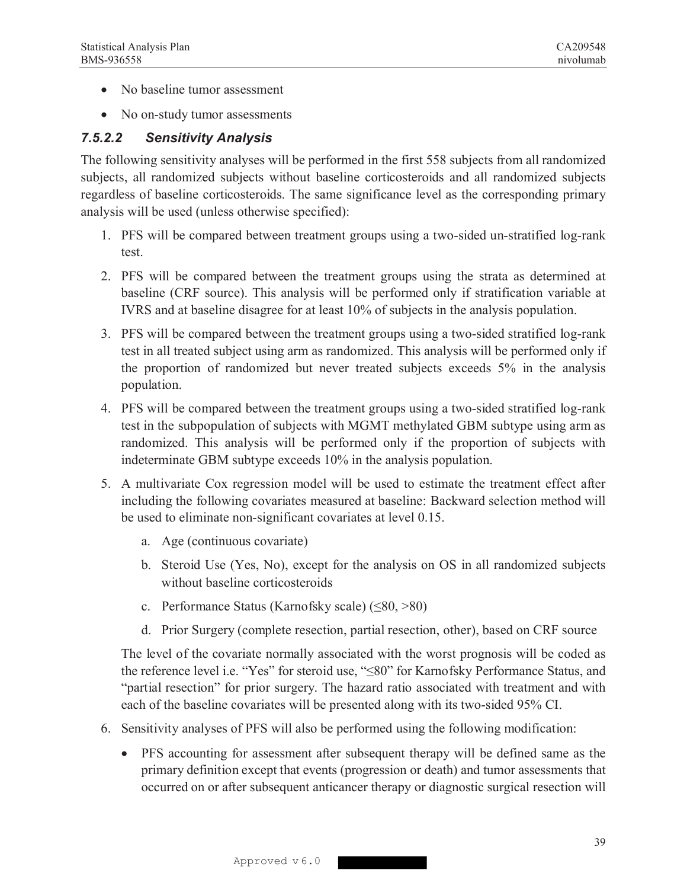- No baseline tumor assessment
- No on-study tumor assessments

#### 7.5.2.2 Sensitivity Analysis

The following sensitivity analyses will be performed in the first 558 subjects from all randomized subjects, all randomized subjects without baseline corticosteroids and all randomized subjects regardless of baseline corticosteroids. The same significance level as the corresponding primary analysis will be used (unless otherwise specified):

1. PFS will be compared between treatment groups using a two-sided un-stratified log-rank test.
2. PFS will be compared between the treatment groups using the strata as determined at baseline (CRF source). This analysis will be performed only if stratification variable at IVRS and at baseline disagree for at least 10% of subjects in the analysis population.
3. PFS will be compared between the treatment groups using a two-sided stratified log-rank test in all treated subject using arm as randomized. This analysis will be performed only if the proportion of randomized but never treated subjects exceeds 5% in the analysis population.
4. PFS will be compared between the treatment groups using a two-sided stratified log-rank test in the subpopulation of subjects with MGMT methylated GBM subtype using arm as randomized. This analysis will be performed only if the proportion of subjects with indeterminate GBM subtype exceeds 10% in the analysis population.
5. A multivariate Cox regression model will be used to estimate the treatment effect after including the following covariates measured at baseline: Backward selection method will be used to eliminate non-significant covariates at level 0.15.
   a. Age (continuous covariate)
   b. Steroid Use (Yes, No), except for the analysis on OS in all randomized subjects without baseline corticosteroids
   c. Performance Status (Karnofsky scale) (≤80, >80)
   d. Prior Surgery (complete resection, partial resection, other), based on CRF source

   The level of the covariate normally associated with the worst prognosis will be coded as the reference level i.e. "Yes" for steroid use, "≤80" for Karnofsky Performance Status, and "partial resection" for prior surgery. The hazard ratio associated with treatment and with each of the baseline covariates will be presented along with its two-sided 95% CI.
6. Sensitivity analyses of PFS will also be performed using the following modification:
   - PFS accounting for assessment after subsequent therapy will be defined same as the primary definition except that events (progression or death) and tumor assessments that occurred on or after subsequent anticancer therapy or diagnostic surgical resection will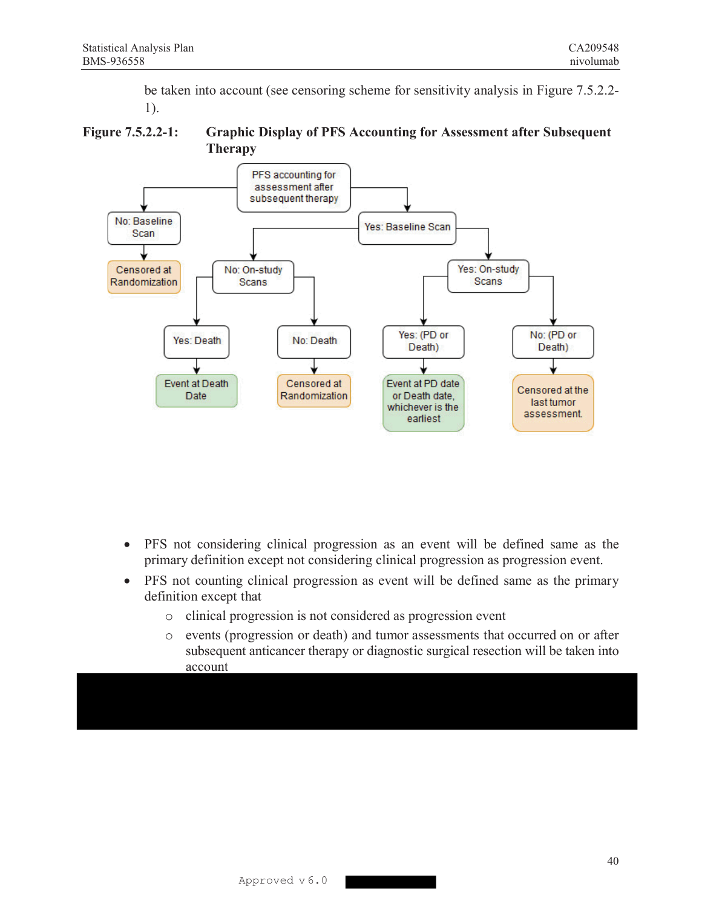be taken into account (see censoring scheme for sensitivity analysis in Figure 7.5.2.2-1).

**Figure 7.5.2.2-1: Graphic Display of PFS Accounting for Assessment after Subsequent Therapy**

PFS accounting for assessment after subsequent therapy

- No: Baseline Scan
  - Censored at Randomization
- Yes: Baseline Scan
  - No: On-study Scans
    - Yes: Death
      - Event at Death Date
    - No: Death
      - Censored at Randomization
  - Yes: On-study Scans
    - Yes: (PD or Death)
      - Event at PD date or Death date, whichever is the earliest
    - No: (PD or Death)
      - Censored at the last tumor assessment.

- PFS not considering clinical progression as an event will be defined same as the primary definition except not considering clinical progression as progression event.
- PFS not counting clinical progression as event will be defined same as the primary definition except that
  - clinical progression is not considered as progression event
  - events (progression or death) and tumor assessments that occurred on or after subsequent anticancer therapy or diagnostic surgical resection will be taken into account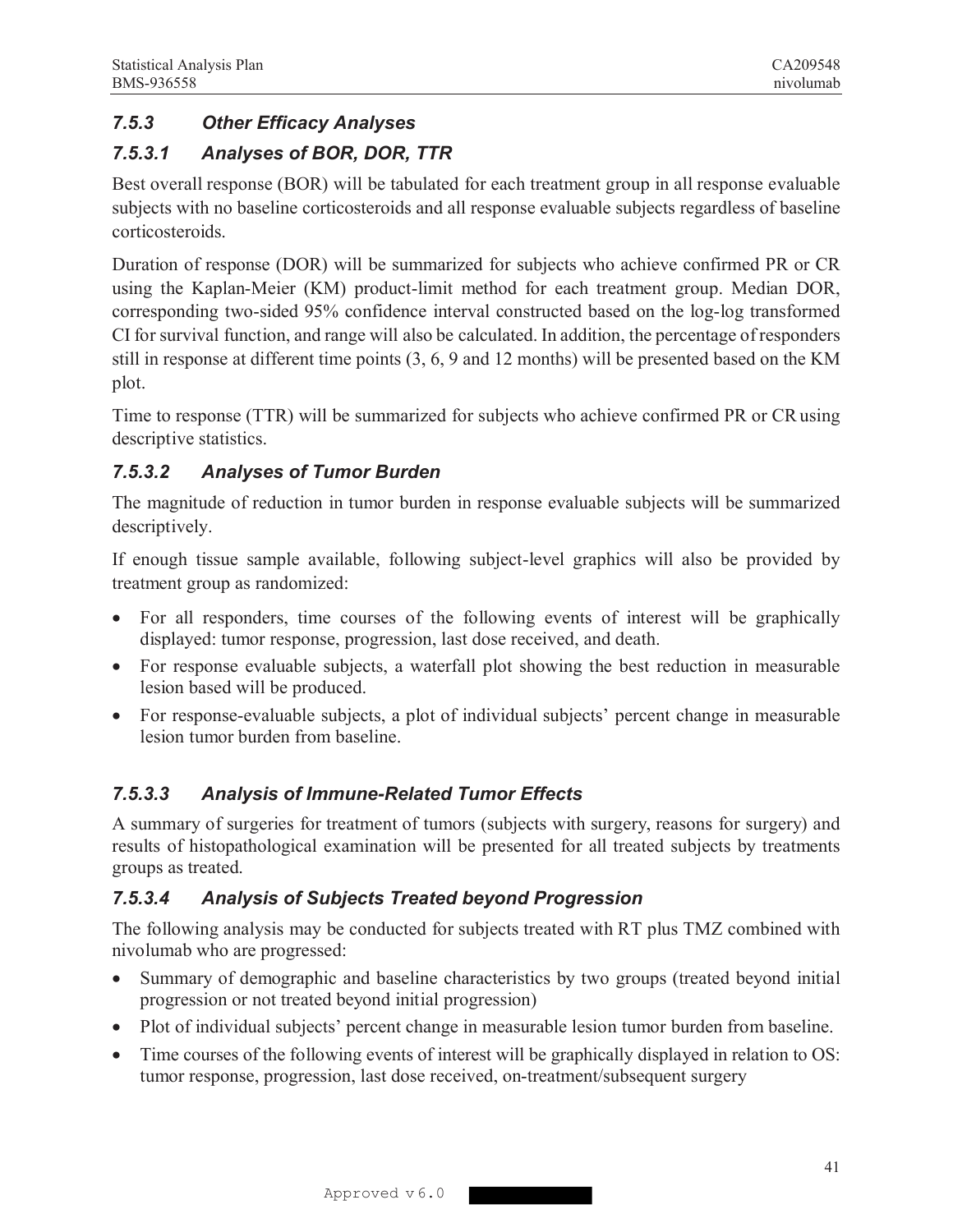### 7.5.3 Other Efficacy Analyses

#### 7.5.3.1 Analyses of BOR, DOR, TTR

Best overall response (BOR) will be tabulated for each treatment group in all response evaluable subjects with no baseline corticosteroids and all response evaluable subjects regardless of baseline corticosteroids.

Duration of response (DOR) will be summarized for subjects who achieve confirmed PR or CR using the Kaplan-Meier (KM) product-limit method for each treatment group. Median DOR, corresponding two-sided 95% confidence interval constructed based on the log-log transformed CI for survival function, and range will also be calculated. In addition, the percentage of responders still in response at different time points (3, 6, 9 and 12 months) will be presented based on the KM plot.

Time to response (TTR) will be summarized for subjects who achieve confirmed PR or CR using descriptive statistics.

#### 7.5.3.2 Analyses of Tumor Burden

The magnitude of reduction in tumor burden in response evaluable subjects will be summarized descriptively.

If enough tissue sample available, following subject-level graphics will also be provided by treatment group as randomized:

- For all responders, time courses of the following events of interest will be graphically displayed: tumor response, progression, last dose received, and death.
- For response evaluable subjects, a waterfall plot showing the best reduction in measurable lesion based will be produced.
- For response-evaluable subjects, a plot of individual subjects' percent change in measurable lesion tumor burden from baseline.

#### 7.5.3.3 Analysis of Immune-Related Tumor Effects

A summary of surgeries for treatment of tumors (subjects with surgery, reasons for surgery) and results of histopathological examination will be presented for all treated subjects by treatments groups as treated.

#### 7.5.3.4 Analysis of Subjects Treated beyond Progression

The following analysis may be conducted for subjects treated with RT plus TMZ combined with nivolumab who are progressed:

- Summary of demographic and baseline characteristics by two groups (treated beyond initial progression or not treated beyond initial progression)
- Plot of individual subjects' percent change in measurable lesion tumor burden from baseline.
- Time courses of the following events of interest will be graphically displayed in relation to OS: tumor response, progression, last dose received, on-treatment/subsequent surgery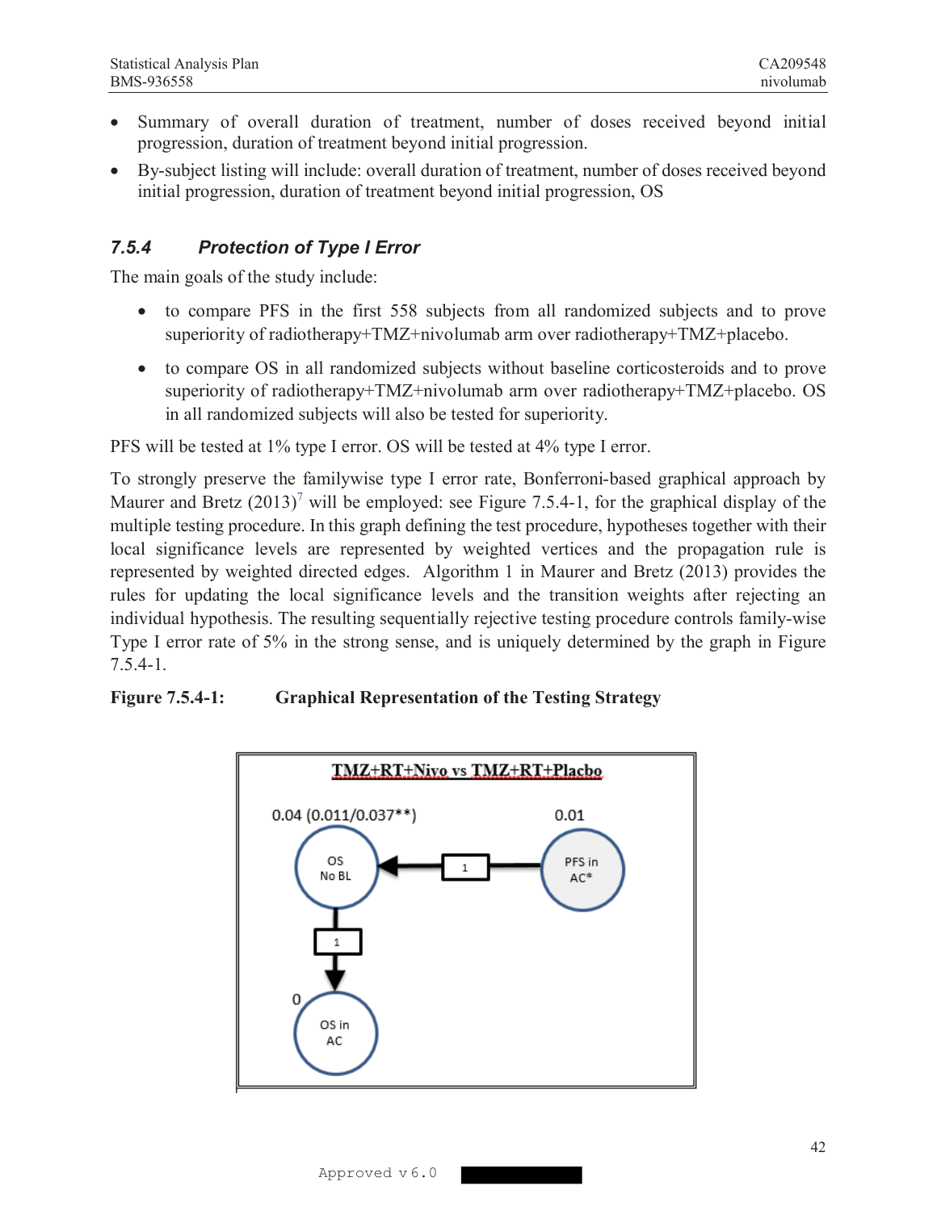- Summary of overall duration of treatment, number of doses received beyond initial progression, duration of treatment beyond initial progression.
- By-subject listing will include: overall duration of treatment, number of doses received beyond initial progression, duration of treatment beyond initial progression, OS

### 7.5.4 Protection of Type I Error

The main goals of the study include:

- to compare PFS in the first 558 subjects from all randomized subjects and to prove superiority of radiotherapy+TMZ+nivolumab arm over radiotherapy+TMZ+placebo.
- to compare OS in all randomized subjects without baseline corticosteroids and to prove superiority of radiotherapy+TMZ+nivolumab arm over radiotherapy+TMZ+placebo. OS in all randomized subjects will also be tested for superiority.

PFS will be tested at 1% type I error. OS will be tested at 4% type I error.

To strongly preserve the familywise type I error rate, Bonferroni-based graphical approach by Maurer and Bretz (2013)[7] will be employed: see Figure 7.5.4-1, for the graphical display of the multiple testing procedure. In this graph defining the test procedure, hypotheses together with their local significance levels are represented by weighted vertices and the propagation rule is represented by weighted directed edges. Algorithm 1 in Maurer and Bretz (2013) provides the rules for updating the local significance levels and the transition weights after rejecting an individual hypothesis. The resulting sequentially rejective testing procedure controls family-wise Type I error rate of 5% in the strong sense, and is uniquely determined by the graph in Figure 7.5.4-1.

**Figure 7.5.4-1: Graphical Representation of the Testing Strategy**

TMZ+RT+Nivo vs TMZ+RT+Placbo

0.04 (0.011/0.037**)

OS No BL

0.01

PFS in AC*

1

1

0

OS in AC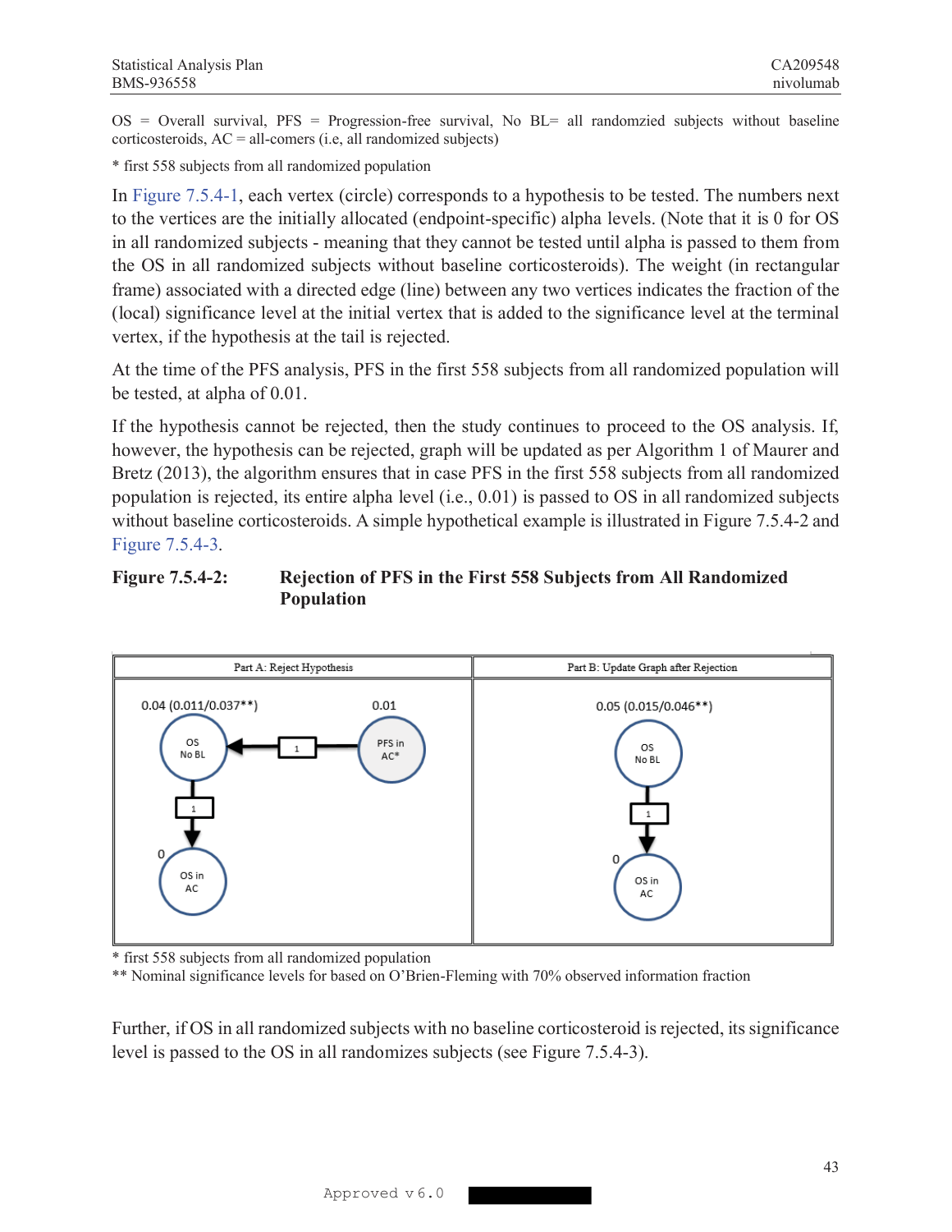OS = Overall survival, PFS = Progression-free survival, No BL= all randomzied subjects without baseline corticosteroids, AC = all-comers (i.e, all randomized subjects)

* first 558 subjects from all randomized population

In Figure 7.5.4-1, each vertex (circle) corresponds to a hypothesis to be tested. The numbers next to the vertices are the initially allocated (endpoint-specific) alpha levels. (Note that it is 0 for OS in all randomized subjects - meaning that they cannot be tested until alpha is passed to them from the OS in all randomized subjects without baseline corticosteroids). The weight (in rectangular frame) associated with a directed edge (line) between any two vertices indicates the fraction of the (local) significance level at the initial vertex that is added to the significance level at the terminal vertex, if the hypothesis at the tail is rejected.

At the time of the PFS analysis, PFS in the first 558 subjects from all randomized population will be tested, at alpha of 0.01.

If the hypothesis cannot be rejected, then the study continues to proceed to the OS analysis. If, however, the hypothesis can be rejected, graph will be updated as per Algorithm 1 of Maurer and Bretz (2013), the algorithm ensures that in case PFS in the first 558 subjects from all randomized population is rejected, its entire alpha level (i.e., 0.01) is passed to OS in all randomized subjects without baseline corticosteroids. A simple hypothetical example is illustrated in Figure 7.5.4-2 and Figure 7.5.4-3.

**Figure 7.5.4-2: Rejection of PFS in the First 558 Subjects from All Randomized Population**

| Part A: Reject Hypothesis | Part B: Update Graph after Rejection |
|---|---|
| OS No BL: 0.04 (0.011/0.037**); PFS in AC*: 0.01; PFS in AC* → OS No BL (weight 1); OS No BL → OS in AC (weight 1); OS in AC: 0 | OS No BL: 0.05 (0.015/0.046**); OS No BL → OS in AC (weight 1); OS in AC: 0 |

* first 558 subjects from all randomized population

** Nominal significance levels for based on O'Brien-Fleming with 70% observed information fraction

Further, if OS in all randomized subjects with no baseline corticosteroid is rejected, its significance level is passed to the OS in all randomizes subjects (see Figure 7.5.4-3).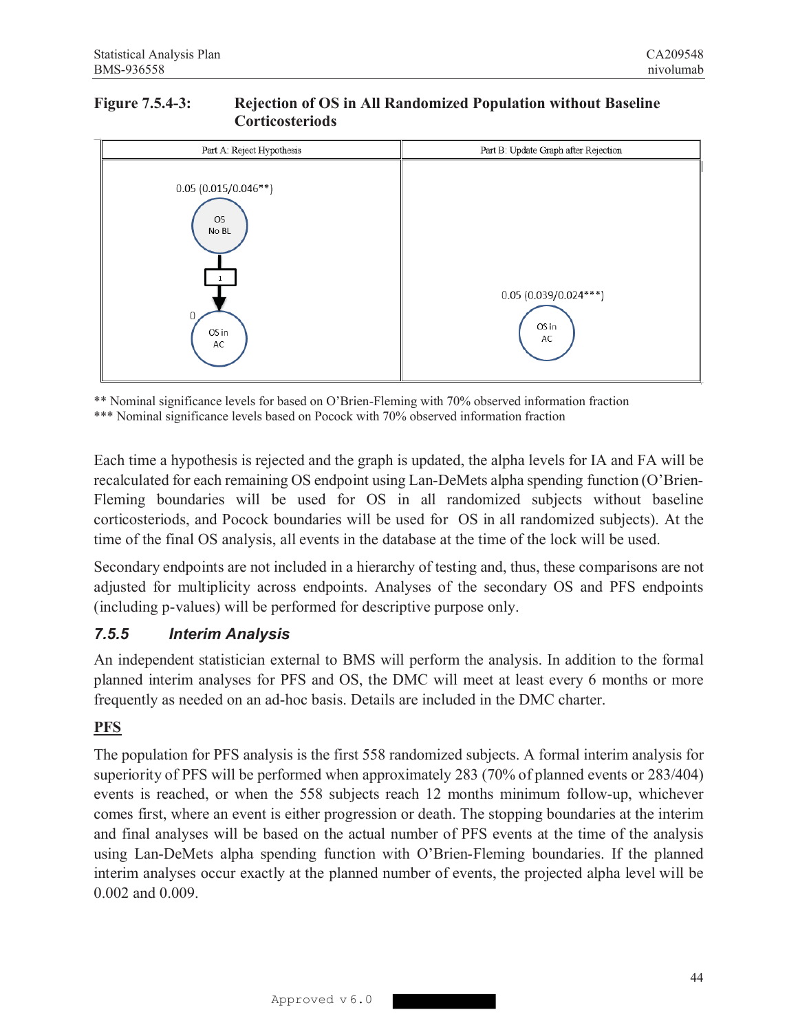**Figure 7.5.4-3: Rejection of OS in All Randomized Population without Baseline Corticosteriods**

| Part A: Reject Hypothesis | Part B: Update Graph after Rejection |
| --- | --- |
| 0.05 (0.015/0.046**) OS No BL → 1 → 0 OS in AC | 0.05 (0.039/0.024***) OS in AC |

** Nominal significance levels for based on O'Brien-Fleming with 70% observed information fraction
*** Nominal significance levels based on Pocock with 70% observed information fraction

Each time a hypothesis is rejected and the graph is updated, the alpha levels for IA and FA will be recalculated for each remaining OS endpoint using Lan-DeMets alpha spending function (O'Brien-Fleming boundaries will be used for OS in all randomized subjects without baseline corticosteriods, and Pocock boundaries will be used for OS in all randomized subjects). At the time of the final OS analysis, all events in the database at the time of the lock will be used.

Secondary endpoints are not included in a hierarchy of testing and, thus, these comparisons are not adjusted for multiplicity across endpoints. Analyses of the secondary OS and PFS endpoints (including p-values) will be performed for descriptive purpose only.

### 7.5.5 Interim Analysis

An independent statistician external to BMS will perform the analysis. In addition to the formal planned interim analyses for PFS and OS, the DMC will meet at least every 6 months or more frequently as needed on an ad-hoc basis. Details are included in the DMC charter.

**PFS**

The population for PFS analysis is the first 558 randomized subjects. A formal interim analysis for superiority of PFS will be performed when approximately 283 (70% of planned events or 283/404) events is reached, or when the 558 subjects reach 12 months minimum follow-up, whichever comes first, where an event is either progression or death. The stopping boundaries at the interim and final analyses will be based on the actual number of PFS events at the time of the analysis using Lan-DeMets alpha spending function with O'Brien-Fleming boundaries. If the planned interim analyses occur exactly at the planned number of events, the projected alpha level will be 0.002 and 0.009.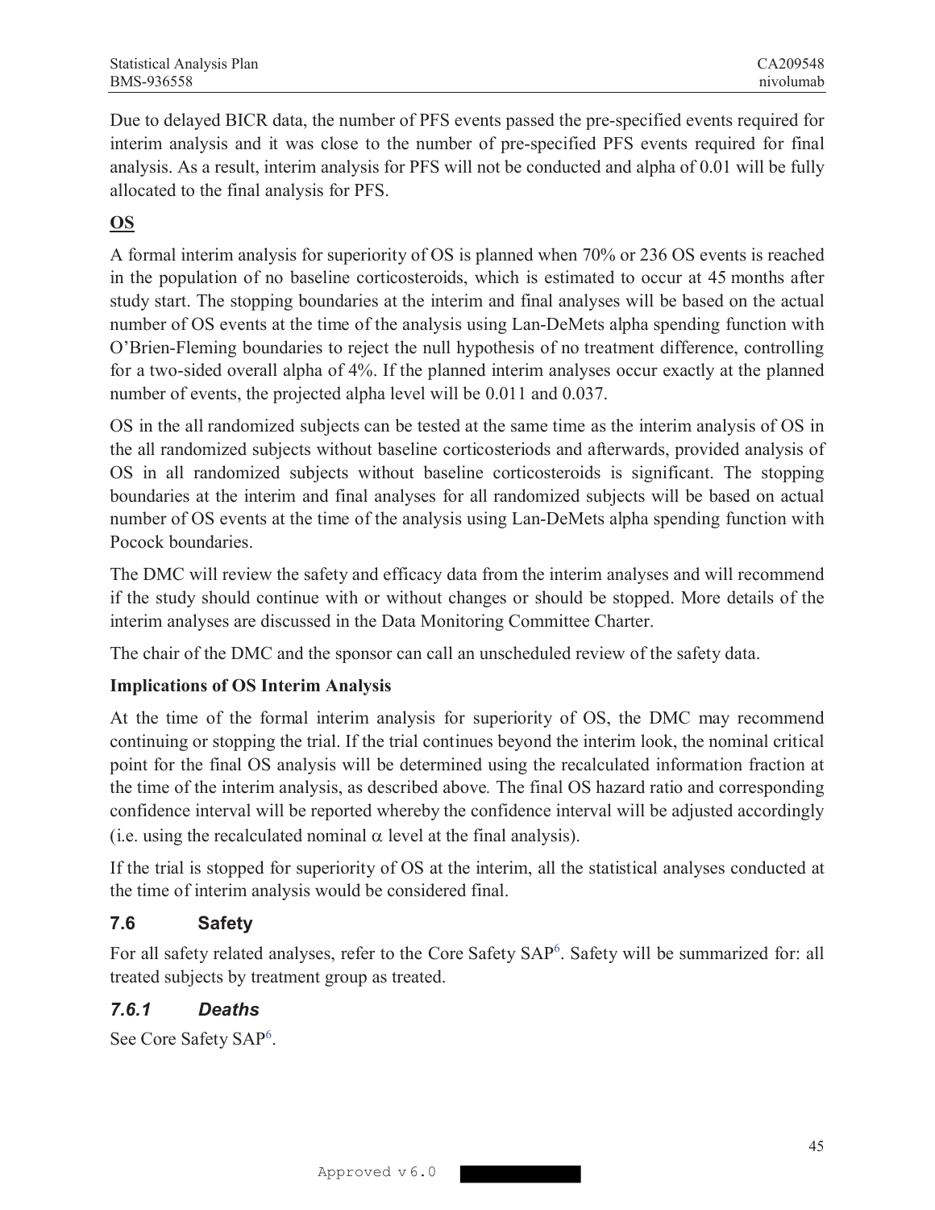Due to delayed BICR data, the number of PFS events passed the pre-specified events required for interim analysis and it was close to the number of pre-specified PFS events required for final analysis. As a result, interim analysis for PFS will not be conducted and alpha of 0.01 will be fully allocated to the final analysis for PFS.

**OS**

A formal interim analysis for superiority of OS is planned when 70% or 236 OS events is reached in the population of no baseline corticosteroids, which is estimated to occur at 45 months after study start. The stopping boundaries at the interim and final analyses will be based on the actual number of OS events at the time of the analysis using Lan-DeMets alpha spending function with O'Brien-Fleming boundaries to reject the null hypothesis of no treatment difference, controlling for a two-sided overall alpha of 4%. If the planned interim analyses occur exactly at the planned number of events, the projected alpha level will be 0.011 and 0.037.

OS in the all randomized subjects can be tested at the same time as the interim analysis of OS in the all randomized subjects without baseline corticosteriods and afterwards, provided analysis of OS in all randomized subjects without baseline corticosteroids is significant. The stopping boundaries at the interim and final analyses for all randomized subjects will be based on actual number of OS events at the time of the analysis using Lan-DeMets alpha spending function with Pocock boundaries.

The DMC will review the safety and efficacy data from the interim analyses and will recommend if the study should continue with or without changes or should be stopped. More details of the interim analyses are discussed in the Data Monitoring Committee Charter.

The chair of the DMC and the sponsor can call an unscheduled review of the safety data.

**Implications of OS Interim Analysis**

At the time of the formal interim analysis for superiority of OS, the DMC may recommend continuing or stopping the trial. If the trial continues beyond the interim look, the nominal critical point for the final OS analysis will be determined using the recalculated information fraction at the time of the interim analysis, as described above. The final OS hazard ratio and corresponding confidence interval will be reported whereby the confidence interval will be adjusted accordingly (i.e. using the recalculated nominal $\alpha$ level at the final analysis).

If the trial is stopped for superiority of OS at the interim, all the statistical analyses conducted at the time of interim analysis would be considered final.

## 7.6 Safety

For all safety related analyses, refer to the Core Safety SAP[6]. Safety will be summarized for: all treated subjects by treatment group as treated.

### *7.6.1 Deaths*

See Core Safety SAP[6].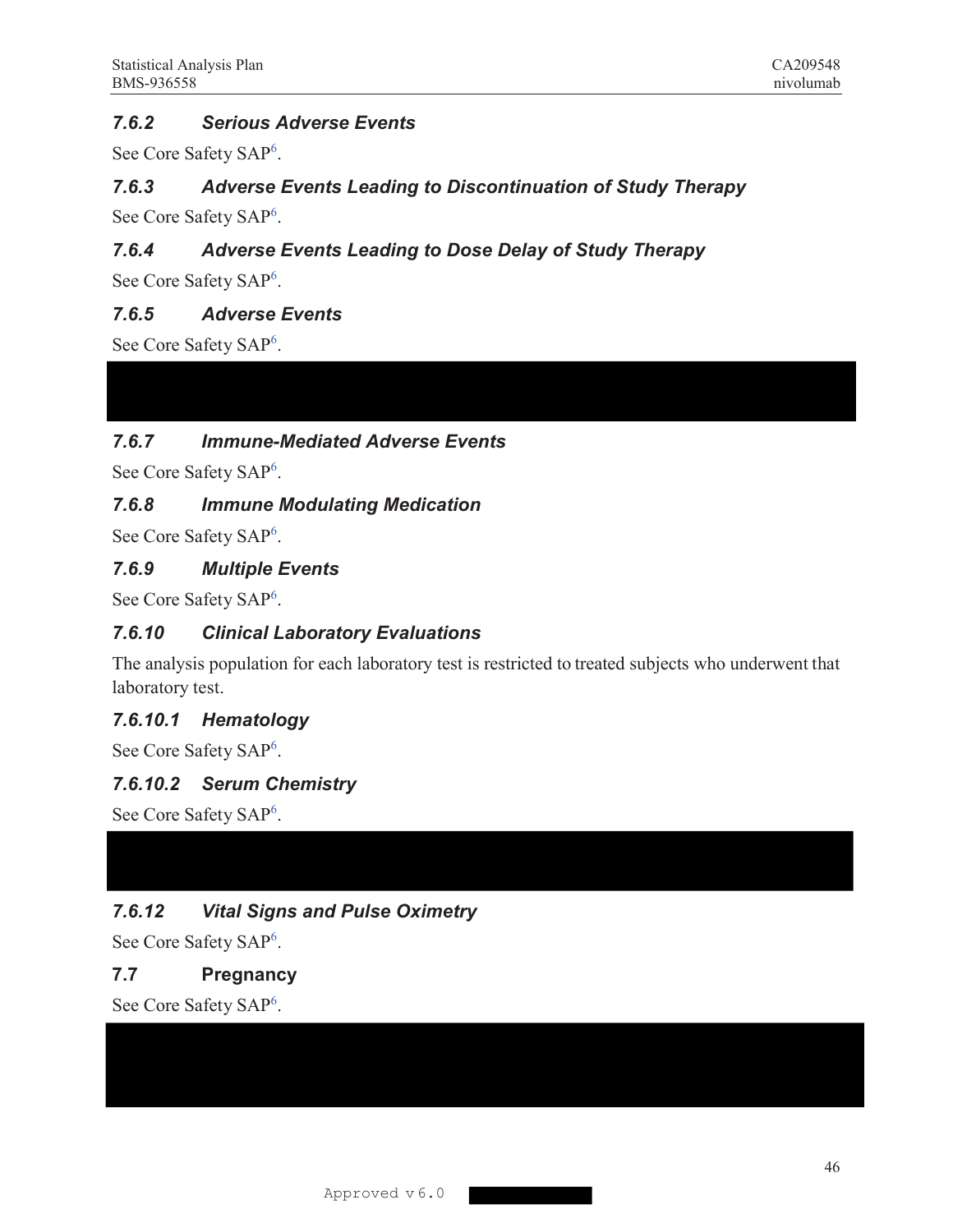### 7.6.2 Serious Adverse Events

See Core Safety SAP[6].

### 7.6.3 Adverse Events Leading to Discontinuation of Study Therapy

See Core Safety SAP[6].

### 7.6.4 Adverse Events Leading to Dose Delay of Study Therapy

See Core Safety SAP[6].

### 7.6.5 Adverse Events

See Core Safety SAP[6].

### 7.6.7 Immune-Mediated Adverse Events

See Core Safety SAP[6].

### 7.6.8 Immune Modulating Medication

See Core Safety SAP[6].

### 7.6.9 Multiple Events

See Core Safety SAP[6].

### 7.6.10 Clinical Laboratory Evaluations

The analysis population for each laboratory test is restricted to treated subjects who underwent that laboratory test.

#### 7.6.10.1 Hematology

See Core Safety SAP[6].

#### 7.6.10.2 Serum Chemistry

See Core Safety SAP[6].

### 7.6.12 Vital Signs and Pulse Oximetry

See Core Safety SAP[6].

## 7.7 Pregnancy

See Core Safety SAP[6].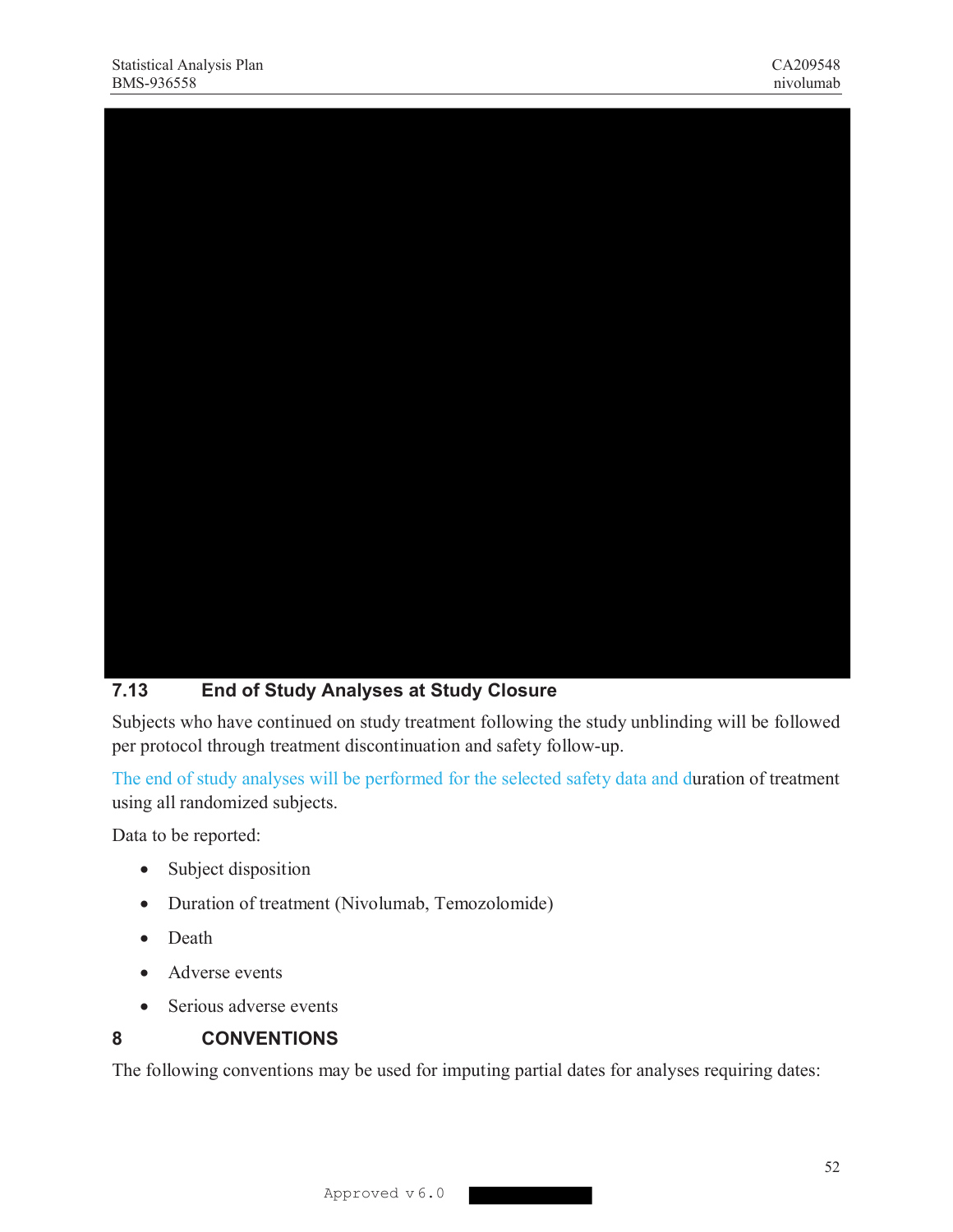## 7.13 End of Study Analyses at Study Closure

Subjects who have continued on study treatment following the study unblinding will be followed per protocol through treatment discontinuation and safety follow-up.

The end of study analyses will be performed for the selected safety data and duration of treatment using all randomized subjects.

Data to be reported:

- Subject disposition
- Duration of treatment (Nivolumab, Temozolomide)
- Death
- Adverse events
- Serious adverse events

# 8 CONVENTIONS

The following conventions may be used for imputing partial dates for analyses requiring dates: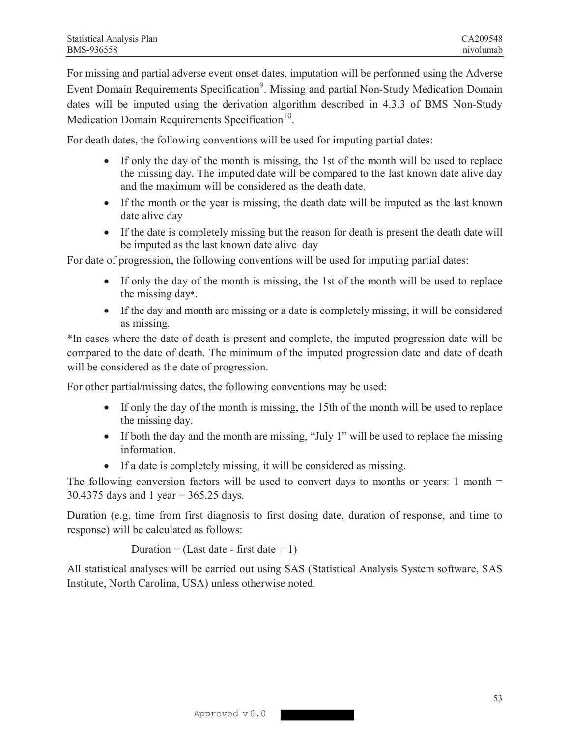For missing and partial adverse event onset dates, imputation will be performed using the Adverse Event Domain Requirements Specification[9]. Missing and partial Non-Study Medication Domain dates will be imputed using the derivation algorithm described in 4.3.3 of BMS Non-Study Medication Domain Requirements Specification[10].

For death dates, the following conventions will be used for imputing partial dates:

- If only the day of the month is missing, the 1st of the month will be used to replace the missing day. The imputed date will be compared to the last known date alive day and the maximum will be considered as the death date.
- If the month or the year is missing, the death date will be imputed as the last known date alive day
- If the date is completely missing but the reason for death is present the death date will be imputed as the last known date alive day

For date of progression, the following conventions will be used for imputing partial dates:

- If only the day of the month is missing, the 1st of the month will be used to replace the missing day*.
- If the day and month are missing or a date is completely missing, it will be considered as missing.

*In cases where the date of death is present and complete, the imputed progression date will be compared to the date of death. The minimum of the imputed progression date and date of death will be considered as the date of progression.

For other partial/missing dates, the following conventions may be used:

- If only the day of the month is missing, the 15th of the month will be used to replace the missing day.
- If both the day and the month are missing, "July 1" will be used to replace the missing information.
- If a date is completely missing, it will be considered as missing.

The following conversion factors will be used to convert days to months or years: 1 month = 30.4375 days and 1 year = 365.25 days.

Duration (e.g. time from first diagnosis to first dosing date, duration of response, and time to response) will be calculated as follows:

Duration = (Last date - first date + 1)

All statistical analyses will be carried out using SAS (Statistical Analysis System software, SAS Institute, North Carolina, USA) unless otherwise noted.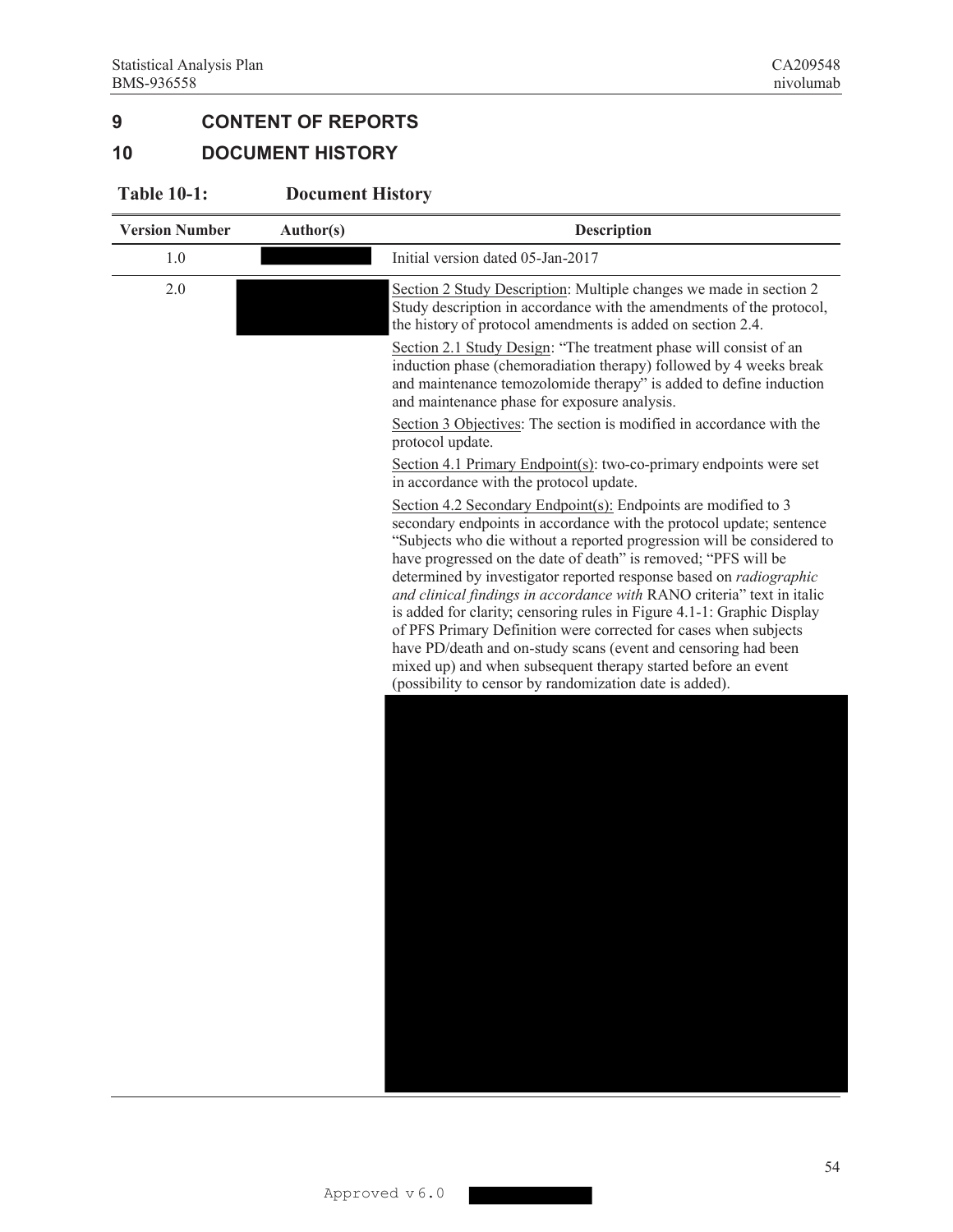# 9 CONTENT OF REPORTS

# 10 DOCUMENT HISTORY

**Table 10-1: Document History**

| Version Number | Author(s) | Description |
|---|---|---|
| 1.0 | | Initial version dated 05-Jan-2017 |
| 2.0 | | Section 2 Study Description: Multiple changes we made in section 2 Study description in accordance with the amendments of the protocol, the history of protocol amendments is added on section 2.4.<br>Section 2.1 Study Design: "The treatment phase will consist of an induction phase (chemoradiation therapy) followed by 4 weeks break and maintenance temozolomide therapy" is added to define induction and maintenance phase for exposure analysis.<br>Section 3 Objectives: The section is modified in accordance with the protocol update.<br>Section 4.1 Primary Endpoint(s): two-co-primary endpoints were set in accordance with the protocol update.<br>Section 4.2 Secondary Endpoint(s): Endpoints are modified to 3 secondary endpoints in accordance with the protocol update; sentence "Subjects who die without a reported progression will be considered to have progressed on the date of death" is removed; "PFS will be determined by investigator reported response based on *radiographic and clinical findings in accordance with* RANO criteria" text in italic is added for clarity; censoring rules in Figure 4.1-1: Graphic Display of PFS Primary Definition were corrected for cases when subjects have PD/death and on-study scans (event and censoring had been mixed up) and when subsequent therapy started before an event (possibility to censor by randomization date is added). |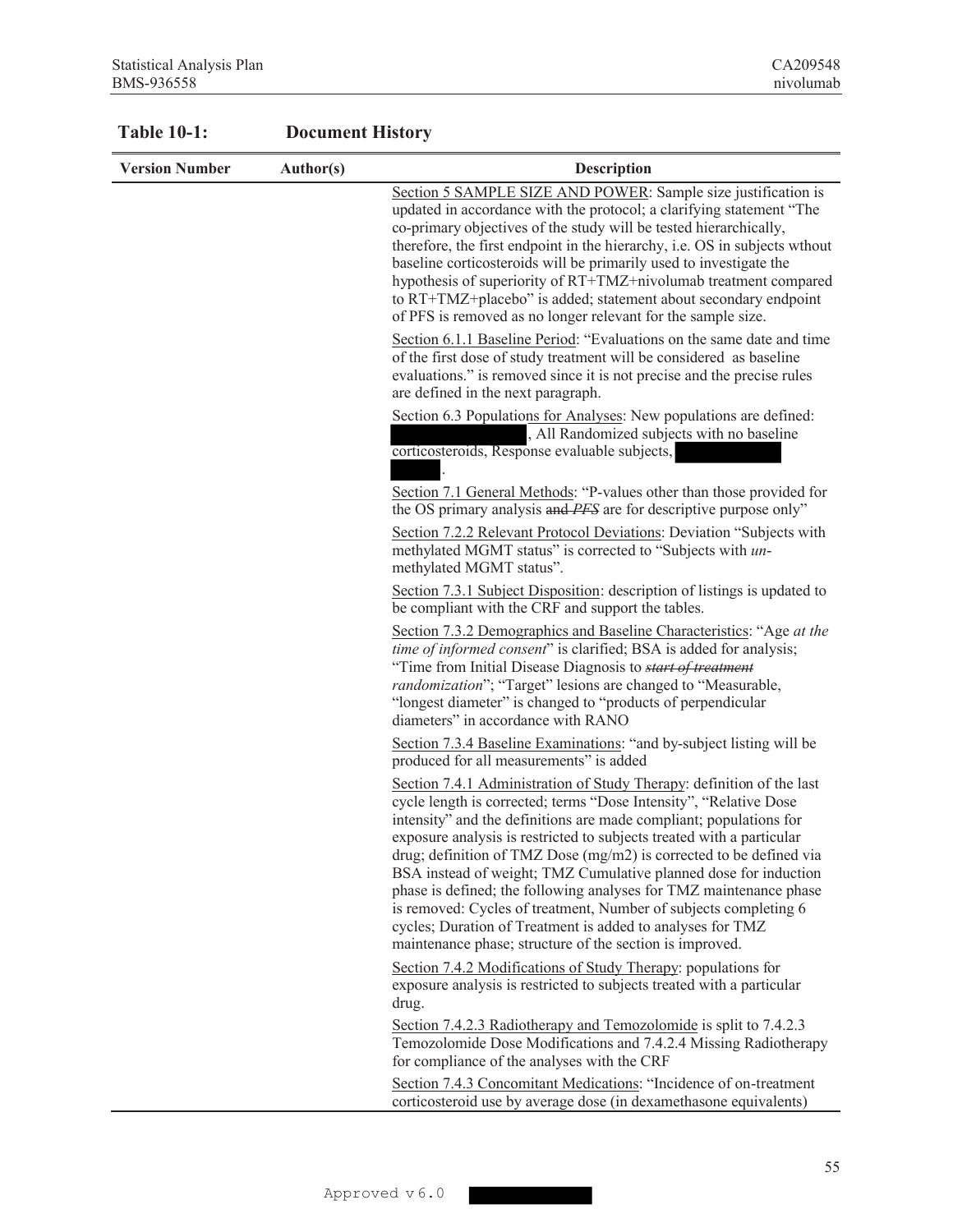**Table 10-1: Document History**

| Version Number | Author(s) | Description |
|---|---|---|
| | | Section 5 SAMPLE SIZE AND POWER: Sample size justification is updated in accordance with the protocol; a clarifying statement "The co-primary objectives of the study will be tested hierarchically, therefore, the first endpoint in the hierarchy, i.e. OS in subjects wthout baseline corticosteroids will be primarily used to investigate the hypothesis of superiority of RT+TMZ+nivolumab treatment compared to RT+TMZ+placebo" is added; statement about secondary endpoint of PFS is removed as no longer relevant for the sample size.<br><br>Section 6.1.1 Baseline Period: "Evaluations on the same date and time of the first dose of study treatment will be considered as baseline evaluations." is removed since it is not precise and the precise rules are defined in the next paragraph.<br><br>Section 6.3 Populations for Analyses: New populations are defined: [REDACTED], All Randomized subjects with no baseline corticosteroids, Response evaluable subjects, [REDACTED].<br><br>Section 7.1 General Methods: "P-values other than those provided for the OS primary analysis ~~and~~ *PFS* are for descriptive purpose only"<br><br>Section 7.2.2 Relevant Protocol Deviations: Deviation "Subjects with methylated MGMT status" is corrected to "Subjects with *un*-methylated MGMT status".<br><br>Section 7.3.1 Subject Disposition: description of listings is updated to be compliant with the CRF and support the tables.<br><br>Section 7.3.2 Demographics and Baseline Characteristics: "Age *at the time of informed consent*" is clarified; BSA is added for analysis; "Time from Initial Disease Diagnosis to ~~*start of treatment*~~ *randomization*"; "Target" lesions are changed to "Measurable, "longest diameter" is changed to "products of perpendicular diameters" in accordance with RANO<br><br>Section 7.3.4 Baseline Examinations: "and by-subject listing will be produced for all measurements" is added<br><br>Section 7.4.1 Administration of Study Therapy: definition of the last cycle length is corrected; terms "Dose Intensity", "Relative Dose intensity" and the definitions are made compliant; populations for exposure analysis is restricted to subjects treated with a particular drug; definition of TMZ Dose (mg/m2) is corrected to be defined via BSA instead of weight; TMZ Cumulative planned dose for induction phase is defined; the following analyses for TMZ maintenance phase is removed: Cycles of treatment, Number of subjects completing 6 cycles; Duration of Treatment is added to analyses for TMZ maintenance phase; structure of the section is improved.<br><br>Section 7.4.2 Modifications of Study Therapy: populations for exposure analysis is restricted to subjects treated with a particular drug.<br><br>Section 7.4.2.3 Radiotherapy and Temozolomide is split to 7.4.2.3 Temozolomide Dose Modifications and 7.4.2.4 Missing Radiotherapy for compliance of the analyses with the CRF<br><br>Section 7.4.3 Concomitant Medications: "Incidence of on-treatment corticosteroid use by average dose (in dexamethasone equivalents) |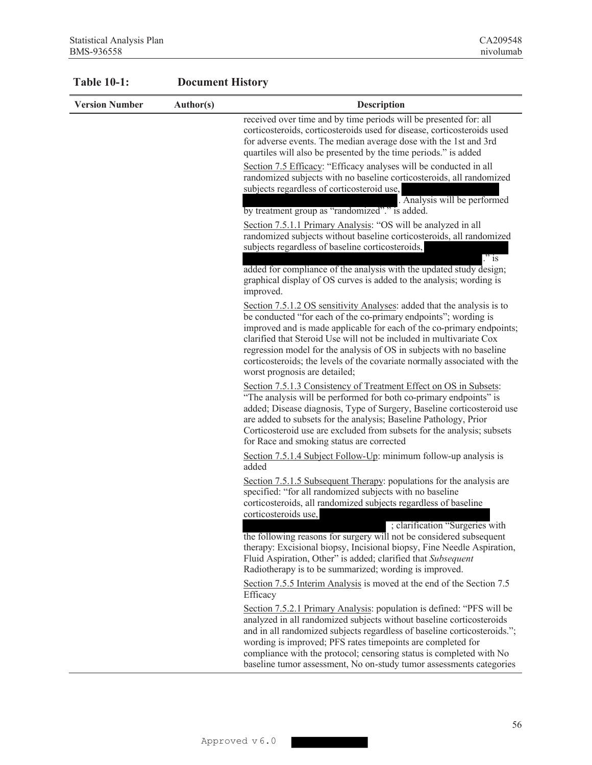**Table 10-1: Document History**

| Version Number | Author(s) | Description |
| --- | --- | --- |
| | | received over time and by time periods will be presented for: all corticosteroids, corticosteroids used for disease, corticosteroids used for adverse events. The median average dose with the 1st and 3rd quartiles will also be presented by the time periods." is added<br><br>Section 7.5 Efficacy: "Efficacy analyses will be conducted in all randomized subjects with no baseline corticosteroids, all randomized subjects regardless of corticosteroid use, . Analysis will be performed by treatment group as "randomized"." is added.<br><br>Section 7.5.1.1 Primary Analysis: "OS will be analyzed in all randomized subjects without baseline corticosteroids, all randomized subjects regardless of baseline corticosteroids, ." is added for compliance of the analysis with the updated study design; graphical display of OS curves is added to the analysis; wording is improved.<br><br>Section 7.5.1.2 OS sensitivity Analyses: added that the analysis is to be conducted "for each of the co-primary endpoints"; wording is improved and is made applicable for each of the co-primary endpoints; clarified that Steroid Use will not be included in multivariate Cox regression model for the analysis of OS in subjects with no baseline corticosteroids; the levels of the covariate normally associated with the worst prognosis are detailed;<br><br>Section 7.5.1.3 Consistency of Treatment Effect on OS in Subsets: "The analysis will be performed for both co-primary endpoints" is added; Disease diagnosis, Type of Surgery, Baseline corticosteroid use are added to subsets for the analysis; Baseline Pathology, Prior Corticosteroid use are excluded from subsets for the analysis; subsets for Race and smoking status are corrected<br><br>Section 7.5.1.4 Subject Follow-Up: minimum follow-up analysis is added<br><br>Section 7.5.1.5 Subsequent Therapy: populations for the analysis are specified: "for all randomized subjects with no baseline corticosteroids, all randomized subjects regardless of baseline corticosteroids use, ; clarification "Surgeries with the following reasons for surgery will not be considered subsequent therapy: Excisional biopsy, Incisional biopsy, Fine Needle Aspiration, Fluid Aspiration, Other" is added; clarified that *Subsequent* Radiotherapy is to be summarized; wording is improved.<br><br>Section 7.5.5 Interim Analysis is moved at the end of the Section 7.5 Efficacy<br><br>Section 7.5.2.1 Primary Analysis: population is defined: "PFS will be analyzed in all randomized subjects without baseline corticosteroids and in all randomized subjects regardless of baseline corticosteroids."; wording is improved; PFS rates timepoints are completed for compliance with the protocol; censoring status is completed with No baseline tumor assessment, No on-study tumor assessments categories |

Approved v 6.0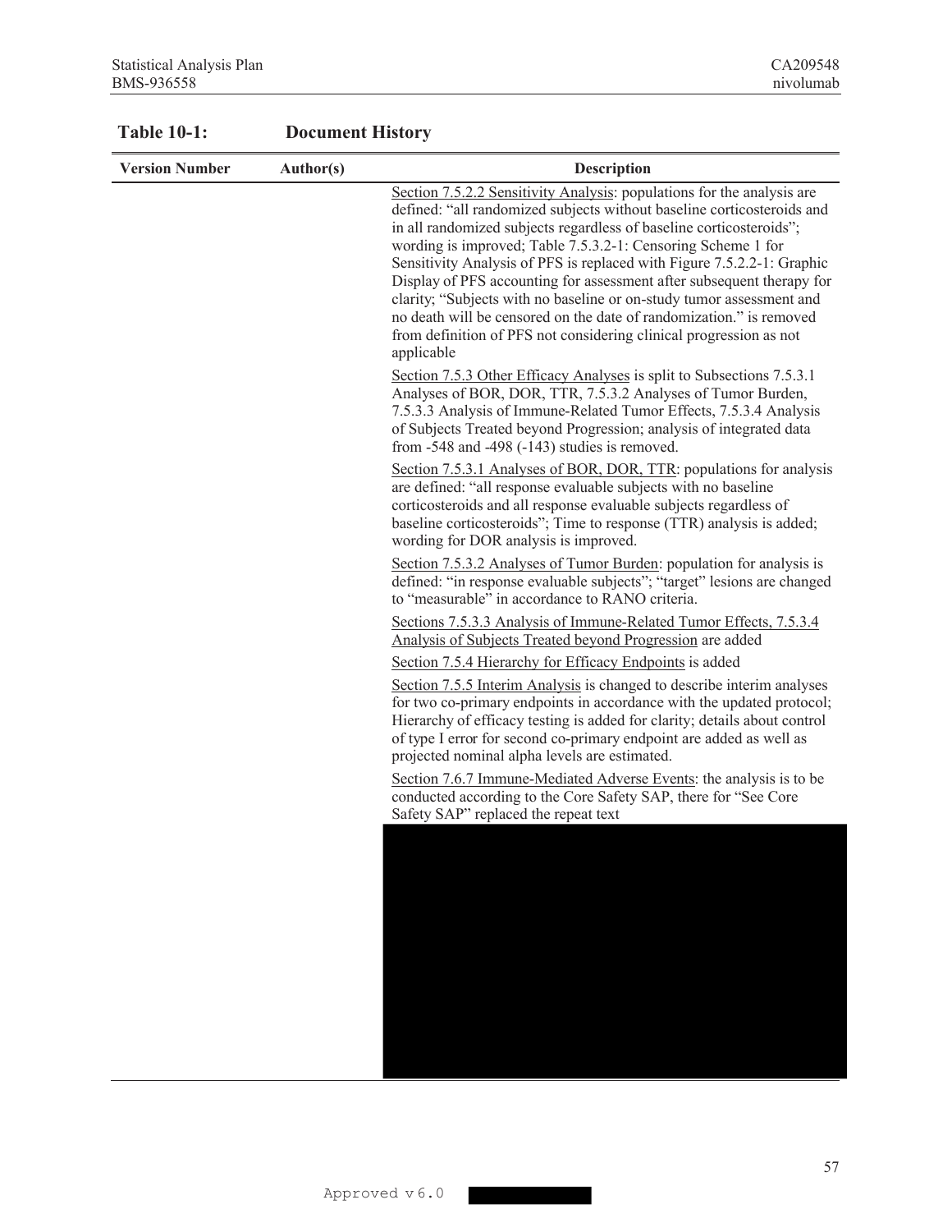**Table 10-1: Document History**

| Version Number | Author(s) | Description |
|---|---|---|
| | | Section 7.5.2.2 Sensitivity Analysis: populations for the analysis are defined: "all randomized subjects without baseline corticosteroids and in all randomized subjects regardless of baseline corticosteroids"; wording is improved; Table 7.5.3.2-1: Censoring Scheme 1 for Sensitivity Analysis of PFS is replaced with Figure 7.5.2.2-1: Graphic Display of PFS accounting for assessment after subsequent therapy for clarity; "Subjects with no baseline or on-study tumor assessment and no death will be censored on the date of randomization." is removed from definition of PFS not considering clinical progression as not applicable<br><br>Section 7.5.3 Other Efficacy Analyses is split to Subsections 7.5.3.1 Analyses of BOR, DOR, TTR, 7.5.3.2 Analyses of Tumor Burden, 7.5.3.3 Analysis of Immune-Related Tumor Effects, 7.5.3.4 Analysis of Subjects Treated beyond Progression; analysis of integrated data from -548 and -498 (-143) studies is removed.<br><br>Section 7.5.3.1 Analyses of BOR, DOR, TTR: populations for analysis are defined: "all response evaluable subjects with no baseline corticosteroids and all response evaluable subjects regardless of baseline corticosteroids"; Time to response (TTR) analysis is added; wording for DOR analysis is improved.<br><br>Section 7.5.3.2 Analyses of Tumor Burden: population for analysis is defined: "in response evaluable subjects"; "target" lesions are changed to "measurable" in accordance to RANO criteria.<br><br>Sections 7.5.3.3 Analysis of Immune-Related Tumor Effects, 7.5.3.4 Analysis of Subjects Treated beyond Progression are added<br><br>Section 7.5.4 Hierarchy for Efficacy Endpoints is added<br><br>Section 7.5.5 Interim Analysis is changed to describe interim analyses for two co-primary endpoints in accordance with the updated protocol; Hierarchy of efficacy testing is added for clarity; details about control of type I error for second co-primary endpoint are added as well as projected nominal alpha levels are estimated.<br><br>Section 7.6.7 Immune-Mediated Adverse Events: the analysis is to be conducted according to the Core Safety SAP, there for "See Core Safety SAP" replaced the repeat text |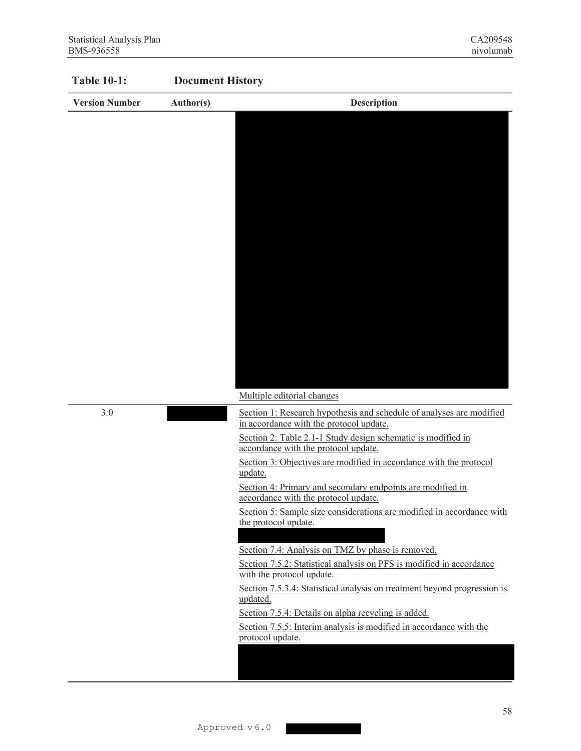**Table 10-1: Document History**

| Version Number | Author(s) | Description |
|---|---|---|
| | | Multiple editorial changes |
| 3.0 | | Section 1: Research hypothesis and schedule of analyses are modified in accordance with the protocol update.<br>Section 2: Table 2.1-1 Study design schematic is modified in accordance with the protocol update.<br>Section 3: Objectives are modified in accordance with the protocol update.<br>Section 4: Primary and secondary endpoints are modified in accordance with the protocol update.<br>Section 5: Sample size considerations are modified in accordance with the protocol update.<br>Section 7.4: Analysis on TMZ by phase is removed.<br>Section 7.5.2: Statistical analysis on PFS is modified in accordance with the protocol update.<br>Section 7.5.3.4: Statistical analysis on treatment beyond progression is updated.<br>Section 7.5.4: Details on alpha recycling is added.<br>Section 7.5.5: Interim analysis is modified in accordance with the protocol update. |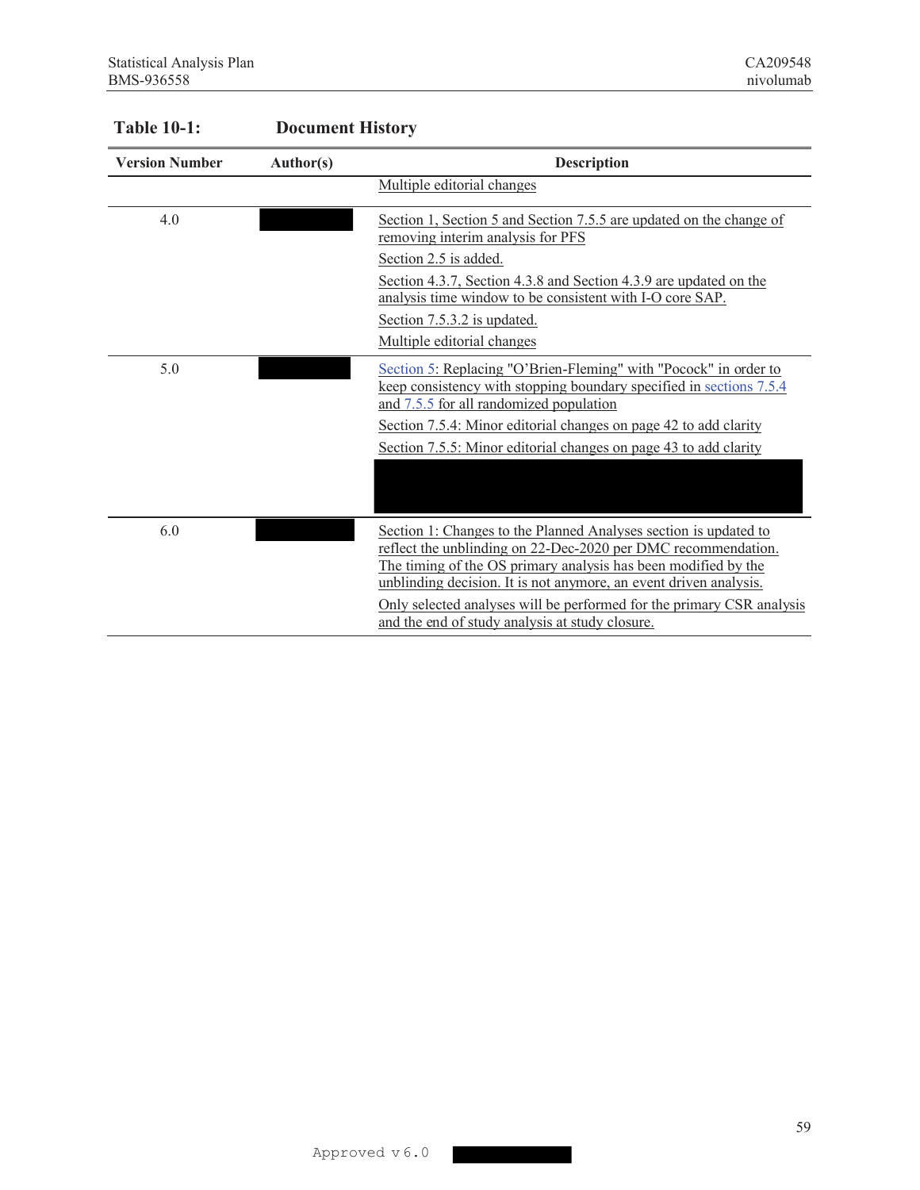**Table 10-1: Document History**

| Version Number | Author(s) | Description |
|---|---|---|
| | | Multiple editorial changes |
| 4.0 | | Section 1, Section 5 and Section 7.5.5 are updated on the change of removing interim analysis for PFS<br>Section 2.5 is added.<br>Section 4.3.7, Section 4.3.8 and Section 4.3.9 are updated on the analysis time window to be consistent with I-O core SAP.<br>Section 7.5.3.2 is updated.<br>Multiple editorial changes |
| 5.0 | | Section 5: Replacing "O'Brien-Fleming" with "Pocock" in order to keep consistency with stopping boundary specified in sections 7.5.4 and 7.5.5 for all randomized population<br>Section 7.5.4: Minor editorial changes on page 42 to add clarity<br>Section 7.5.5: Minor editorial changes on page 43 to add clarity |
| 6.0 | | Section 1: Changes to the Planned Analyses section is updated to reflect the unblinding on 22-Dec-2020 per DMC recommendation. The timing of the OS primary analysis has been modified by the unblinding decision. It is not anymore, an event driven analysis.<br>Only selected analyses will be performed for the primary CSR analysis and the end of study analysis at study closure. |